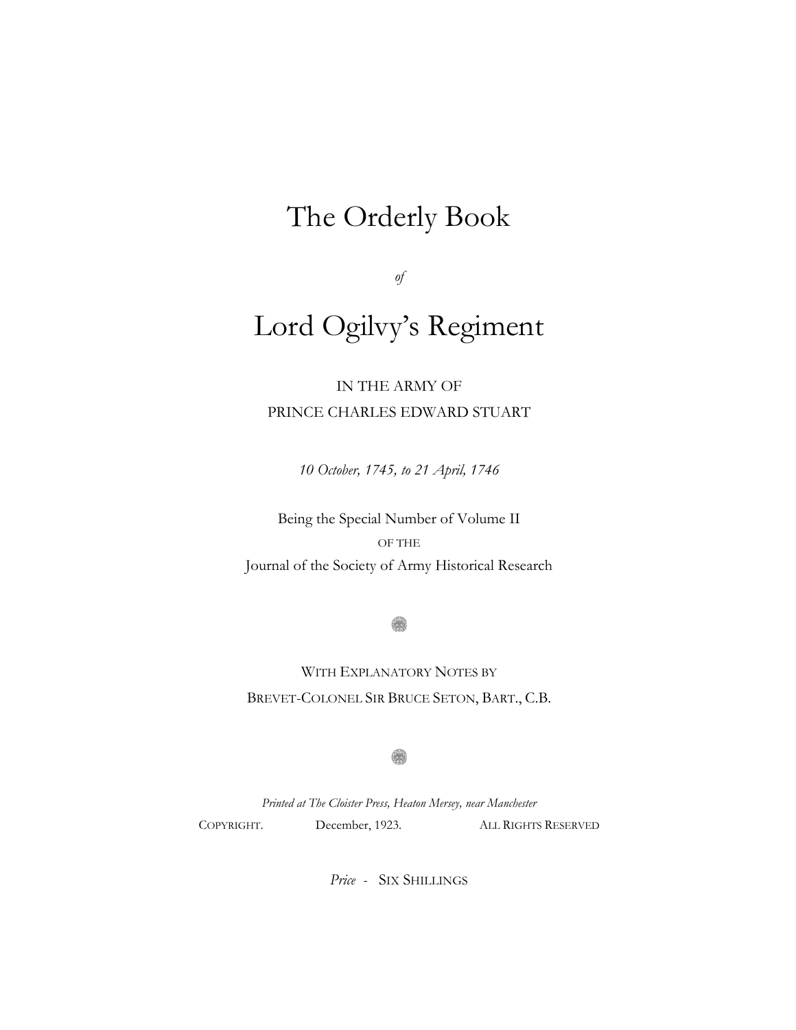# The Orderly Book

*of*

# Lord Ogilvy's Regiment

IN THE ARMY OF
PRINCE CHARLES EDWARD STUART

*10 October, 1745, to 21 April, 1746*

Being the Special Number of Volume II
OF THE
Journal of the Society of Army Historical Research

WITH EXPLANATORY NOTES BY
BREVET-COLONEL SIR BRUCE SETON, BART., C.B.

*Printed at The Cloister Press, Heaton Mersey, near Manchester*

COPYRIGHT. December, 1923. ALL RIGHTS RESERVED

*Price* - SIX SHILLINGS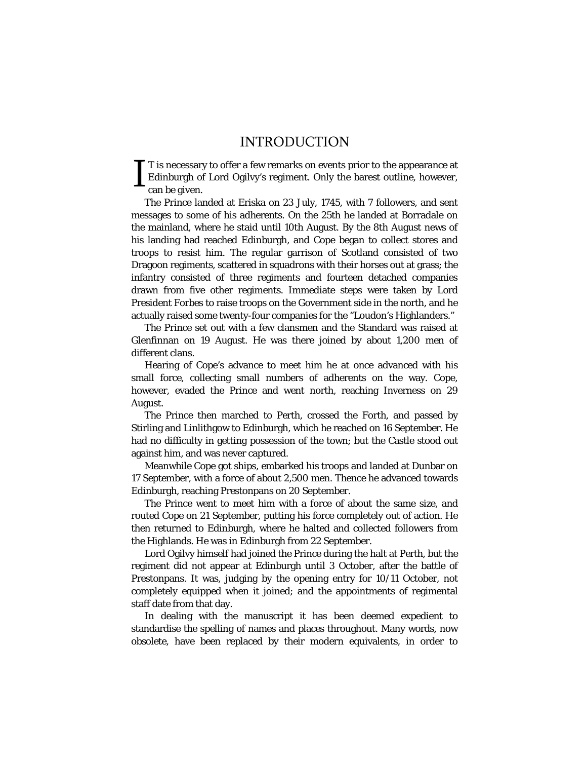# INTRODUCTION

IT is necessary to offer a few remarks on events prior to the appearance at Edinburgh of Lord Ogilvy's regiment. Only the barest outline, however, can be given.

The Prince landed at Eriska on 23 July, 1745, with 7 followers, and sent messages to some of his adherents. On the 25th he landed at Borradale on the mainland, where he staid until 10th August. By the 8th August news of his landing had reached Edinburgh, and Cope began to collect stores and troops to resist him. The regular garrison of Scotland consisted of two Dragoon regiments, scattered in squadrons with their horses out at grass; the infantry consisted of three regiments and fourteen detached companies drawn from five other regiments. Immediate steps were taken by Lord President Forbes to raise troops on the Government side in the north, and he actually raised some twenty-four companies for the "Loudon's Highlanders."

The Prince set out with a few clansmen and the Standard was raised at Glenfinnan on 19 August. He was there joined by about 1,200 men of different clans.

Hearing of Cope's advance to meet him he at once advanced with his small force, collecting small numbers of adherents on the way. Cope, however, evaded the Prince and went north, reaching Inverness on 29 August.

The Prince then marched to Perth, crossed the Forth, and passed by Stirling and Linlithgow to Edinburgh, which he reached on 16 September. He had no difficulty in getting possession of the town; but the Castle stood out against him, and was never captured.

Meanwhile Cope got ships, embarked his troops and landed at Dunbar on 17 September, with a force of about 2,500 men. Thence he advanced towards Edinburgh, reaching Prestonpans on 20 September.

The Prince went to meet him with a force of about the same size, and routed Cope on 21 September, putting his force completely out of action. He then returned to Edinburgh, where he halted and collected followers from the Highlands. He was in Edinburgh from 22 September.

Lord Ogilvy himself had joined the Prince during the halt at Perth, but the regiment did not appear at Edinburgh until 3 October, after the battle of Prestonpans. It was, judging by the opening entry for 10/11 October, not completely equipped when it joined; and the appointments of regimental staff date from that day.

In dealing with the manuscript it has been deemed expedient to standardise the spelling of names and places throughout. Many words, now obsolete, have been replaced by their modern equivalents, in order to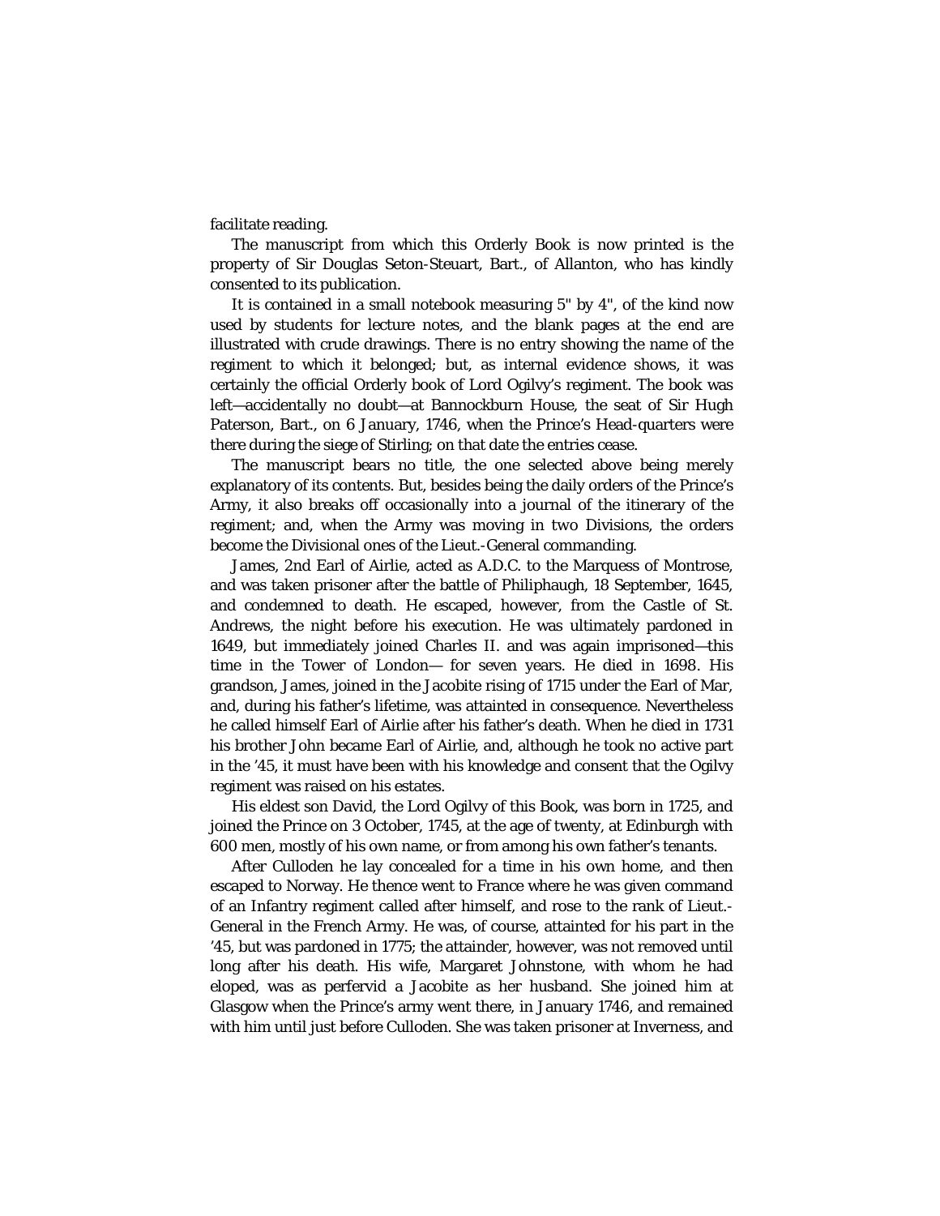facilitate reading.

The manuscript from which this Orderly Book is now printed is the property of Sir Douglas Seton-Steuart, Bart., of Allanton, who has kindly consented to its publication.

It is contained in a small notebook measuring 5" by 4", of the kind now used by students for lecture notes, and the blank pages at the end are illustrated with crude drawings. There is no entry showing the name of the regiment to which it belonged; but, as internal evidence shows, it was certainly the official Orderly book of Lord Ogilvy's regiment. The book was left—accidentally no doubt—at Bannockburn House, the seat of Sir Hugh Paterson, Bart., on 6 January, 1746, when the Prince's Head-quarters were there during the siege of Stirling; on that date the entries cease.

The manuscript bears no title, the one selected above being merely explanatory of its contents. But, besides being the daily orders of the Prince's Army, it also breaks off occasionally into a journal of the itinerary of the regiment; and, when the Army was moving in two Divisions, the orders become the Divisional ones of the Lieut.-General commanding.

James, 2nd Earl of Airlie, acted as A.D.C. to the Marquess of Montrose, and was taken prisoner after the battle of Philiphaugh, 18 September, 1645, and condemned to death. He escaped, however, from the Castle of St. Andrews, the night before his execution. He was ultimately pardoned in 1649, but immediately joined Charles II. and was again imprisoned—this time in the Tower of London— for seven years. He died in 1698. His grandson, James, joined in the Jacobite rising of 1715 under the Earl of Mar, and, during his father's lifetime, was attainted in consequence. Nevertheless he called himself Earl of Airlie after his father's death. When he died in 1731 his brother John became Earl of Airlie, and, although he took no active part in the '45, it must have been with his knowledge and consent that the Ogilvy regiment was raised on his estates.

His eldest son David, the Lord Ogilvy of this Book, was born in 1725, and joined the Prince on 3 October, 1745, at the age of twenty, at Edinburgh with 600 men, mostly of his own name, or from among his own father's tenants.

After Culloden he lay concealed for a time in his own home, and then escaped to Norway. He thence went to France where he was given command of an Infantry regiment called after himself, and rose to the rank of Lieut.-General in the French Army. He was, of course, attainted for his part in the '45, but was pardoned in 1775; the attainder, however, was not removed until long after his death. His wife, Margaret Johnstone, with whom he had eloped, was as perfervid a Jacobite as her husband. She joined him at Glasgow when the Prince's army went there, in January 1746, and remained with him until just before Culloden. She was taken prisoner at Inverness, and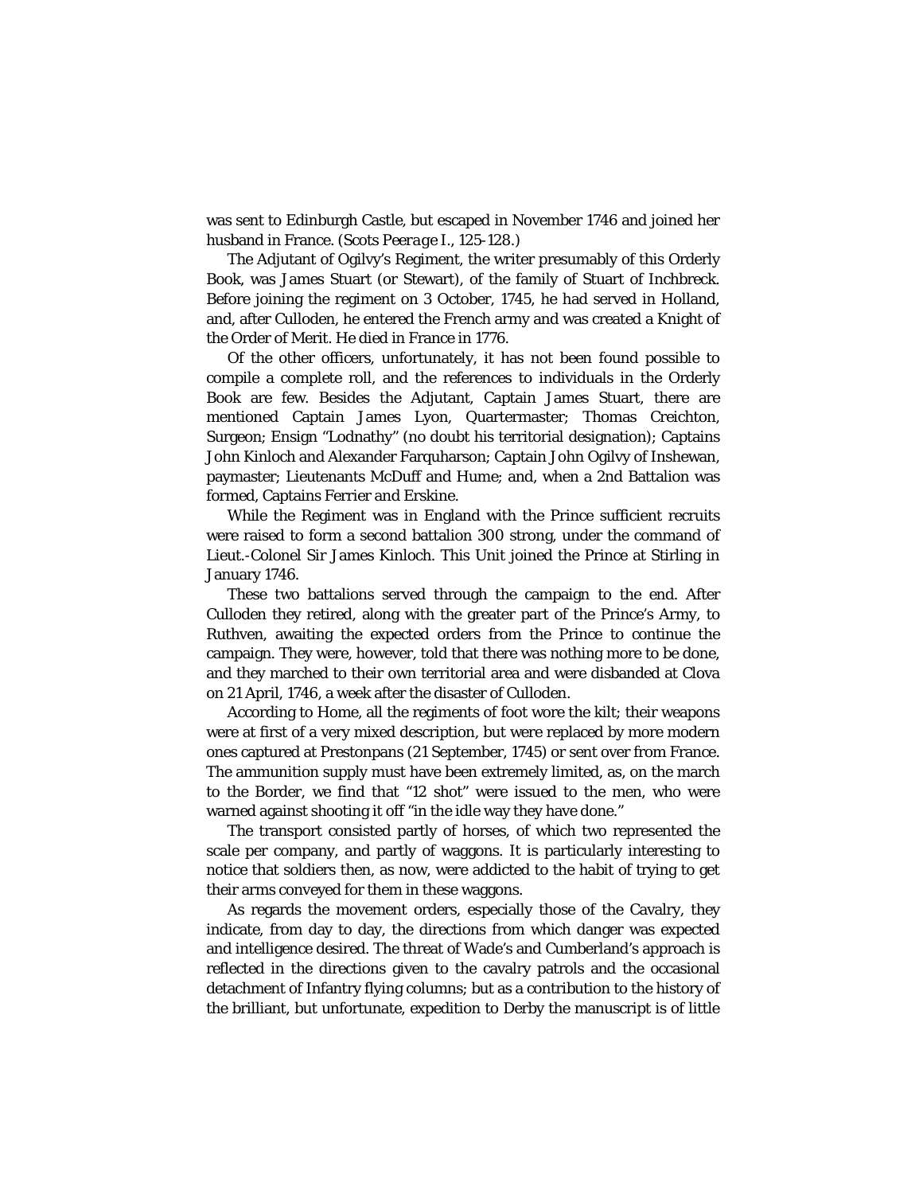was sent to Edinburgh Castle, but escaped in November 1746 and joined her husband in France. (*Scots Peerage* I., 125-128.)

The Adjutant of Ogilvy's Regiment, the writer presumably of this Orderly Book, was James Stuart (or Stewart), of the family of Stuart of Inchbreck. Before joining the regiment on 3 October, 1745, he had served in Holland, and, after Culloden, he entered the French army and was created a Knight of the Order of Merit. He died in France in 1776.

Of the other officers, unfortunately, it has not been found possible to compile a complete roll, and the references to individuals in the Orderly Book are few. Besides the Adjutant, Captain James Stuart, there are mentioned Captain James Lyon, Quartermaster; Thomas Creichton, Surgeon; Ensign "Lodnathy" (no doubt his territorial designation); Captains John Kinloch and Alexander Farquharson; Captain John Ogilvy of Inshewan, paymaster; Lieutenants McDuff and Hume; and, when a 2nd Battalion was formed, Captains Ferrier and Erskine.

While the Regiment was in England with the Prince sufficient recruits were raised to form a second battalion 300 strong, under the command of Lieut.-Colonel Sir James Kinloch. This Unit joined the Prince at Stirling in January 1746.

These two battalions served through the campaign to the end. After Culloden they retired, along with the greater part of the Prince's Army, to Ruthven, awaiting the expected orders from the Prince to continue the campaign. They were, however, told that there was nothing more to be done, and they marched to their own territorial area and were disbanded at Clova on 21 April, 1746, a week after the disaster of Culloden.

According to Home, all the regiments of foot wore the kilt; their weapons were at first of a very mixed description, but were replaced by more modern ones captured at Prestonpans (21 September, 1745) or sent over from France. The ammunition supply must have been extremely limited, as, on the march to the Border, we find that "12 shot" were issued to the men, who were warned against shooting it off "in the idle way they have done."

The transport consisted partly of horses, of which two represented the scale per company, and partly of waggons. It is particularly interesting to notice that soldiers then, as now, were addicted to the habit of trying to get their arms conveyed for them in these waggons.

As regards the movement orders, especially those of the Cavalry, they indicate, from day to day, the directions from which danger was expected and intelligence desired. The threat of Wade's and Cumberland's approach is reflected in the directions given to the cavalry patrols and the occasional detachment of Infantry flying columns; but as a contribution to the history of the brilliant, but unfortunate, expedition to Derby the manuscript is of little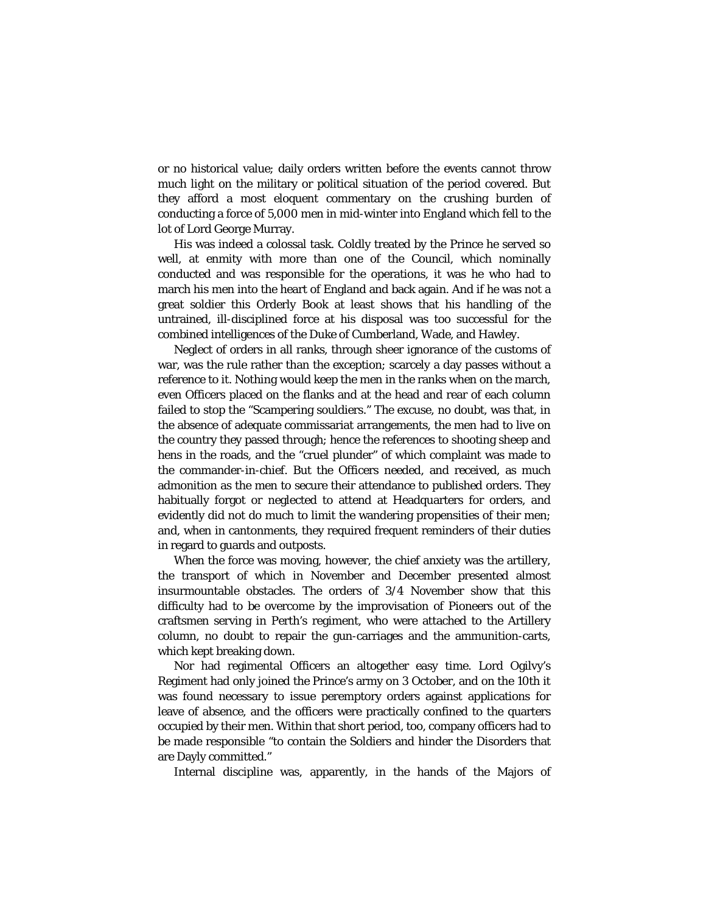or no historical value; daily orders written before the events cannot throw much light on the military or political situation of the period covered. But they afford a most eloquent commentary on the crushing burden of conducting a force of 5,000 men in mid-winter into England which fell to the lot of Lord George Murray.

His was indeed a colossal task. Coldly treated by the Prince he served so well, at enmity with more than one of the Council, which nominally conducted and was responsible for the operations, it was he who had to march his men into the heart of England and back again. And if he was not a great soldier this Orderly Book at least shows that his handling of the untrained, ill-disciplined force at his disposal was too successful for the combined intelligences of the Duke of Cumberland, Wade, and Hawley.

Neglect of orders in all ranks, through sheer ignorance of the customs of war, was the rule rather than the exception; scarcely a day passes without a reference to it. Nothing would keep the men in the ranks when on the march, even Officers placed on the flanks and at the head and rear of each column failed to stop the "Scampering souldiers." The excuse, no doubt, was that, in the absence of adequate commissariat arrangements, the men had to live on the country they passed through; hence the references to shooting sheep and hens in the roads, and the "cruel plunder" of which complaint was made to the commander-in-chief. But the Officers needed, and received, as much admonition as the men to secure their attendance to published orders. They habitually forgot or neglected to attend at Headquarters for orders, and evidently did not do much to limit the wandering propensities of their men; and, when in cantonments, they required frequent reminders of their duties in regard to guards and outposts.

When the force was moving, however, the chief anxiety was the artillery, the transport of which in November and December presented almost insurmountable obstacles. The orders of 3/4 November show that this difficulty had to be overcome by the improvisation of Pioneers out of the craftsmen serving in Perth's regiment, who were attached to the Artillery column, no doubt to repair the gun-carriages and the ammunition-carts, which kept breaking down.

Nor had regimental Officers an altogether easy time. Lord Ogilvy's Regiment had only joined the Prince's army on 3 October, and on the 10th it was found necessary to issue peremptory orders against applications for leave of absence, and the officers were practically confined to the quarters occupied by their men. Within that short period, too, company officers had to be made responsible "to contain the Soldiers and hinder the Disorders that are Dayly committed."

Internal discipline was, apparently, in the hands of the Majors of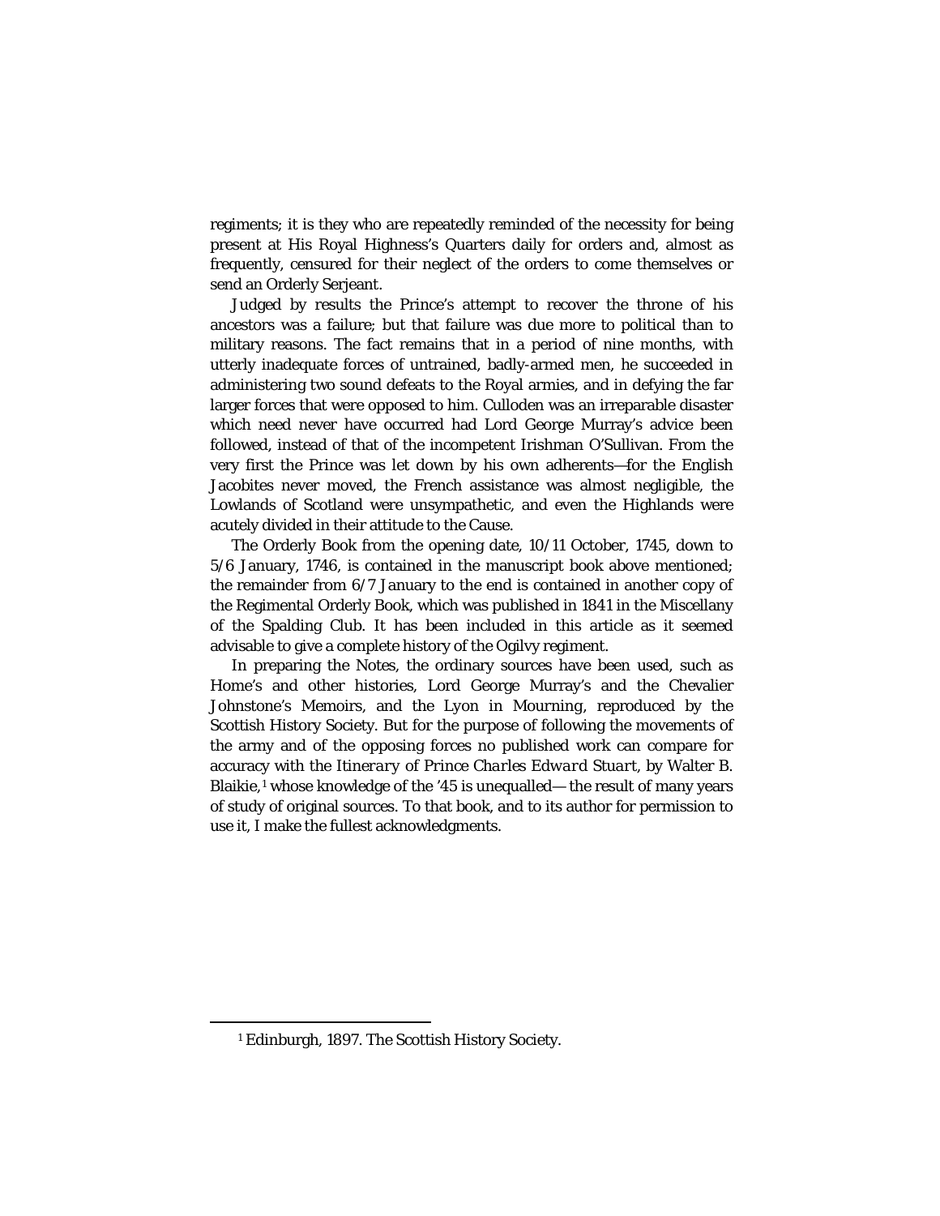regiments; it is they who are repeatedly reminded of the necessity for being present at His Royal Highness's Quarters daily for orders and, almost as frequently, censured for their neglect of the orders to come themselves or send an Orderly Serjeant.

Judged by results the Prince's attempt to recover the throne of his ancestors was a failure; but that failure was due more to political than to military reasons. The fact remains that in a period of nine months, with utterly inadequate forces of untrained, badly-armed men, he succeeded in administering two sound defeats to the Royal armies, and in defying the far larger forces that were opposed to him. Culloden was an irreparable disaster which need never have occurred had Lord George Murray's advice been followed, instead of that of the incompetent Irishman O'Sullivan. From the very first the Prince was let down by his own adherents—for the English Jacobites never moved, the French assistance was almost negligible, the Lowlands of Scotland were unsympathetic, and even the Highlands were acutely divided in their attitude to the Cause.

The Orderly Book from the opening date, 10/11 October, 1745, down to 5/6 January, 1746, is contained in the manuscript book above mentioned; the remainder from 6/7 January to the end is contained in another copy of the Regimental Orderly Book, which was published in 1841 in the Miscellany of the Spalding Club. It has been included in this article as it seemed advisable to give a complete history of the Ogilvy regiment.

In preparing the Notes, the ordinary sources have been used, such as Home's and other histories, Lord George Murray's and the Chevalier Johnstone's Memoirs, and the *Lyon in Mourning*, reproduced by the Scottish History Society. But for the purpose of following the movements of the army and of the opposing forces no published work can compare for accuracy with the *Itinerary of Prince Charles Edward Stuart*, by Walter B. Blaikie,[1] whose knowledge of the '45 is unequalled— the result of many years of study of original sources. To that book, and to its author for permission to use it, I make the fullest acknowledgments.

[1] Edinburgh, 1897. The Scottish History Society.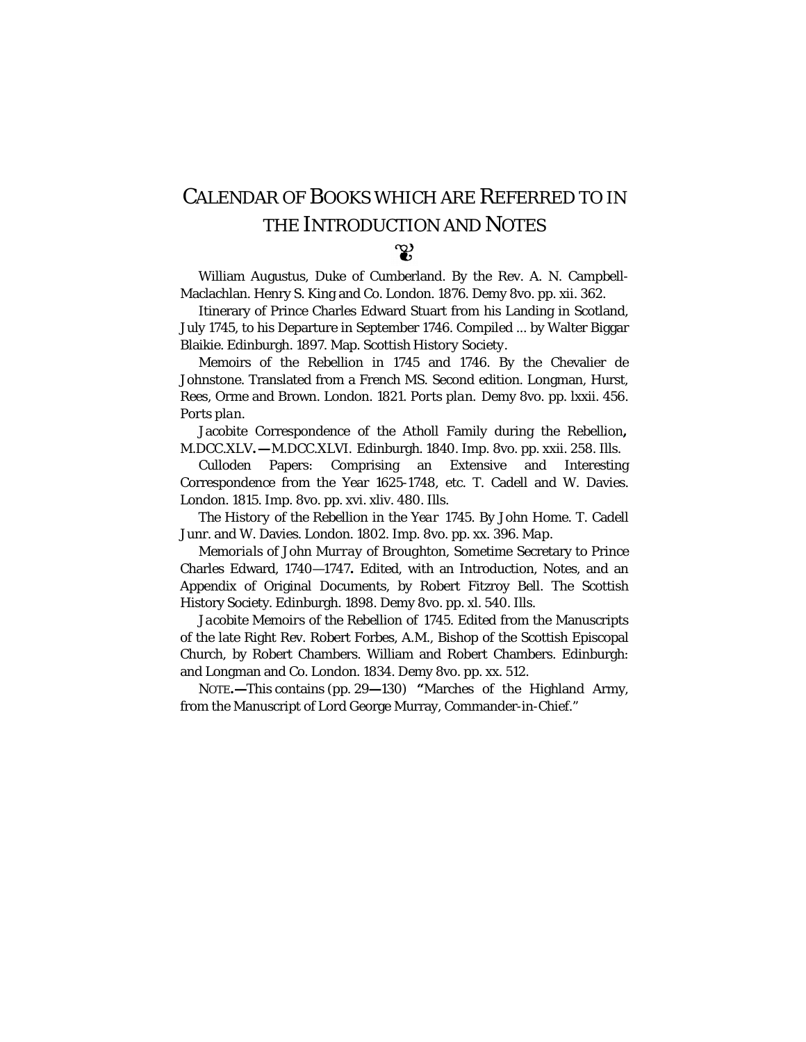# CALENDAR OF BOOKS WHICH ARE REFERRED TO IN THE INTRODUCTION AND NOTES

❦

William Augustus, Duke of Cumberland. By the Rev. A. N. Campbell-Maclachlan. Henry S. King and Co. London. 1876. Demy 8vo. pp. xii. 362.

Itinerary of Prince Charles Edward Stuart from his Landing in Scotland, July 1745, to his Departure in September 1746. Compiled ... by Walter Biggar Blaikie. Edinburgh. 1897. Map. Scottish History Society.

Memoirs of the Rebellion in 1745 and 1746. By the Chevalier de Johnstone. Translated from a French MS. Second edition. Longman, Hurst, Rees, Orme and Brown. London. 1821. Ports plan. Demy 8vo. pp. lxxii. 456. Ports plan.

Jacobite Correspondence of the Atholl Family during the Rebellion**,** M.DCC.XLV**.—**M.DCC.XLVI. Edinburgh. 1840. Imp. 8vo. pp. xxii. 258. Ills.

Culloden Papers: Comprising an Extensive and Interesting Correspondence from the Year 1625-1748, etc. T. Cadell and W. Davies. London. 1815. Imp. 8vo. pp. xvi. xliv. 480. Ills.

The History of the Rebellion in the Year 1745. By John Home. T. Cadell Junr. and W. Davies. London. 1802. Imp. 8vo. pp. xx. 396. Map.

Memorials of John Murray of Broughton, Sometime Secretary to Prince Charles Edward, 1740—1747**.** Edited, with an Introduction, Notes, and an Appendix of Original Documents, by Robert Fitzroy Bell. The Scottish History Society. Edinburgh. 1898. Demy 8vo. pp. xl. 540. Ills.

Jacobite Memoirs of the Rebellion of 1745. Edited from the Manuscripts of the late Right Rev. Robert Forbes, A.M., Bishop of the Scottish Episcopal Church, by Robert Chambers. William and Robert Chambers. Edinburgh: and Longman and Co. London. 1834. Demy 8vo. pp. xx. 512.

NOTE**.—**This contains (pp. 29**—**130) **"**Marches of the Highland Army, from the Manuscript of Lord George Murray, Commander-in-Chief."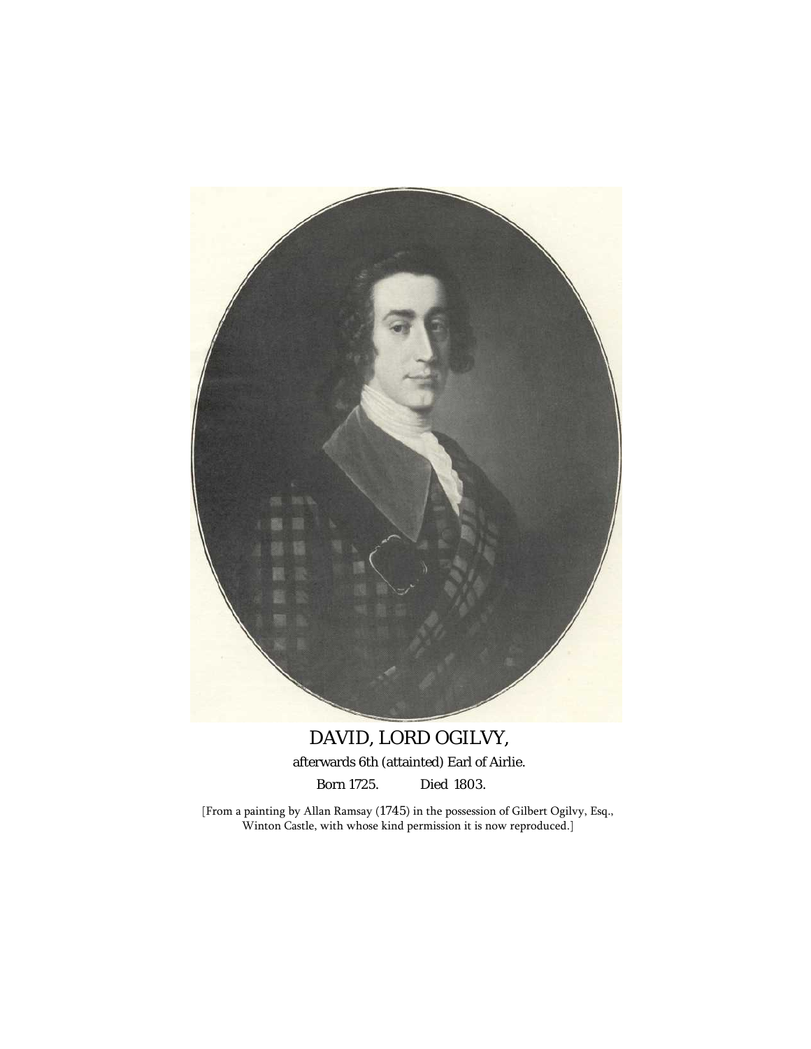DAVID, LORD OGILVY,

afterwards 6th (attainted) Earl of Airlie.

Born 1725. Died 1803.

[From a painting by Allan Ramsay (1745) in the possession of Gilbert Ogilvy, Esq., Winton Castle, with whose kind permission it is now reproduced.]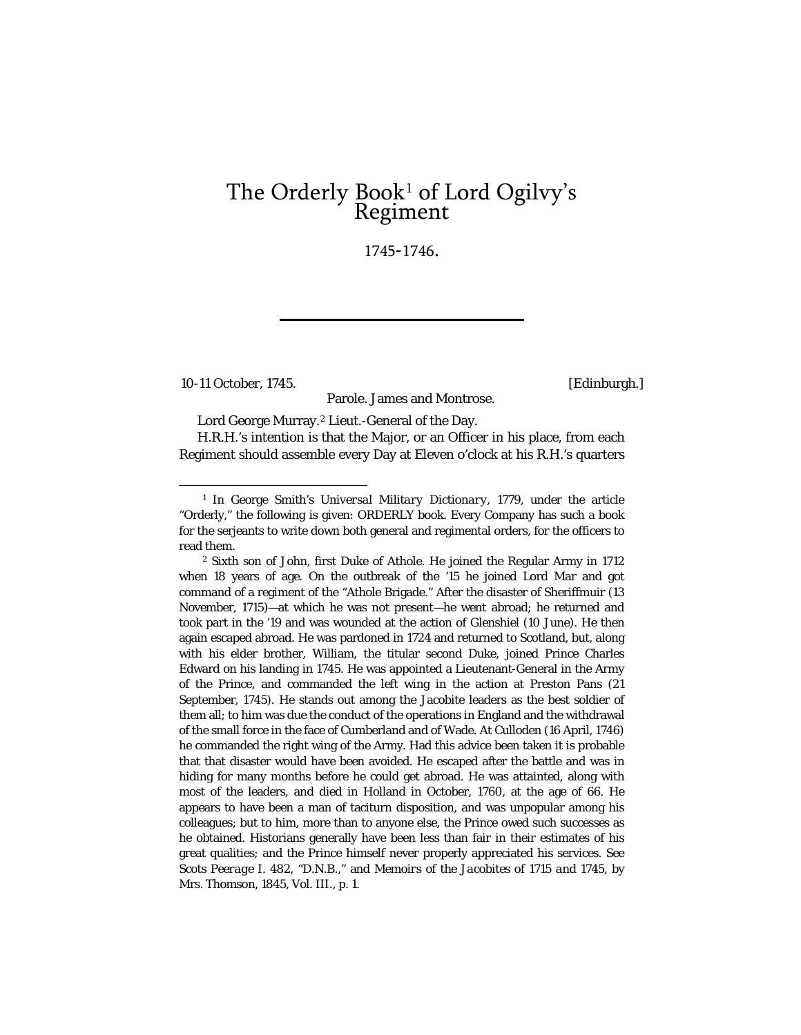# The Orderly Book[1] of Lord Ogilvy's Regiment

1745-1746.

---

10-11 October, 1745. [Edinburgh.]

Parole. James and Montrose.

Lord George Murray.[2] Lieut.-General of the Day.

H.R.H.'s intention is that the Major, or an Officer in his place, from each Regiment should assemble every Day at Eleven o'clock at his R.H.'s quarters

---

[1] In George Smith's *Universal Military Dictionary*, 1779, under the article "Orderly," the following is given: ORDERLY book. Every Company has such a book for the serjeants to write down both general and regimental orders, for the officers to read them.

[2] Sixth son of John, first Duke of Athole. He joined the Regular Army in 1712 when 18 years of age. On the outbreak of the '15 he joined Lord Mar and got command of a regiment of the "Athole Brigade." After the disaster of Sheriffmuir (13 November, 1715)—at which he was not present—he went abroad; he returned and took part in the '19 and was wounded at the action of Glenshiel (10 June). He then again escaped abroad. He was pardoned in 1724 and returned to Scotland, but, along with his elder brother, William, the titular second Duke, joined Prince Charles Edward on his landing in 1745. He was appointed a Lieutenant-General in the Army of the Prince, and commanded the left wing in the action at Preston Pans (21 September, 1745). He stands out among the Jacobite leaders as the best soldier of them all; to him was due the conduct of the operations in England and the withdrawal of the small force in the face of Cumberland and of Wade. At Culloden (16 April, 1746) he commanded the right wing of the Army. Had this advice been taken it is probable that that disaster would have been avoided. He escaped after the battle and was in hiding for many months before he could get abroad. He was attainted, along with most of the leaders, and died in Holland in October, 1760, at the age of 66. He appears to have been a man of taciturn disposition, and was unpopular among his colleagues; but to him, more than to anyone else, the Prince owed such successes as he obtained. Historians generally have been less than fair in their estimates of his great qualities; and the Prince himself never properly appreciated his services. See *Scots Peerage* I. 482, "D.N.B.," and *Memoirs of the Jacobites of 1715 and 1745*, by Mrs. Thomson, 1845, Vol. III., p. 1.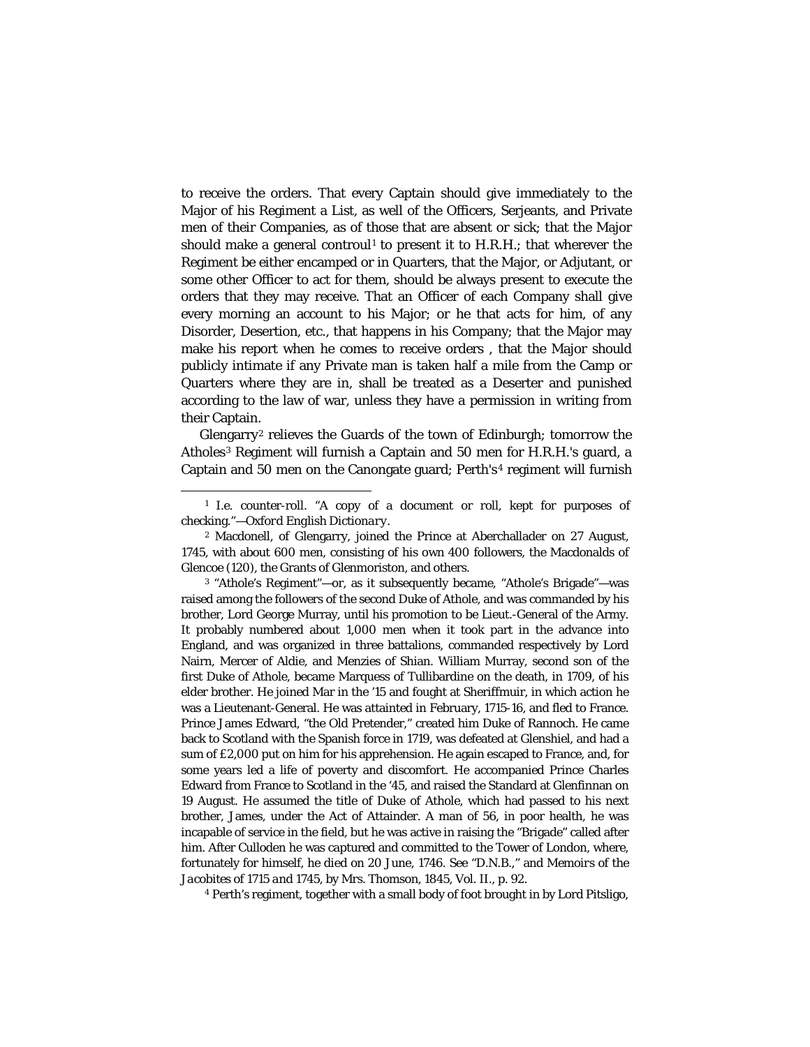to receive the orders. That every Captain should give immediately to the Major of his Regiment a List, as well of the Officers, Serjeants, and Private men of their Companies, as of those that are absent or sick; that the Major should make a general controul[1] to present it to H.R.H.; that wherever the Regiment be either encamped or in Quarters, that the Major, or Adjutant, or some other Officer to act for them, should be always present to execute the orders that they may receive. That an Officer of each Company shall give every morning an account to his Major; or he that acts for him, of any Disorder, Desertion, etc., that happens in his Company; that the Major may make his report when he comes to receive orders , that the Major should publicly intimate if any Private man is taken half a mile from the Camp or Quarters where they are in, shall be treated as a Deserter and punished according to the law of war, unless they have a permission in writing from their Captain.

Glengarry[2] relieves the Guards of the town of Edinburgh; tomorrow the Atholes[3] Regiment will furnish a Captain and 50 men for H.R.H.'s guard, a Captain and 50 men on the Canongate guard; Perth's[4] regiment will furnish

---

[1] I.e. counter-roll. "A copy of a document or roll, kept for purposes of checking."—*Oxford English Dictionary*.

[2] Macdonell, of Glengarry, joined the Prince at Aberchallader on 27 August, 1745, with about 600 men, consisting of his own 400 followers, the Macdonalds of Glencoe (120), the Grants of Glenmoriston, and others.

[3] "Athole's Regiment"—or, as it subsequently became, "Athole's Brigade"—was raised among the followers of the second Duke of Athole, and was commanded by his brother, Lord George Murray, until his promotion to be Lieut.-General of the Army. It probably numbered about 1,000 men when it took part in the advance into England, and was organized in three battalions, commanded respectively by Lord Nairn, Mercer of Aldie, and Menzies of Shian. William Murray, second son of the first Duke of Athole, became Marquess of Tullibardine on the death, in 1709, of his elder brother. He joined Mar in the '15 and fought at Sheriffmuir, in which action he was a Lieutenant-General. He was attainted in February, 1715-16, and fled to France. Prince James Edward, "the Old Pretender," created him Duke of Rannoch. He came back to Scotland with the Spanish force in 1719, was defeated at Glenshiel, and had a sum of £2,000 put on him for his apprehension. He again escaped to France, and, for some years led a life of poverty and discomfort. He accompanied Prince Charles Edward from France to Scotland in the '45, and raised the Standard at Glenfinnan on 19 August. He assumed the title of Duke of Athole, which had passed to his next brother, James, under the Act of Attainder. A man of 56, in poor health, he was incapable of service in the field, but he was active in raising the "Brigade" called after him. After Culloden he was captured and committed to the Tower of London, where, fortunately for himself, he died on 20 June, 1746. See "D.N.B.," and *Memoirs of the Jacobites of 1715 and 1745*, by Mrs. Thomson, 1845, Vol. II., p. 92.

[4] Perth's regiment, together with a small body of foot brought in by Lord Pitsligo,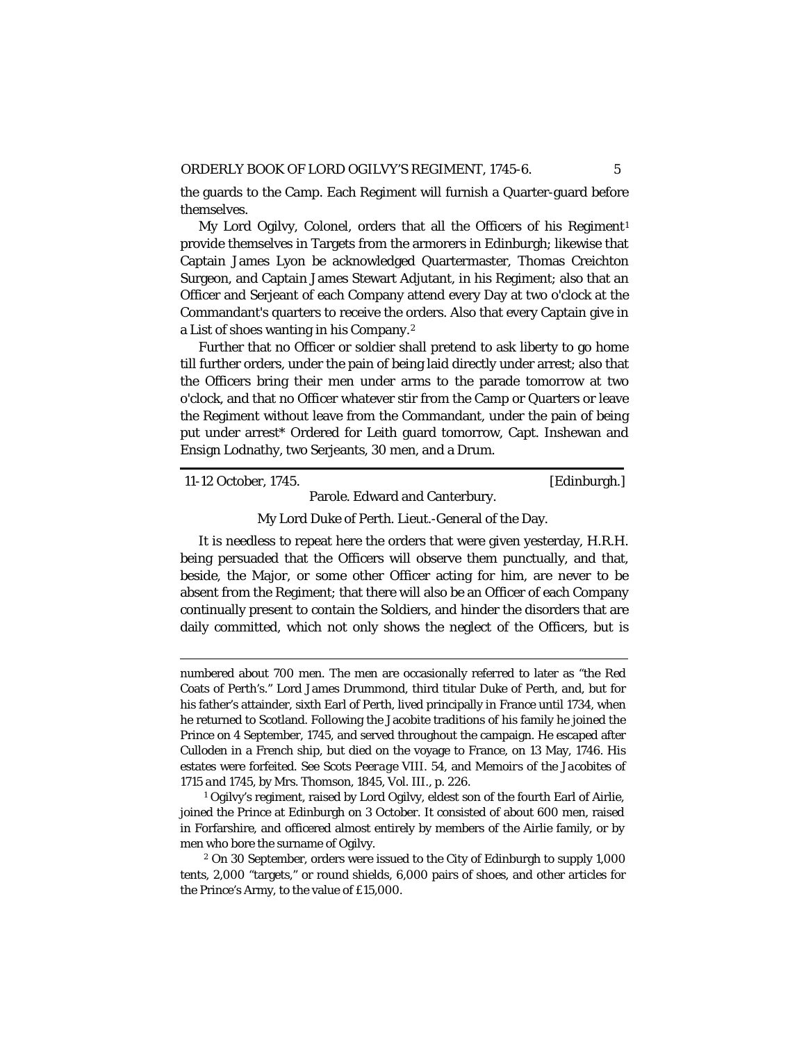the guards to the Camp. Each Regiment will furnish a Quarter-guard before themselves.

My Lord Ogilvy, Colonel, orders that all the Officers of his Regiment[1] provide themselves in Targets from the armorers in Edinburgh; likewise that Captain James Lyon be acknowledged Quartermaster, Thomas Creichton Surgeon, and Captain James Stewart Adjutant, in his Regiment; also that an Officer and Serjeant of each Company attend every Day at two o'clock at the Commandant's quarters to receive the orders. Also that every Captain give in a List of shoes wanting in his Company.[2]

Further that no Officer or soldier shall pretend to ask liberty to go home till further orders, under the pain of being laid directly under arrest; also that the Officers bring their men under arms to the parade tomorrow at two o'clock, and that no Officer whatever stir from the Camp or Quarters or leave the Regiment without leave from the Commandant, under the pain of being put under arrest* Ordered for Leith guard tomorrow, Capt. Inshewan and Ensign Lodnathy, two Serjeants, 30 men, and a Drum.

---

11-12 October, 1745. [Edinburgh.]

Parole. Edward and Canterbury.

My Lord Duke of Perth. Lieut.-General of the Day.

It is needless to repeat here the orders that were given yesterday, H.R.H. being persuaded that the Officers will observe them punctually, and that, beside, the Major, or some other Officer acting for him, are never to be absent from the Regiment; that there will also be an Officer of each Company continually present to contain the Soldiers, and hinder the disorders that are daily committed, which not only shows the neglect of the Officers, but is

---

numbered about 700 men. The men are occasionally referred to later as "the Red Coats of Perth's." Lord James Drummond, third titular Duke of Perth, and, but for his father's attainder, sixth Earl of Perth, lived principally in France until 1734, when he returned to Scotland. Following the Jacobite traditions of his family he joined the Prince on 4 September, 1745, and served throughout the campaign. He escaped after Culloden in a French ship, but died on the voyage to France, on 13 May, 1746. His estates were forfeited. See *Scots Peerage* VIII. 54, and *Memoirs of the Jacobites of 1715 and 1745*, by Mrs. Thomson, 1845, Vol. III., p. 226.

[1] Ogilvy's regiment, raised by Lord Ogilvy, eldest son of the fourth Earl of Airlie, joined the Prince at Edinburgh on 3 October. It consisted of about 600 men, raised in Forfarshire, and officered almost entirely by members of the Airlie family, or by men who bore the surname of Ogilvy.

[2] On 30 September, orders were issued to the City of Edinburgh to supply 1,000 tents, 2,000 "targets," or round shields, 6,000 pairs of shoes, and other articles for the Prince's Army, to the value of £15,000.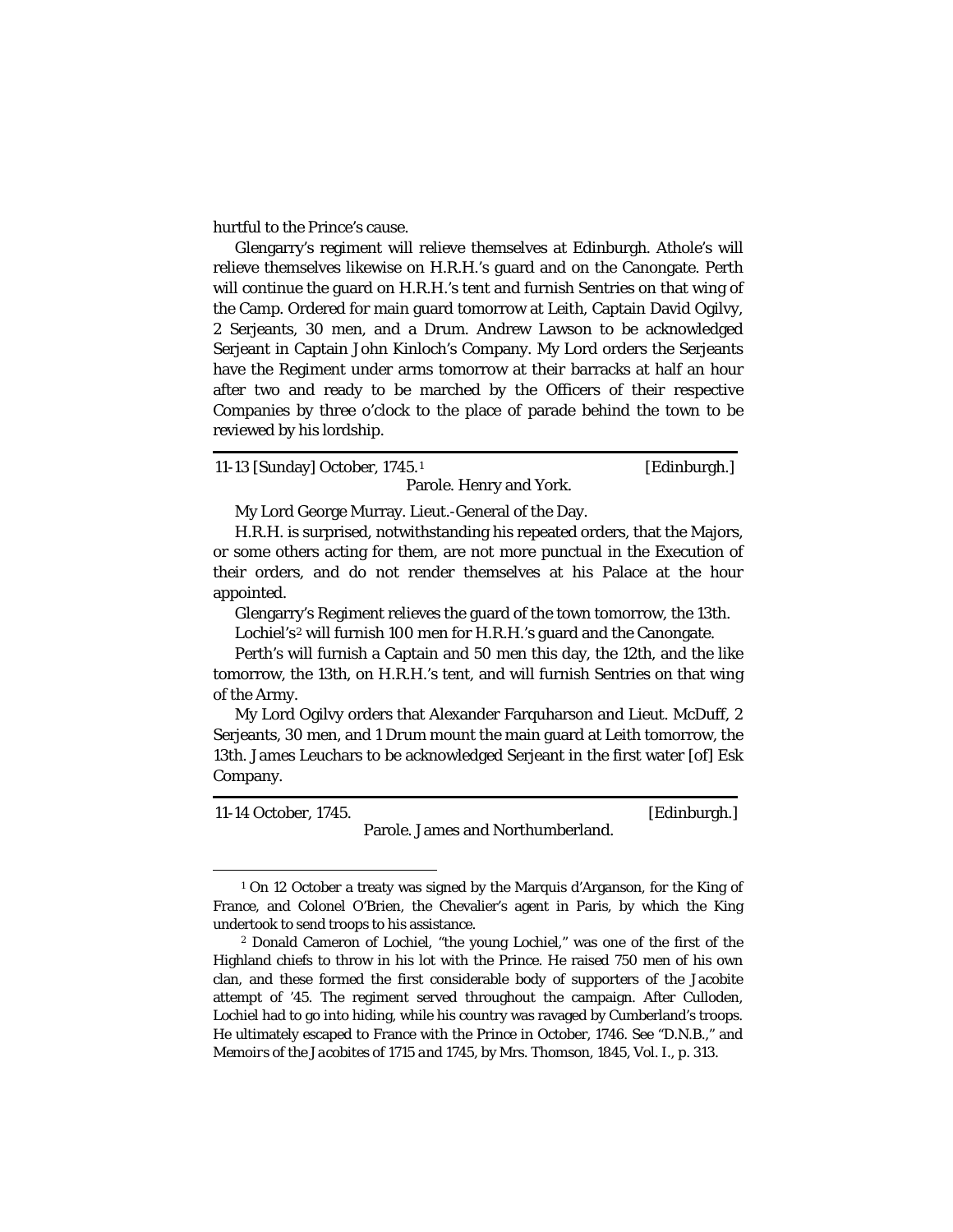hurtful to the Prince's cause.

Glengarry's regiment will relieve themselves at Edinburgh. Athole's will relieve themselves likewise on H.R.H.'s guard and on the Canongate. Perth will continue the guard on H.R.H.'s tent and furnish Sentries on that wing of the Camp. Ordered for main guard tomorrow at Leith, Captain David Ogilvy, 2 Serjeants, 30 men, and a Drum. Andrew Lawson to be acknowledged Serjeant in Captain John Kinloch's Company. My Lord orders the Serjeants have the Regiment under arms tomorrow at their barracks at half an hour after two and ready to be marched by the Officers of their respective Companies by three o'clock to the place of parade behind the town to be reviewed by his lordship.

---

11-13 [Sunday] October, 1745.[1] [Edinburgh.]

Parole. Henry and York.

My Lord George Murray. Lieut.-General of the Day.

H.R.H. is surprised, notwithstanding his repeated orders, that the Majors, or some others acting for them, are not more punctual in the Execution of their orders, and do not render themselves at his Palace at the hour appointed.

Glengarry's Regiment relieves the guard of the town tomorrow, the 13th.

Lochiel's[2] will furnish 100 men for H.R.H.'s guard and the Canongate.

Perth's will furnish a Captain and 50 men this day, the 12th, and the like tomorrow, the 13th, on H.R.H.'s tent, and will furnish Sentries on that wing of the Army.

My Lord Ogilvy orders that Alexander Farquharson and Lieut. McDuff, 2 Serjeants, 30 men, and 1 Drum mount the main guard at Leith tomorrow, the 13th. James Leuchars to be acknowledged Serjeant in the first water [of] Esk Company.

---

11-14 October, 1745. [Edinburgh.]

Parole. James and Northumberland.

---

[1] On 12 October a treaty was signed by the Marquis d'Arganson, for the King of France, and Colonel O'Brien, the Chevalier's agent in Paris, by which the King undertook to send troops to his assistance.

[2] Donald Cameron of Lochiel, "the young Lochiel," was one of the first of the Highland chiefs to throw in his lot with the Prince. He raised 750 men of his own clan, and these formed the first considerable body of supporters of the Jacobite attempt of '45. The regiment served throughout the campaign. After Culloden, Lochiel had to go into hiding, while his country was ravaged by Cumberland's troops. He ultimately escaped to France with the Prince in October, 1746. See "D.N.B.," and *Memoirs of the Jacobites of 1715 and 1745*, by Mrs. Thomson, 1845, Vol. I., p. 313.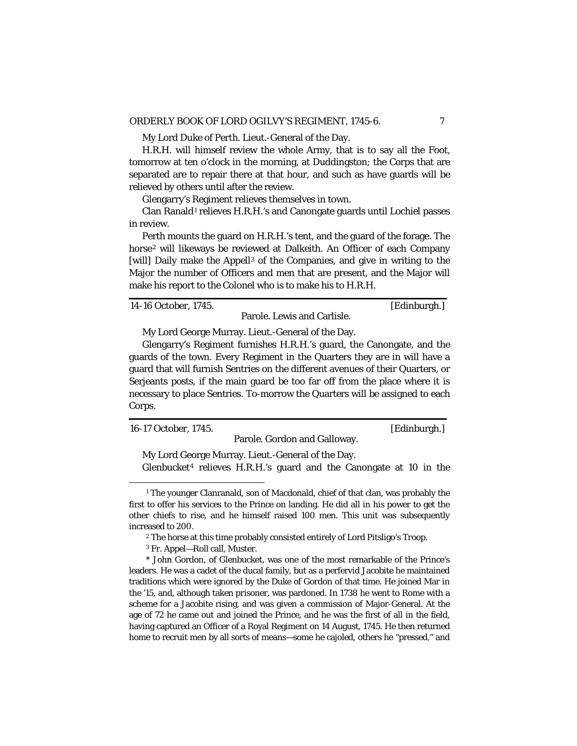My Lord Duke of Perth. Lieut.-General of the Day.

H.R.H. will himself review the whole Army, that is to say all the Foot, tomorrow at ten o'clock in the morning, at Duddingston; the Corps that are separated are to repair there at that hour, and such as have guards will be relieved by others until after the review.

Glengarry's Regiment relieves themselves in town.

Clan Ranald[1] relieves H.R.H.'s and Canongate guards until Lochiel passes in review.

Perth mounts the guard on H.R.H.'s tent, and the guard of the forage. The horse[2] will likeways be reviewed at Dalkeith. An Officer of each Company [will] Daily make the Appell[3] of the Companies, and give in writing to the Major the number of Officers and men that are present, and the Major will make his report to the Colonel who is to make his to H.R.H.

---

14-16 October, 1745. [Edinburgh.]

Parole. Lewis and Carlisle.

My Lord George Murray. Lieut.-General of the Day.

Glengarry's Regiment furnishes H.R.H.'s guard, the Canongate, and the guards of the town. Every Regiment in the Quarters they are in will have a guard that will furnish Sentries on the different avenues of their Quarters, or Serjeants posts, if the main guard be too far off from the place where it is necessary to place Sentries. To-morrow the Quarters will be assigned to each Corps.

---

16-17 October, 1745. [Edinburgh.]

Parole. Gordon and Galloway.

My Lord George Murray. Lieut.-General of the Day.

Glenbucket[4] relieves H.R.H.'s guard and the Canongate at 10 in the

---

[1] The younger Clanranald, son of Macdonald, chief of that clan, was probably the first to offer his services to the Prince on landing. He did all in his power to get the other chiefs to rise, and he himself raised 100 men. This unit was subsequently increased to 200.

[2] The horse at this time probably consisted entirely of Lord Pitsligo's Troop.

[3] Fr. Appel—Roll call, Muster.

* John Gordon, of Glenbucket, was one of the most remarkable of the Prince's leaders. He was a cadet of the ducal family, but as a perfervid Jacobite he maintained traditions which were ignored by the Duke of Gordon of that time. He joined Mar in the '15, and, although taken prisoner, was pardoned. In 1738 he went to Rome with a scheme for a Jacobite rising, and was given a commission of Major-General. At the age of 72 he came out and joined the Prince, and he was the first of all in the field, having captured an Officer of a Royal Regiment on 14 August, 1745. He then returned home to recruit men by all sorts of means—some he cajoled, others he "pressed," and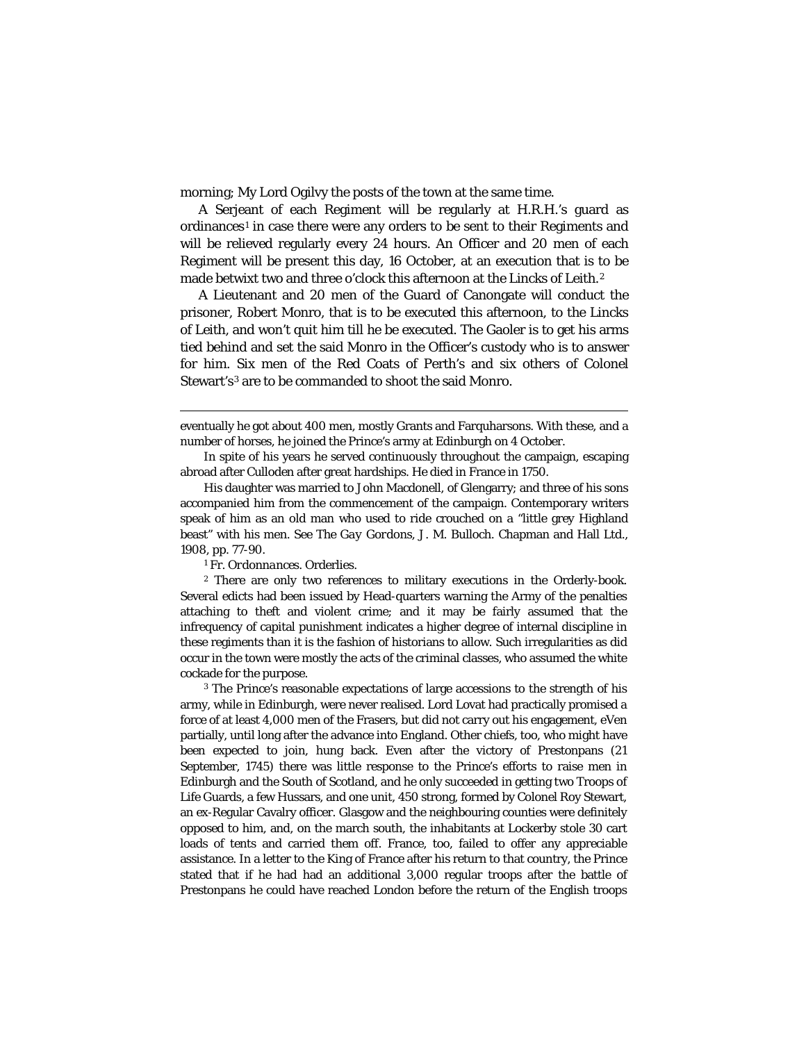morning; My Lord Ogilvy the posts of the town at the same time.

A Serjeant of each Regiment will be regularly at H.R.H.'s guard as ordinances[1] in case there were any orders to be sent to their Regiments and will be relieved regularly every 24 hours. An Officer and 20 men of each Regiment will be present this day, 16 October, at an execution that is to be made betwixt two and three o'clock this afternoon at the Lincks of Leith.[2]

A Lieutenant and 20 men of the Guard of Canongate will conduct the prisoner, Robert Monro, that is to be executed this afternoon, to the Lincks of Leith, and won't quit him till he be executed. The Gaoler is to get his arms tied behind and set the said Monro in the Officer's custody who is to answer for him. Six men of the Red Coats of Perth's and six others of Colonel Stewart's[3] are to be commanded to shoot the said Monro.

---

eventually he got about 400 men, mostly Grants and Farquharsons. With these, and a number of horses, he joined the Prince's army at Edinburgh on 4 October.

In spite of his years he served continuously throughout the campaign, escaping abroad after Culloden after great hardships. He died in France in 1750.

His daughter was married to John Macdonell, of Glengarry; and three of his sons accompanied him from the commencement of the campaign. Contemporary writers speak of him as an old man who used to ride crouched on a "little grey Highland beast" with his men. See *The Gay Gordons*, J. M. Bulloch. Chapman and Hall Ltd., 1908, pp. 77-90.

[1] Fr. *Ordonnances*. Orderlies.

[2] There are only two references to military executions in the Orderly-book. Several edicts had been issued by Head-quarters warning the Army of the penalties attaching to theft and violent crime; and it may be fairly assumed that the infrequency of capital punishment indicates a higher degree of internal discipline in these regiments than it is the fashion of historians to allow. Such irregularities as did occur in the town were mostly the acts of the criminal classes, who assumed the white cockade for the purpose.

[3] The Prince's reasonable expectations of large accessions to the strength of his army, while in Edinburgh, were never realised. Lord Lovat had practically promised a force of at least 4,000 men of the Frasers, but did not carry out his engagement, eVen partially, until long after the advance into England. Other chiefs, too, who might have been expected to join, hung back. Even after the victory of Prestonpans (21 September, 1745) there was little response to the Prince's efforts to raise men in Edinburgh and the South of Scotland, and he only succeeded in getting two Troops of Life Guards, a few Hussars, and one unit, 450 strong, formed by Colonel Roy Stewart, an ex-Regular Cavalry officer. Glasgow and the neighbouring counties were definitely opposed to him, and, on the march south, the inhabitants at Lockerby stole 30 cart loads of tents and carried them off. France, too, failed to offer any appreciable assistance. In a letter to the King of France after his return to that country, the Prince stated that if he had had an additional 3,000 regular troops after the battle of Prestonpans he could have reached London before the return of the English troops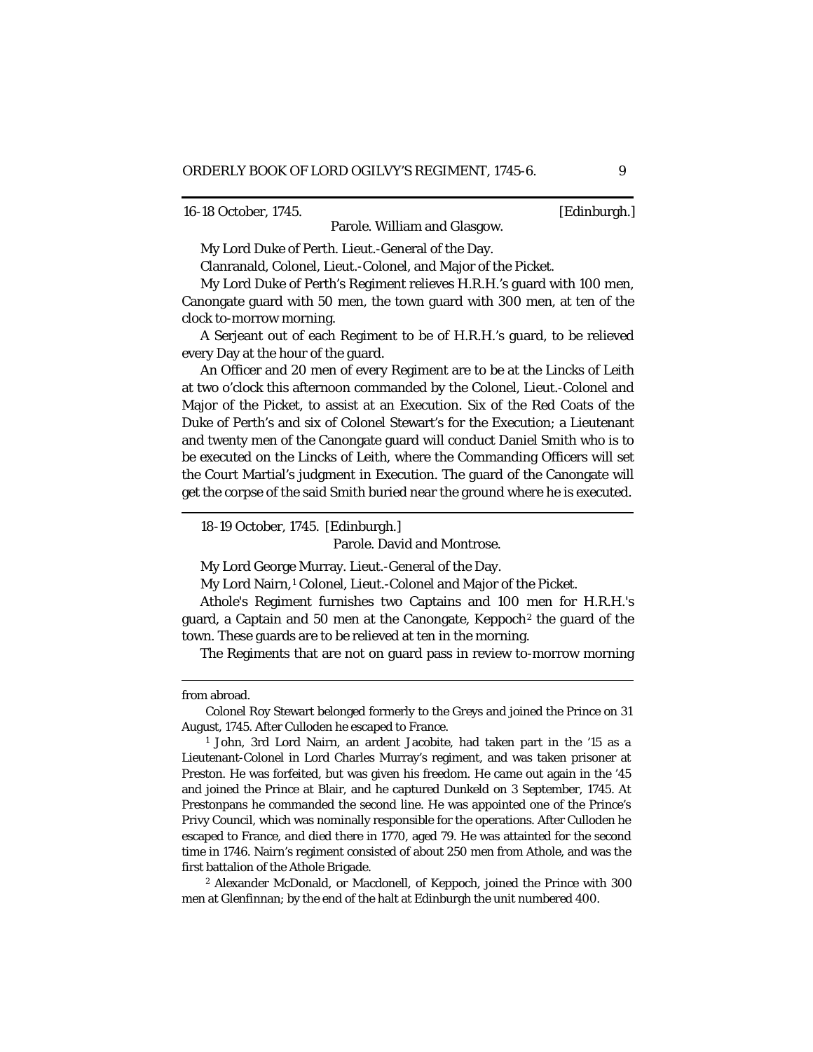16-18 October, 1745. [Edinburgh.]

Parole. William and Glasgow.

My Lord Duke of Perth. Lieut.-General of the Day.

Clanranald, Colonel, Lieut.-Colonel, and Major of the Picket.

My Lord Duke of Perth's Regiment relieves H.R.H.'s guard with 100 men, Canongate guard with 50 men, the town guard with 300 men, at ten of the clock to-morrow morning.

A Serjeant out of each Regiment to be of H.R.H.'s guard, to be relieved every Day at the hour of the guard.

An Officer and 20 men of every Regiment are to be at the Lincks of Leith at two o'clock this afternoon commanded by the Colonel, Lieut.-Colonel and Major of the Picket, to assist at an Execution. Six of the Red Coats of the Duke of Perth's and six of Colonel Stewart's for the Execution; a Lieutenant and twenty men of the Canongate guard will conduct Daniel Smith who is to be executed on the Lincks of Leith, where the Commanding Officers will set the Court Martial's judgment in Execution. The guard of the Canongate will get the corpse of the said Smith buried near the ground where he is executed.

---

18-19 October, 1745. [Edinburgh.]

Parole. David and Montrose.

My Lord George Murray. Lieut.-General of the Day.

My Lord Nairn,[1] Colonel, Lieut.-Colonel and Major of the Picket.

Athole's Regiment furnishes two Captains and 100 men for H.R.H.'s guard, a Captain and 50 men at the Canongate, Keppoch[2] the guard of the town. These guards are to be relieved at ten in the morning.

The Regiments that are not on guard pass in review to-morrow morning

---

from abroad.

Colonel Roy Stewart belonged formerly to the Greys and joined the Prince on 31 August, 1745. After Culloden he escaped to France.

[1] John, 3rd Lord Nairn, an ardent Jacobite, had taken part in the '15 as a Lieutenant-Colonel in Lord Charles Murray's regiment, and was taken prisoner at Preston. He was forfeited, but was given his freedom. He came out again in the '45 and joined the Prince at Blair, and he captured Dunkeld on 3 September, 1745. At Prestonpans he commanded the second line. He was appointed one of the Prince's Privy Council, which was nominally responsible for the operations. After Culloden he escaped to France, and died there in 1770, aged 79. He was attainted for the second time in 1746. Nairn's regiment consisted of about 250 men from Athole, and was the first battalion of the Athole Brigade.

[2] Alexander McDonald, or Macdonell, of Keppoch, joined the Prince with 300 men at Glenfinnan; by the end of the halt at Edinburgh the unit numbered 400.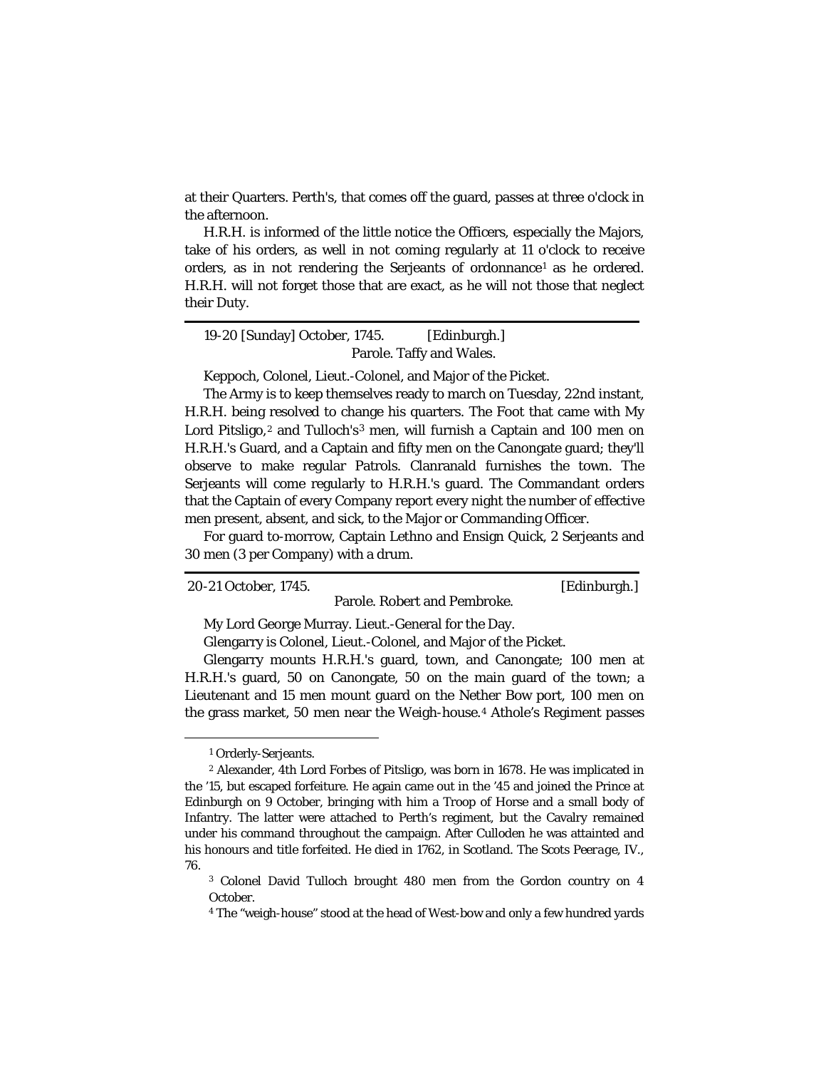at their Quarters. Perth's, that comes off the guard, passes at three o'clock in the afternoon.

H.R.H. is informed of the little notice the Officers, especially the Majors, take of his orders, as well in not coming regularly at 11 o'clock to receive orders, as in not rendering the Serjeants of ordonnance[1] as he ordered. H.R.H. will not forget those that are exact, as he will not those that neglect their Duty.

---

19-20 [Sunday] October, 1745. [Edinburgh.]

Parole. Taffy and Wales.

Keppoch, Colonel, Lieut.-Colonel, and Major of the Picket.

The Army is to keep themselves ready to march on Tuesday, 22nd instant, H.R.H. being resolved to change his quarters. The Foot that came with My Lord Pitsligo,[2] and Tulloch's[3] men, will furnish a Captain and 100 men on H.R.H.'s Guard, and a Captain and fifty men on the Canongate guard; they'll observe to make regular Patrols. Clanranald furnishes the town. The Serjeants will come regularly to H.R.H.'s guard. The Commandant orders that the Captain of every Company report every night the number of effective men present, absent, and sick, to the Major or Commanding Officer.

For guard to-morrow, Captain Lethno and Ensign Quick, 2 Serjeants and 30 men (3 per Company) with a drum.

---

20-21 October, 1745. [Edinburgh.]

Parole. Robert and Pembroke.

My Lord George Murray. Lieut.-General for the Day.

Glengarry is Colonel, Lieut.-Colonel, and Major of the Picket.

Glengarry mounts H.R.H.'s guard, town, and Canongate; 100 men at H.R.H.'s guard, 50 on Canongate, 50 on the main guard of the town; a Lieutenant and 15 men mount guard on the Nether Bow port, 100 men on the grass market, 50 men near the Weigh-house.[4] Athole's Regiment passes

---

[1] Orderly-Serjeants.

[2] Alexander, 4th Lord Forbes of Pitsligo, was born in 1678. He was implicated in the '15, but escaped forfeiture. He again came out in the '45 and joined the Prince at Edinburgh on 9 October, bringing with him a Troop of Horse and a small body of Infantry. The latter were attached to Perth's regiment, but the Cavalry remained under his command throughout the campaign. After Culloden he was attainted and his honours and title forfeited. He died in 1762, in Scotland. *The Scots Peerage*, IV., 76.

[3] Colonel David Tulloch brought 480 men from the Gordon country on 4 October.

[4] The "weigh-house" stood at the head of West-bow and only a few hundred yards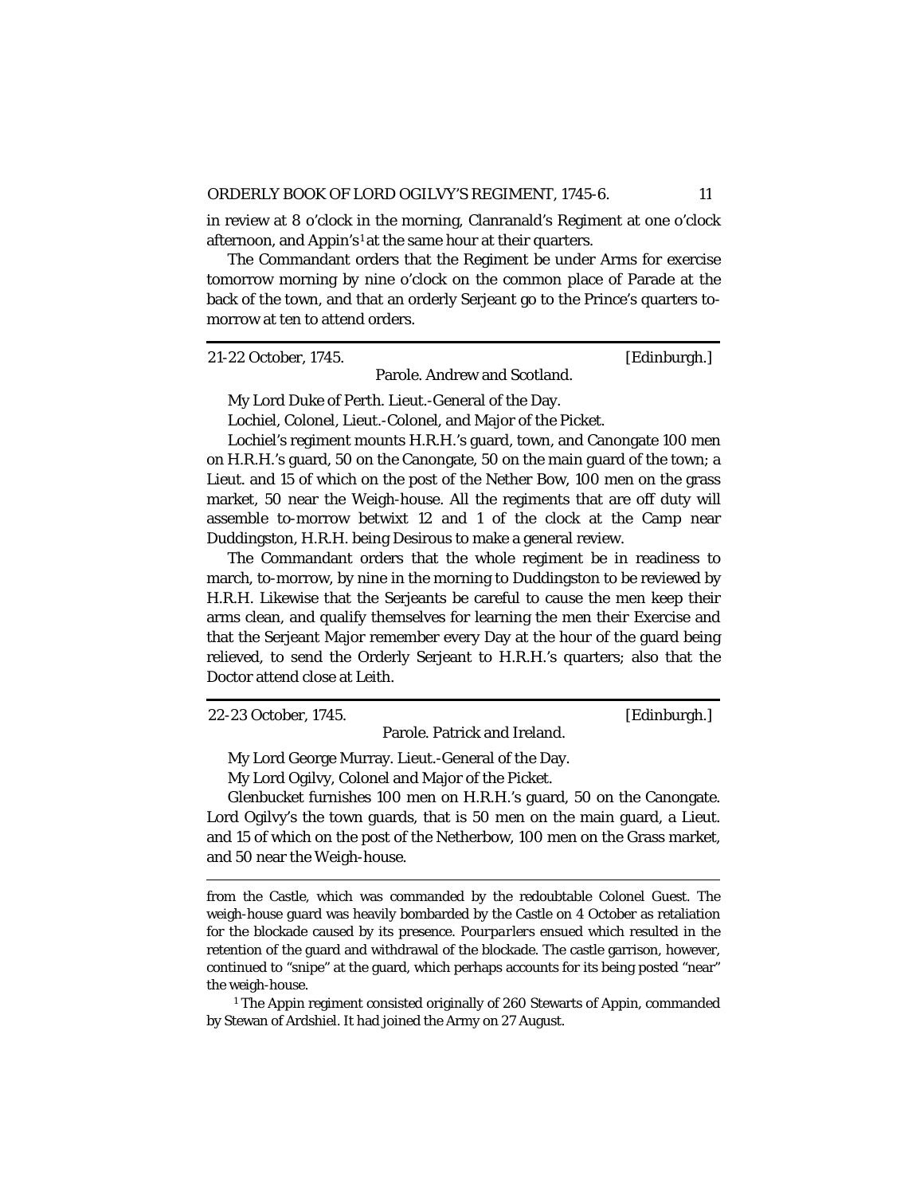in review at 8 o'clock in the morning, Clanranald's Regiment at one o'clock afternoon, and Appin's[1] at the same hour at their quarters.

The Commandant orders that the Regiment be under Arms for exercise tomorrow morning by nine o'clock on the common place of Parade at the back of the town, and that an orderly Serjeant go to the Prince's quarters to-morrow at ten to attend orders.

---

21-22 October, 1745. [Edinburgh.]

Parole. Andrew and Scotland.

My Lord Duke of Perth. Lieut.-General of the Day.

Lochiel, Colonel, Lieut.-Colonel, and Major of the Picket.

Lochiel's regiment mounts H.R.H.'s guard, town, and Canongate 100 men on H.R.H.'s guard, 50 on the Canongate, 50 on the main guard of the town; a Lieut. and 15 of which on the post of the Nether Bow, 100 men on the grass market, 50 near the Weigh-house. All the regiments that are off duty will assemble to-morrow betwixt 12 and 1 of the clock at the Camp near Duddingston, H.R.H. being Desirous to make a general review.

The Commandant orders that the whole regiment be in readiness to march, to-morrow, by nine in the morning to Duddingston to be reviewed by H.R.H. Likewise that the Serjeants be careful to cause the men keep their arms clean, and qualify themselves for learning the men their Exercise and that the Serjeant Major remember every Day at the hour of the guard being relieved, to send the Orderly Serjeant to H.R.H.'s quarters; also that the Doctor attend close at Leith.

---

22-23 October, 1745. [Edinburgh.]

Parole. Patrick and Ireland.

My Lord George Murray. Lieut.-General of the Day.

My Lord Ogilvy, Colonel and Major of the Picket.

Glenbucket furnishes 100 men on H.R.H.'s guard, 50 on the Canongate. Lord Ogilvy's the town guards, that is 50 men on the main guard, a Lieut. and 15 of which on the post of the Netherbow, 100 men on the Grass market, and 50 near the Weigh-house.

---

from the Castle, which was commanded by the redoubtable Colonel Guest. The weigh-house guard was heavily bombarded by the Castle on 4 October as retaliation for the blockade caused by its presence. *Pourparlers* ensued which resulted in the retention of the guard and withdrawal of the blockade. The castle garrison, however, continued to "snipe" at the guard, which perhaps accounts for its being posted "near" the weigh-house.

[1] The Appin regiment consisted originally of 260 Stewarts of Appin, commanded by Stewan of Ardshiel. It had joined the Army on 27 August.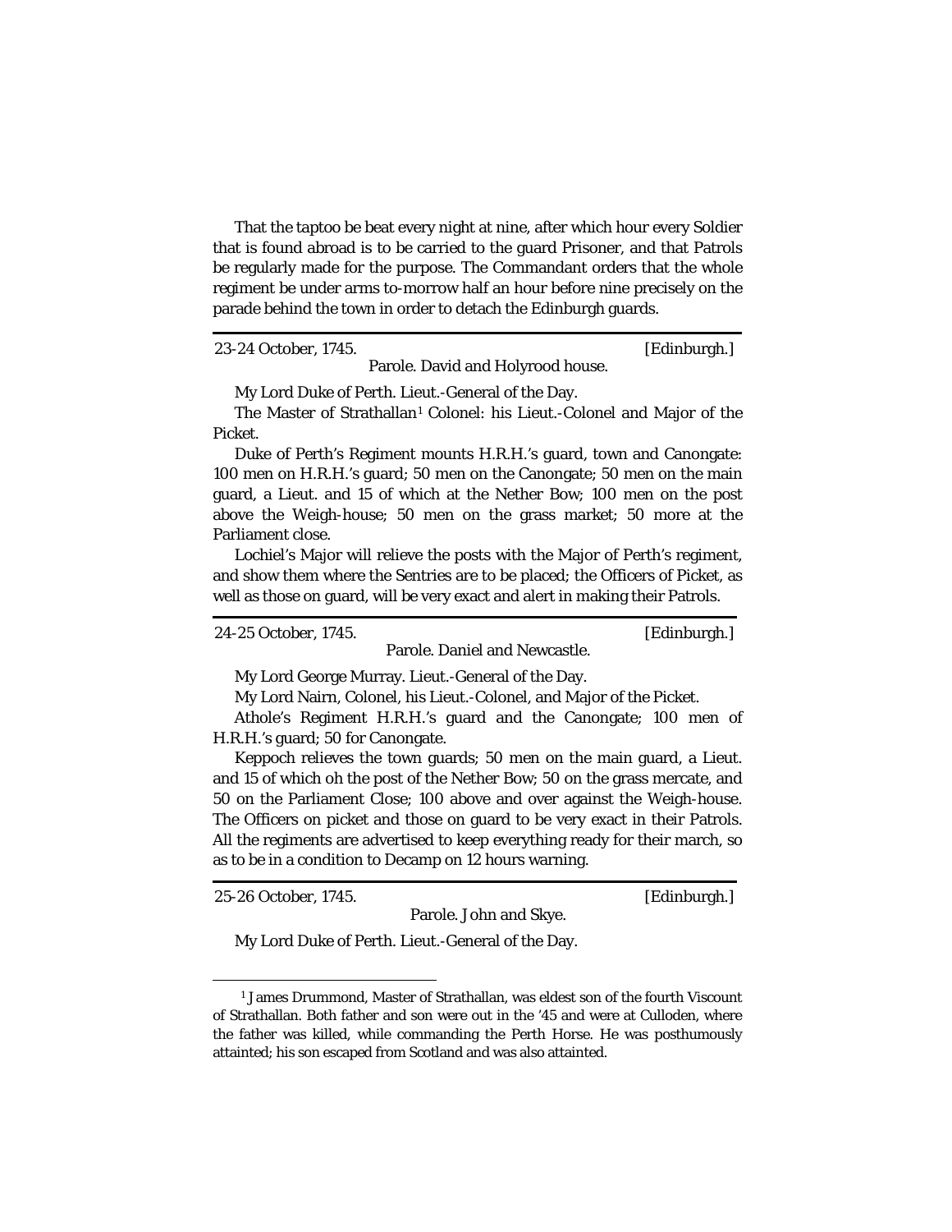That the taptoo be beat every night at nine, after which hour every Soldier that is found abroad is to be carried to the guard Prisoner, and that Patrols be regularly made for the purpose. The Commandant orders that the whole regiment be under arms to-morrow half an hour before nine precisely on the parade behind the town in order to detach the Edinburgh guards.

---

23-24 October, 1745. [Edinburgh.]

Parole. David and Holyrood house.

My Lord Duke of Perth. Lieut.-General of the Day.

The Master of Strathallan[1] Colonel: his Lieut.-Colonel and Major of the Picket.

Duke of Perth's Regiment mounts H.R.H.'s guard, town and Canongate: 100 men on H.R.H.'s guard; 50 men on the Canongate; 50 men on the main guard, a Lieut. and 15 of which at the Nether Bow; 100 men on the post above the Weigh-house; 50 men on the grass market; 50 more at the Parliament close.

Lochiel's Major will relieve the posts with the Major of Perth's regiment, and show them where the Sentries are to be placed; the Officers of Picket, as well as those on guard, will be very exact and alert in making their Patrols.

---

24-25 October, 1745. [Edinburgh.]

Parole. Daniel and Newcastle.

My Lord George Murray. Lieut.-General of the Day.

My Lord Nairn, Colonel, his Lieut.-Colonel, and Major of the Picket.

Athole's Regiment H.R.H.'s guard and the Canongate; 100 men of H.R.H.'s guard; 50 for Canongate.

Keppoch relieves the town guards; 50 men on the main guard, a Lieut. and 15 of which oh the post of the Nether Bow; 50 on the grass mercate, and 50 on the Parliament Close; 100 above and over against the Weigh-house. The Officers on picket and those on guard to be very exact in their Patrols. All the regiments are advertised to keep everything ready for their march, so as to be in a condition to Decamp on 12 hours warning.

---

25-26 October, 1745. [Edinburgh.]

Parole. John and Skye.

My Lord Duke of Perth. Lieut.-General of the Day.

---

[1] James Drummond, Master of Strathallan, was eldest son of the fourth Viscount of Strathallan. Both father and son were out in the '45 and were at Culloden, where the father was killed, while commanding the Perth Horse. He was posthumously attainted; his son escaped from Scotland and was also attainted.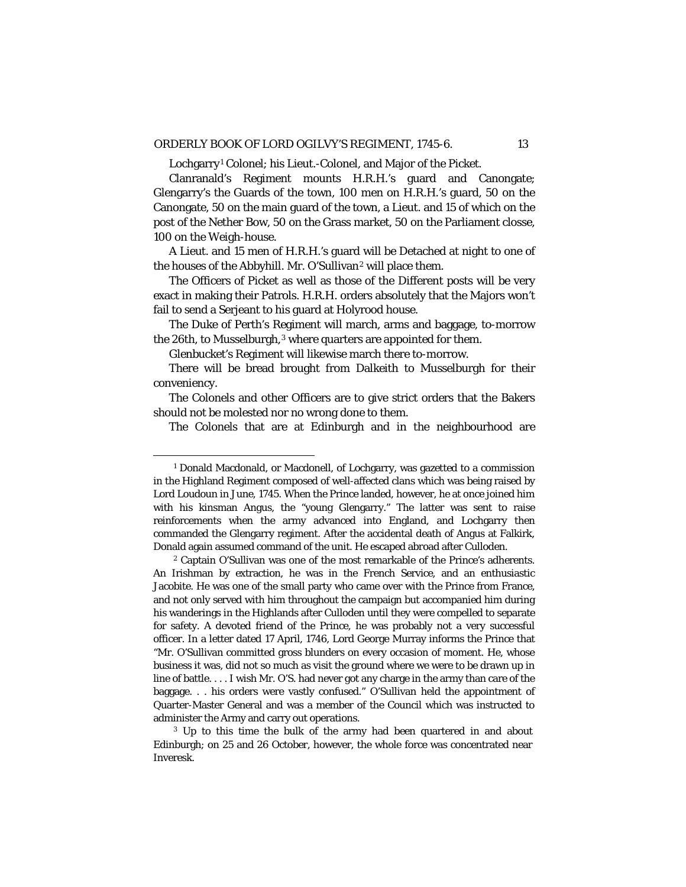Lochgarry[1] Colonel; his Lieut.-Colonel, and Major of the Picket.

Clanranald's Regiment mounts H.R.H.'s guard and Canongate; Glengarry's the Guards of the town, 100 men on H.R.H.'s guard, 50 on the Canongate, 50 on the main guard of the town, a Lieut. and 15 of which on the post of the Nether Bow, 50 on the Grass market, 50 on the Parliament closse, 100 on the Weigh-house.

A Lieut. and 15 men of H.R.H.'s guard will be Detached at night to one of the houses of the Abbyhill. Mr. O'Sullivan[2] will place them.

The Officers of Picket as well as those of the Different posts will be very exact in making their Patrols. H.R.H. orders absolutely that the Majors won't fail to send a Serjeant to his guard at Holyrood house.

The Duke of Perth's Regiment will march, arms and baggage, to-morrow the 26th, to Musselburgh,[3] where quarters are appointed for them.

Glenbucket's Regiment will likewise march there to-morrow.

There will be bread brought from Dalkeith to Musselburgh for their conveniency.

The Colonels and other Officers are to give strict orders that the Bakers should not be molested nor no wrong done to them.

The Colonels that are at Edinburgh and in the neighbourhood are

---

[1] Donald Macdonald, or Macdonell, of Lochgarry, was gazetted to a commission in the Highland Regiment composed of well-affected clans which was being raised by Lord Loudoun in June, 1745. When the Prince landed, however, he at once joined him with his kinsman Angus, the "young Glengarry." The latter was sent to raise reinforcements when the army advanced into England, and Lochgarry then commanded the Glengarry regiment. After the accidental death of Angus at Falkirk, Donald again assumed command of the unit. He escaped abroad after Culloden.

[2] Captain O'Sullivan was one of the most remarkable of the Prince's adherents. An Irishman by extraction, he was in the French Service, and an enthusiastic Jacobite. He was one of the small party who came over with the Prince from France, and not only served with him throughout the campaign but accompanied him during his wanderings in the Highlands after Culloden until they were compelled to separate for safety. A devoted friend of the Prince, he was probably not a very successful officer. In a letter dated 17 April, 1746, Lord George Murray informs the Prince that "Mr. O'Sullivan committed gross blunders on every occasion of moment. He, whose business it was, did not so much as visit the ground where we were to be drawn up in line of battle. . . . I wish Mr. O'S. had never got any charge in the army than care of the baggage. . . his orders were vastly confused." O'Sullivan held the appointment of Quarter-Master General and was a member of the Council which was instructed to administer the Army and carry out operations.

[3] Up to this time the bulk of the army had been quartered in and about Edinburgh; on 25 and 26 October, however, the whole force was concentrated near Inveresk.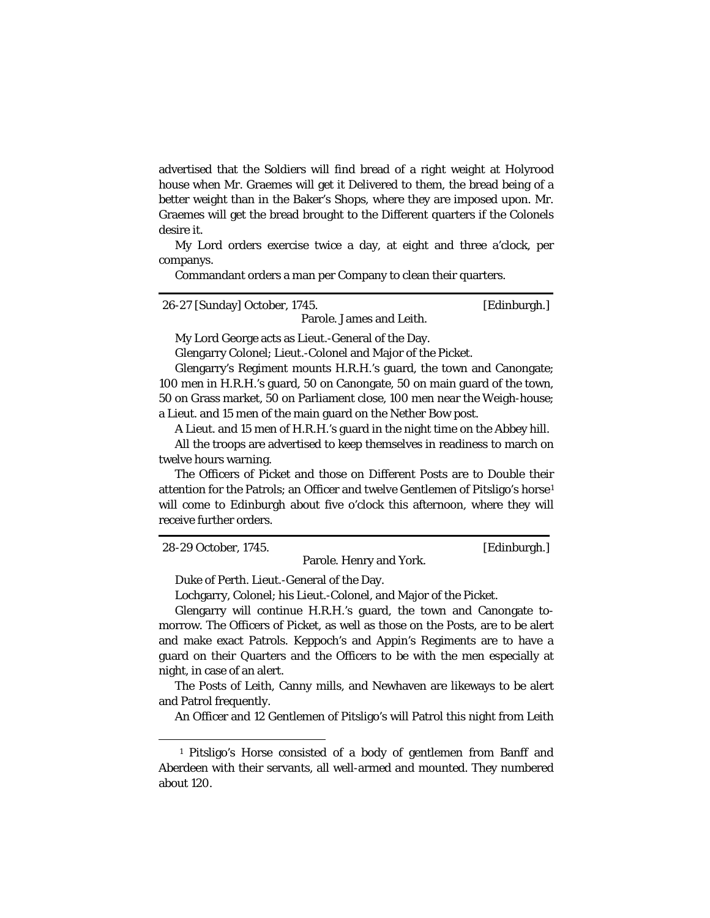advertised that the Soldiers will find bread of a right weight at Holyrood house when Mr. Graemes will get it Delivered to them, the bread being of a better weight than in the Baker's Shops, where they are imposed upon. Mr. Graemes will get the bread brought to the Different quarters if the Colonels desire it.

My Lord orders exercise twice a day, at eight and three a'clock, per companys.

Commandant orders a man per Company to clean their quarters.

---

26-27 [Sunday] October, 1745. [Edinburgh.]

Parole. James and Leith.

My Lord George acts as Lieut.-General of the Day.

Glengarry Colonel; Lieut.-Colonel and Major of the Picket.

Glengarry's Regiment mounts H.R.H.'s guard, the town and Canongate; 100 men in H.R.H.'s guard, 50 on Canongate, 50 on main guard of the town, 50 on Grass market, 50 on Parliament close, 100 men near the Weigh-house; a Lieut. and 15 men of the main guard on the Nether Bow post.

A Lieut. and 15 men of H.R.H.'s guard in the night time on the Abbey hill.

All the troops are advertised to keep themselves in readiness to march on twelve hours warning.

The Officers of Picket and those on Different Posts are to Double their attention for the Patrols; an Officer and twelve Gentlemen of Pitsligo's horse[1] will come to Edinburgh about five o'clock this afternoon, where they will receive further orders.

---

28-29 October, 1745. [Edinburgh.]

Parole. Henry and York.

Duke of Perth. Lieut.-General of the Day.

Lochgarry, Colonel; his Lieut.-Colonel, and Major of the Picket.

Glengarry will continue H.R.H.'s guard, the town and Canongate to-morrow. The Officers of Picket, as well as those on the Posts, are to be alert and make exact Patrols. Keppoch's and Appin's Regiments are to have a guard on their Quarters and the Officers to be with the men especially at night, in case of an alert.

The Posts of Leith, Canny mills, and Newhaven are likeways to be alert and Patrol frequently.

An Officer and 12 Gentlemen of Pitsligo's will Patrol this night from Leith

---

[1] Pitsligo's Horse consisted of a body of gentlemen from Banff and Aberdeen with their servants, all well-armed and mounted. They numbered about 120.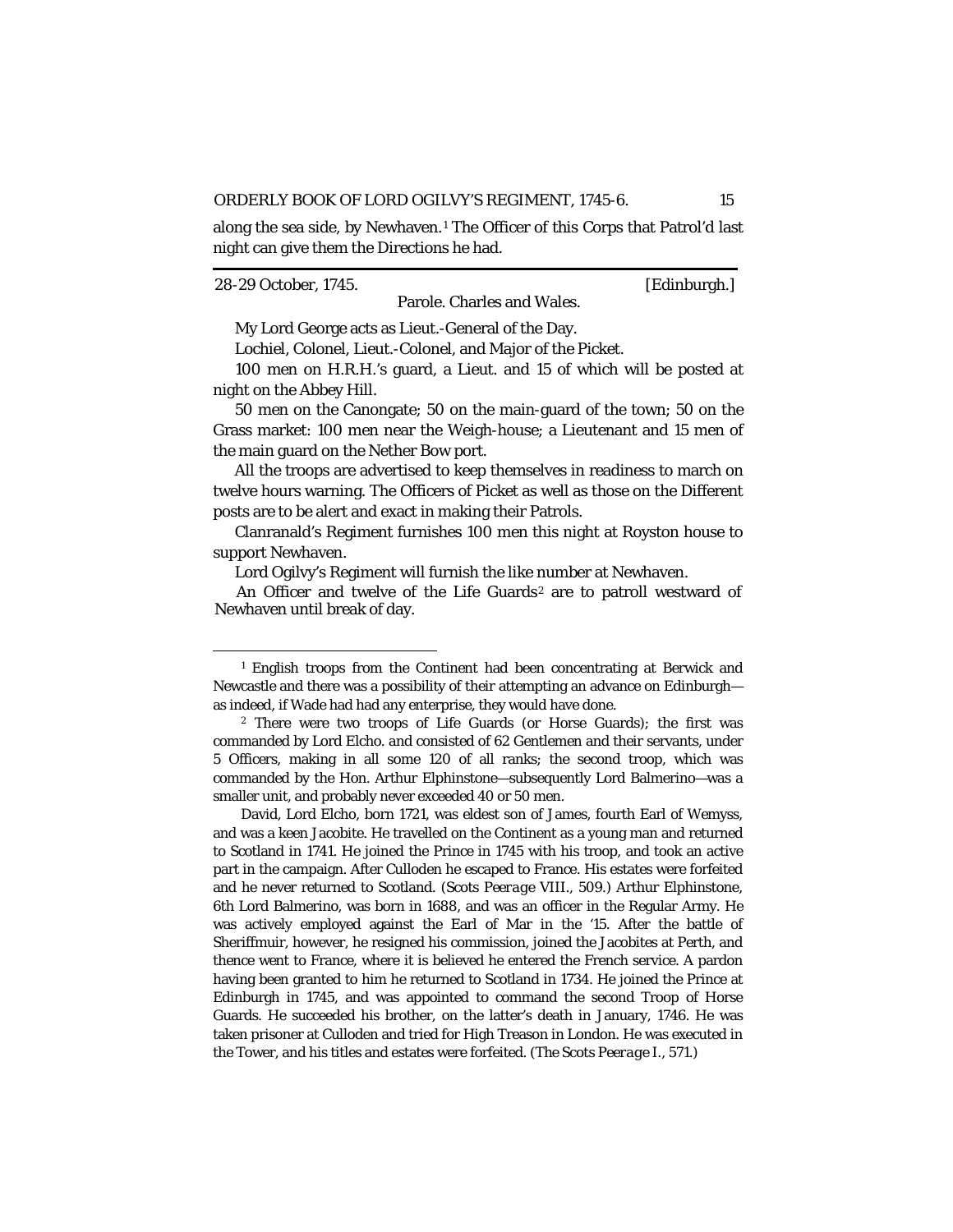along the sea side, by Newhaven.[1] The Officer of this Corps that Patrol'd last night can give them the Directions he had.

---

28-29 October, 1745. [Edinburgh.]

Parole. Charles and Wales.

My Lord George acts as Lieut.-General of the Day.

Lochiel, Colonel, Lieut.-Colonel, and Major of the Picket.

100 men on H.R.H.'s guard, a Lieut. and 15 of which will be posted at night on the Abbey Hill.

50 men on the Canongate; 50 on the main-guard of the town; 50 on the Grass market: 100 men near the Weigh-house; a Lieutenant and 15 men of the main guard on the Nether Bow port.

All the troops are advertised to keep themselves in readiness to march on twelve hours warning. The Officers of Picket as well as those on the Different posts are to be alert and exact in making their Patrols.

Clanranald's Regiment furnishes 100 men this night at Royston house to support Newhaven.

Lord Ogilvy's Regiment will furnish the like number at Newhaven.

An Officer and twelve of the Life Guards[2] are to patroll westward of Newhaven until break of day.

---

[1] English troops from the Continent had been concentrating at Berwick and Newcastle and there was a possibility of their attempting an advance on Edinburgh—as indeed, if Wade had had any enterprise, they would have done.

[2] There were two troops of Life Guards (or Horse Guards); the first was commanded by Lord Elcho. and consisted of 62 Gentlemen and their servants, under 5 Officers, making in all some 120 of all ranks; the second troop, which was commanded by the Hon. Arthur Elphinstone—subsequently Lord Balmerino—was a smaller unit, and probably never exceeded 40 or 50 men.

David, Lord Elcho, born 1721, was eldest son of James, fourth Earl of Wemyss, and was a keen Jacobite. He travelled on the Continent as a young man and returned to Scotland in 1741. He joined the Prince in 1745 with his troop, and took an active part in the campaign. After Culloden he escaped to France. His estates were forfeited and he never returned to Scotland. (*Scots Peerage* VIII., 509.) Arthur Elphinstone, 6th Lord Balmerino, was born in 1688, and was an officer in the Regular Army. He was actively employed against the Earl of Mar in the '15. After the battle of Sheriffmuir, however, he resigned his commission, joined the Jacobites at Perth, and thence went to France, where it is believed he entered the French service. A pardon having been granted to him he returned to Scotland in 1734. He joined the Prince at Edinburgh in 1745, and was appointed to command the second Troop of Horse Guards. He succeeded his brother, on the latter's death in January, 1746. He was taken prisoner at Culloden and tried for High Treason in London. He was executed in the Tower, and his titles and estates were forfeited. (*The Scots Peerage* I., 571.)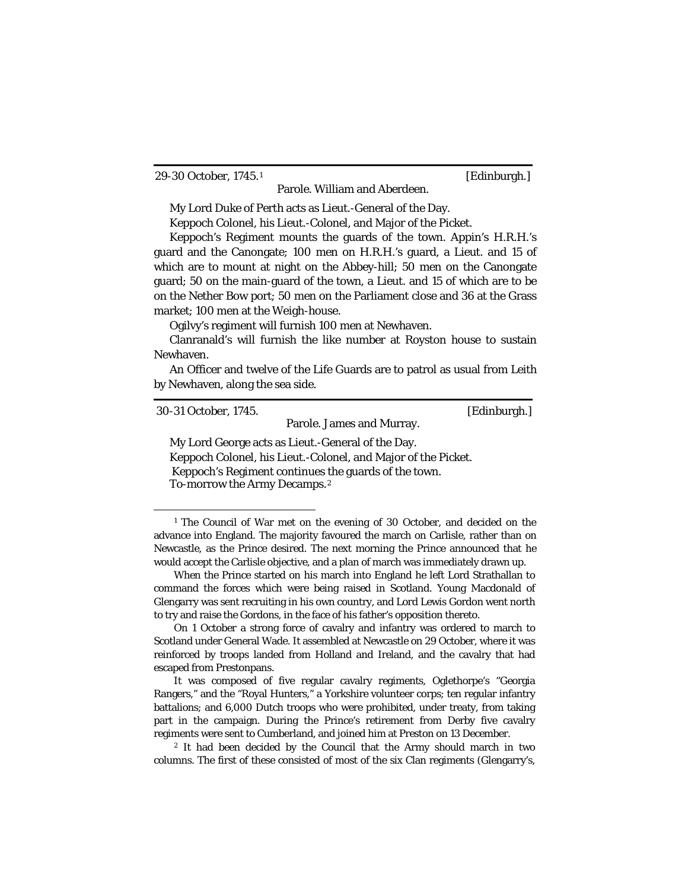29-30 October, 1745.[1] [Edinburgh.]

Parole. William and Aberdeen.

My Lord Duke of Perth acts as Lieut.-General of the Day.

Keppoch Colonel, his Lieut.-Colonel, and Major of the Picket.

Keppoch's Regiment mounts the guards of the town. Appin's H.R.H.'s guard and the Canongate; 100 men on H.R.H.'s guard, a Lieut. and 15 of which are to mount at night on the Abbey-hill; 50 men on the Canongate guard; 50 on the main-guard of the town, a Lieut. and 15 of which are to be on the Nether Bow port; 50 men on the Parliament close and 36 at the Grass market; 100 men at the Weigh-house.

Ogilvy's regiment will furnish 100 men at Newhaven.

Clanranald's will furnish the like number at Royston house to sustain Newhaven.

An Officer and twelve of the Life Guards are to patrol as usual from Leith by Newhaven, along the sea side.

---

30-31 October, 1745. [Edinburgh.]

Parole. James and Murray.

My Lord George acts as Lieut.-General of the Day.

Keppoch Colonel, his Lieut.-Colonel, and Major of the Picket.

Keppoch's Regiment continues the guards of the town.

To-morrow the Army Decamps.[2]

---

[1] The Council of War met on the evening of 30 October, and decided on the advance into England. The majority favoured the march on Carlisle, rather than on Newcastle, as the Prince desired. The next morning the Prince announced that he would accept the Carlisle objective, and a plan of march was immediately drawn up.

When the Prince started on his march into England he left Lord Strathallan to command the forces which were being raised in Scotland. Young Macdonald of Glengarry was sent recruiting in his own country, and Lord Lewis Gordon went north to try and raise the Gordons, in the face of his father's opposition thereto.

On 1 October a strong force of cavalry and infantry was ordered to march to Scotland under General Wade. It assembled at Newcastle on 29 October, where it was reinforced by troops landed from Holland and Ireland, and the cavalry that had escaped from Prestonpans.

It was composed of five regular cavalry regiments, Oglethorpe's "Georgia Rangers," and the "Royal Hunters," a Yorkshire volunteer corps; ten regular infantry battalions; and 6,000 Dutch troops who were prohibited, under treaty, from taking part in the campaign. During the Prince's retirement from Derby five cavalry regiments were sent to Cumberland, and joined him at Preston on 13 December.

[2] It had been decided by the Council that the Army should march in two columns. The first of these consisted of most of the six Clan regiments (Glengarry's,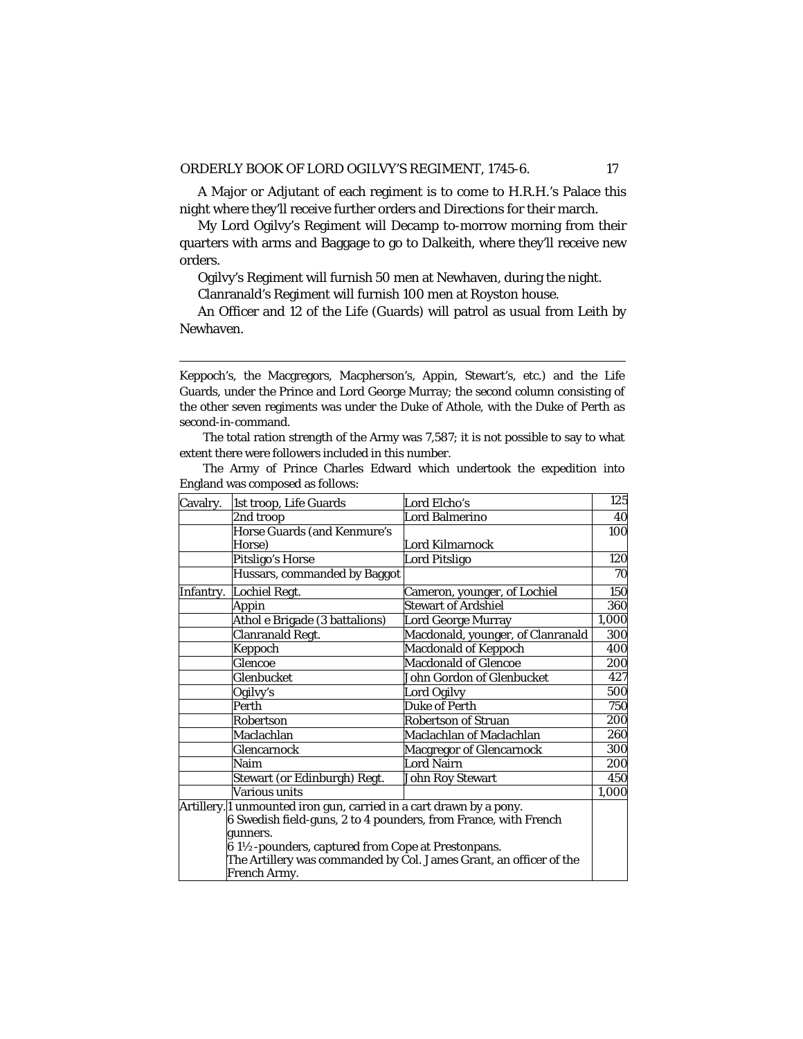A Major or Adjutant of each regiment is to come to H.R.H.'s Palace this night where they'll receive further orders and Directions for their march.

My Lord Ogilvy's Regiment will Decamp to-morrow morning from their quarters with arms and Baggage to go to Dalkeith, where they'll receive new orders.

Ogilvy's Regiment will furnish 50 men at Newhaven, during the night.

Clanranald's Regiment will furnish 100 men at Royston house.

An Officer and 12 of the Life (Guards) will patrol as usual from Leith by Newhaven.

---

Keppoch's, the Macgregors, Macpherson's, Appin, Stewart's, etc.) and the Life Guards, under the Prince and Lord George Murray; the second column consisting of the other seven regiments was under the Duke of Athole, with the Duke of Perth as second-in-command.

The total ration strength of the Army was 7,587; it is not possible to say to what extent there were followers included in this number.

The Army of Prince Charles Edward which undertook the expedition into England was composed as follows:

| | | | |
|---|---|---|---|
| Cavalry. | 1st troop, Life Guards | Lord Elcho's | 125 |
| | 2nd troop | Lord Balmerino | 40 |
| | Horse Guards (and Kenmure's Horse) | Lord Kilmarnock | 100 |
| | Pitsligo's Horse | Lord Pitsligo | 120 |
| | Hussars, commanded by Baggot | | 70 |
| Infantry. | Lochiel Regt. | Cameron, younger, of Lochiel | 150 |
| | Appin | Stewart of Ardshiel | 360 |
| | Athol e Brigade (3 battalions) | Lord George Murray | 1,000 |
| | Clanranald Regt. | Macdonald, younger, of Clanranald | 300 |
| | Keppoch | Macdonald of Keppoch | 400 |
| | Glencoe | Macdonald of Glencoe | 200 |
| | Glenbucket | John Gordon of Glenbucket | 427 |
| | Ogilvy's | Lord Ogilvy | 500 |
| | Perth | Duke of Perth | 750 |
| | Robertson | Robertson of Struan | 200 |
| | Maclachlan | Maclachlan of Maclachlan | 260 |
| | Glencarnock | Macgregor of Glencarnock | 300 |
| | Naim | Lord Nairn | 200 |
| | Stewart (or Edinburgh) Regt. | John Roy Stewart | 450 |
| | Various units | | 1,000 |
| Artillery. | 1 unmounted iron gun, carried in a cart drawn by a pony. 6 Swedish field-guns, 2 to 4 pounders, from France, with French gunners. 6 1½-pounders, captured from Cope at Prestonpans. The Artillery was commanded by Col. James Grant, an officer of the French Army. | | |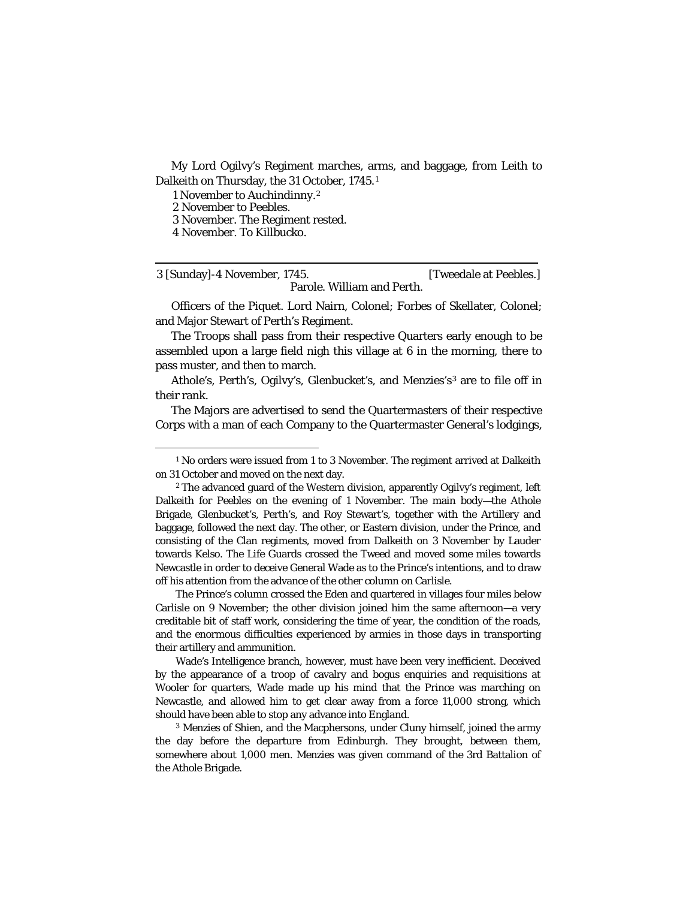My Lord Ogilvy's Regiment marches, arms, and baggage, from Leith to Dalkeith on Thursday, the 31 October, 1745.[1]

1 November to Auchindinny.[2]

2 November to Peebles.

3 November. The Regiment rested.

4 November. To Killbucko.

---

3 [Sunday]-4 November, 1745. [Tweedale at Peebles.]

Parole. William and Perth.

Officers of the Piquet. Lord Nairn, Colonel; Forbes of Skellater, Colonel; and Major Stewart of Perth's Regiment.

The Troops shall pass from their respective Quarters early enough to be assembled upon a large field nigh this village at 6 in the morning, there to pass muster, and then to march.

Athole's, Perth's, Ogilvy's, Glenbucket's, and Menzies's[3] are to file off in their rank.

The Majors are advertised to send the Quartermasters of their respective Corps with a man of each Company to the Quartermaster General's lodgings,

---

[1] No orders were issued from 1 to 3 November. The regiment arrived at Dalkeith on 31 October and moved on the next day.

[2] The advanced guard of the Western division, apparently Ogilvy's regiment, left Dalkeith for Peebles on the evening of 1 November. The main body—the Athole Brigade, Glenbucket's, Perth's, and Roy Stewart's, together with the Artillery and baggage, followed the next day. The other, or Eastern division, under the Prince, and consisting of the Clan regiments, moved from Dalkeith on 3 November by Lauder towards Kelso. The Life Guards crossed the Tweed and moved some miles towards Newcastle in order to deceive General Wade as to the Prince's intentions, and to draw off his attention from the advance of the other column on Carlisle.

The Prince's column crossed the Eden and quartered in villages four miles below Carlisle on 9 November; the other division joined him the same afternoon—a very creditable bit of staff work, considering the time of year, the condition of the roads, and the enormous difficulties experienced by armies in those days in transporting their artillery and ammunition.

Wade's Intelligence branch, however, must have been very inefficient. Deceived by the appearance of a troop of cavalry and bogus enquiries and requisitions at Wooler for quarters, Wade made up his mind that the Prince was marching on Newcastle, and allowed him to get clear away from a force 11,000 strong, which should have been able to stop any advance into England.

[3] Menzies of Shien, and the Macphersons, under Cluny himself, joined the army the day before the departure from Edinburgh. They brought, between them, somewhere about 1,000 men. Menzies was given command of the 3rd Battalion of the Athole Brigade.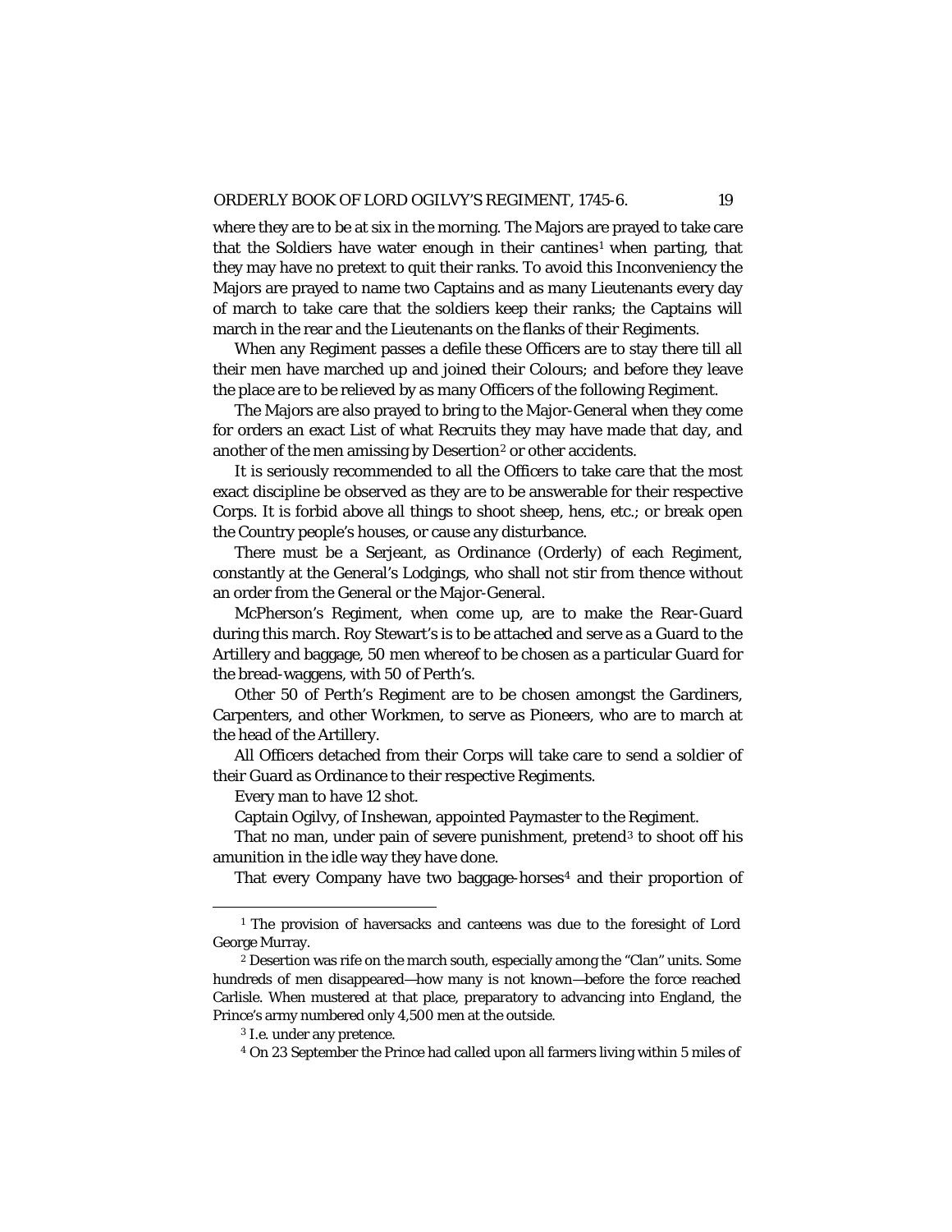where they are to be at six in the morning. The Majors are prayed to take care that the Soldiers have water enough in their cantines[1] when parting, that they may have no pretext to quit their ranks. To avoid this Inconveniency the Majors are prayed to name two Captains and as many Lieutenants every day of march to take care that the soldiers keep their ranks; the Captains will march in the rear and the Lieutenants on the flanks of their Regiments.

When any Regiment passes a defile these Officers are to stay there till all their men have marched up and joined their Colours; and before they leave the place are to be relieved by as many Officers of the following Regiment.

The Majors are also prayed to bring to the Major-General when they come for orders an exact List of what Recruits they may have made that day, and another of the men amissing by Desertion[2] or other accidents.

It is seriously recommended to all the Officers to take care that the most exact discipline be observed as they are to be answerable for their respective Corps. It is forbid above all things to shoot sheep, hens, etc.; or break open the Country people's houses, or cause any disturbance.

There must be a Serjeant, as Ordinance (Orderly) of each Regiment, constantly at the General's Lodgings, who shall not stir from thence without an order from the General or the Major-General.

McPherson's Regiment, when come up, are to make the Rear-Guard during this march. Roy Stewart's is to be attached and serve as a Guard to the Artillery and baggage, 50 men whereof to be chosen as a particular Guard for the bread-waggens, with 50 of Perth's.

Other 50 of Perth's Regiment are to be chosen amongst the Gardiners, Carpenters, and other Workmen, to serve as Pioneers, who are to march at the head of the Artillery.

All Officers detached from their Corps will take care to send a soldier of their Guard as Ordinance to their respective Regiments.

Every man to have 12 shot.

Captain Ogilvy, of Inshewan, appointed Paymaster to the Regiment.

That no man, under pain of severe punishment, pretend[3] to shoot off his amunition in the idle way they have done.

That every Company have two baggage-horses[4] and their proportion of

---

[1] The provision of haversacks and canteens was due to the foresight of Lord George Murray.

[2] Desertion was rife on the march south, especially among the "Clan" units. Some hundreds of men disappeared—how many is not known—before the force reached Carlisle. When mustered at that place, preparatory to advancing into England, the Prince's army numbered only 4,500 men at the outside.

[3] I.e. under any pretence.

[4] On 23 September the Prince had called upon all farmers living within 5 miles of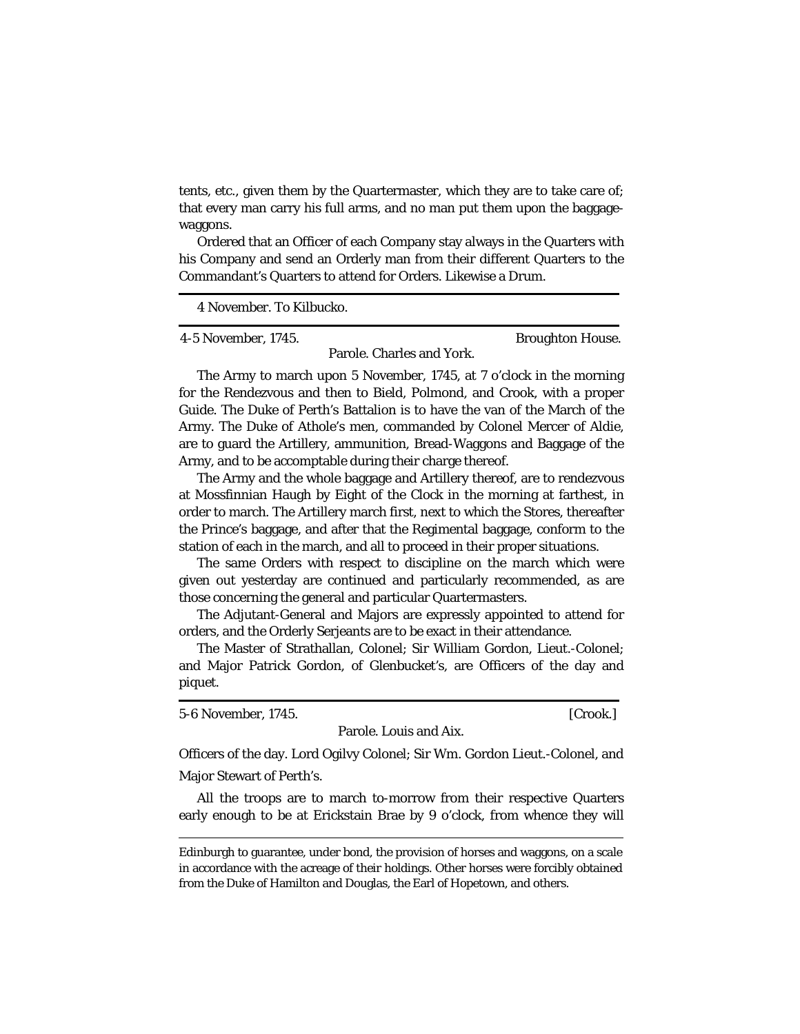tents, etc., given them by the Quartermaster, which they are to take care of; that every man carry his full arms, and no man put them upon the baggage-waggons.

Ordered that an Officer of each Company stay always in the Quarters with his Company and send an Orderly man from their different Quarters to the Commandant's Quarters to attend for Orders. Likewise a Drum.

---

4 November. To Kilbucko.

---

4-5 November, 1745. Broughton House.

Parole. Charles and York.

The Army to march upon 5 November, 1745, at 7 o'clock in the morning for the Rendezvous and then to Bield, Polmond, and Crook, with a proper Guide. The Duke of Perth's Battalion is to have the van of the March of the Army. The Duke of Athole's men, commanded by Colonel Mercer of Aldie, are to guard the Artillery, ammunition, Bread-Waggons and Baggage of the Army, and to be accomptable during their charge thereof.

The Army and the whole baggage and Artillery thereof, are to rendezvous at Mossfinnian Haugh by Eight of the Clock in the morning at farthest, in order to march. The Artillery march first, next to which the Stores, thereafter the Prince's baggage, and after that the Regimental baggage, conform to the station of each in the march, and all to proceed in their proper situations.

The same Orders with respect to discipline on the march which were given out yesterday are continued and particularly recommended, as are those concerning the general and particular Quartermasters.

The Adjutant-General and Majors are expressly appointed to attend for orders, and the Orderly Serjeants are to be exact in their attendance.

The Master of Strathallan, Colonel; Sir William Gordon, Lieut.-Colonel; and Major Patrick Gordon, of Glenbucket's, are Officers of the day and piquet.

---

5-6 November, 1745. [Crook.]

Parole. Louis and Aix.

Officers of the day. Lord Ogilvy Colonel; Sir Wm. Gordon Lieut.-Colonel, and Major Stewart of Perth's.

All the troops are to march to-morrow from their respective Quarters early enough to be at Erickstain Brae by 9 o'clock, from whence they will

---

Edinburgh to guarantee, under bond, the provision of horses and waggons, on a scale in accordance with the acreage of their holdings. Other horses were forcibly obtained from the Duke of Hamilton and Douglas, the Earl of Hopetown, and others.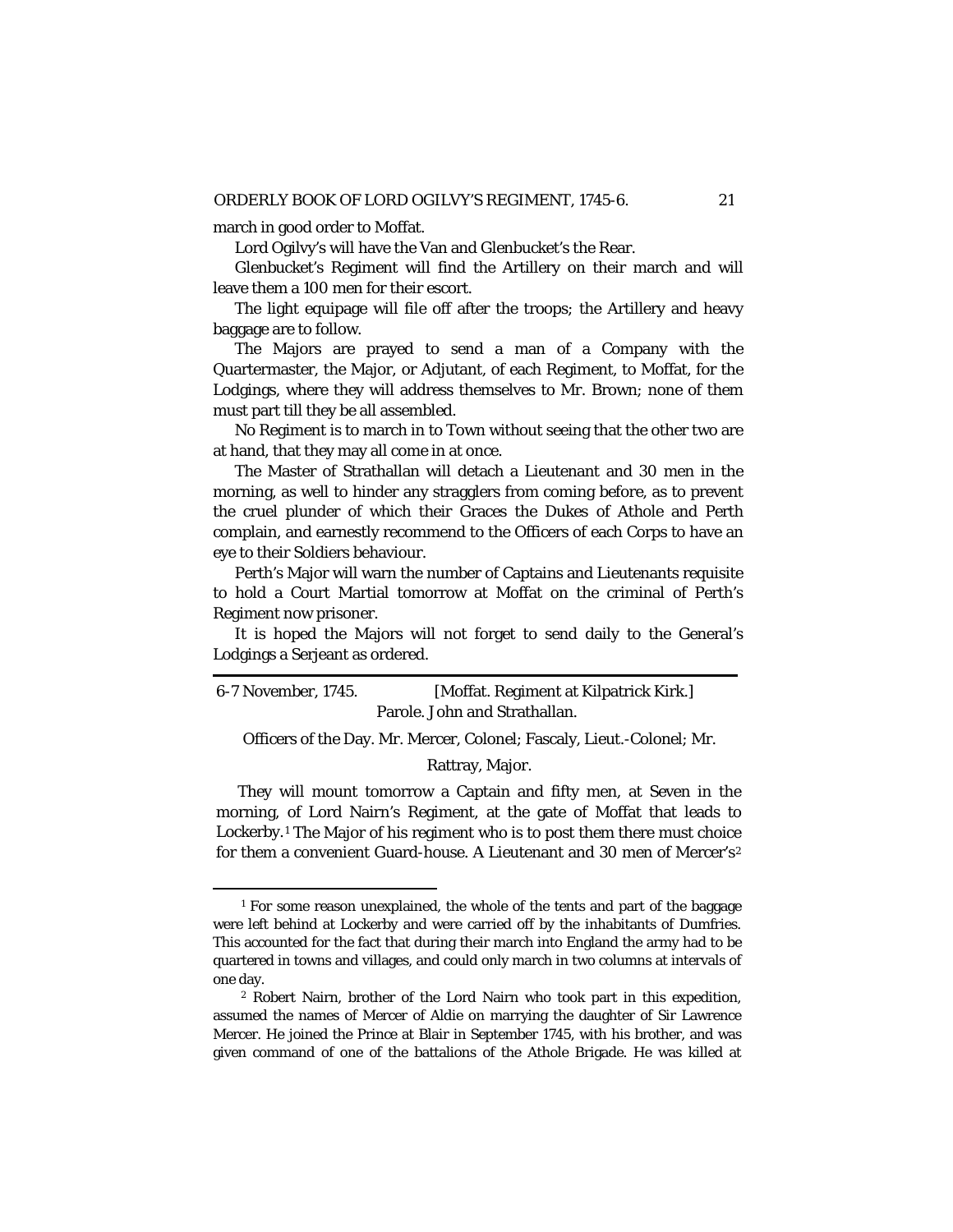march in good order to Moffat.

Lord Ogilvy's will have the Van and Glenbucket's the Rear.

Glenbucket's Regiment will find the Artillery on their march and will leave them a 100 men for their escort.

The light equipage will file off after the troops; the Artillery and heavy baggage are to follow.

The Majors are prayed to send a man of a Company with the Quartermaster, the Major, or Adjutant, of each Regiment, to Moffat, for the Lodgings, where they will address themselves to Mr. Brown; none of them must part till they be all assembled.

No Regiment is to march in to Town without seeing that the other two are at hand, that they may all come in at once.

The Master of Strathallan will detach a Lieutenant and 30 men in the morning, as well to hinder any stragglers from coming before, as to prevent the cruel plunder of which their Graces the Dukes of Athole and Perth complain, and earnestly recommend to the Officers of each Corps to have an eye to their Soldiers behaviour.

Perth's Major will warn the number of Captains and Lieutenants requisite to hold a Court Martial tomorrow at Moffat on the criminal of Perth's Regiment now prisoner.

It is hoped the Majors will not forget to send daily to the General's Lodgings a Serjeant as ordered.

---

6-7 November, 1745. [Moffat. Regiment at Kilpatrick Kirk.]

Parole. John and Strathallan.

Officers of the Day. Mr. Mercer, Colonel; Fascaly, Lieut.-Colonel; Mr. Rattray, Major.

They will mount tomorrow a Captain and fifty men, at Seven in the morning, of Lord Nairn's Regiment, at the gate of Moffat that leads to Lockerby.[1] The Major of his regiment who is to post them there must choice for them a convenient Guard-house. A Lieutenant and 30 men of Mercer's[2]

---

[1] For some reason unexplained, the whole of the tents and part of the baggage were left behind at Lockerby and were carried off by the inhabitants of Dumfries. This accounted for the fact that during their march into England the army had to be quartered in towns and villages, and could only march in two columns at intervals of one day.

[2] Robert Nairn, brother of the Lord Nairn who took part in this expedition, assumed the names of Mercer of Aldie on marrying the daughter of Sir Lawrence Mercer. He joined the Prince at Blair in September 1745, with his brother, and was given command of one of the battalions of the Athole Brigade. He was killed at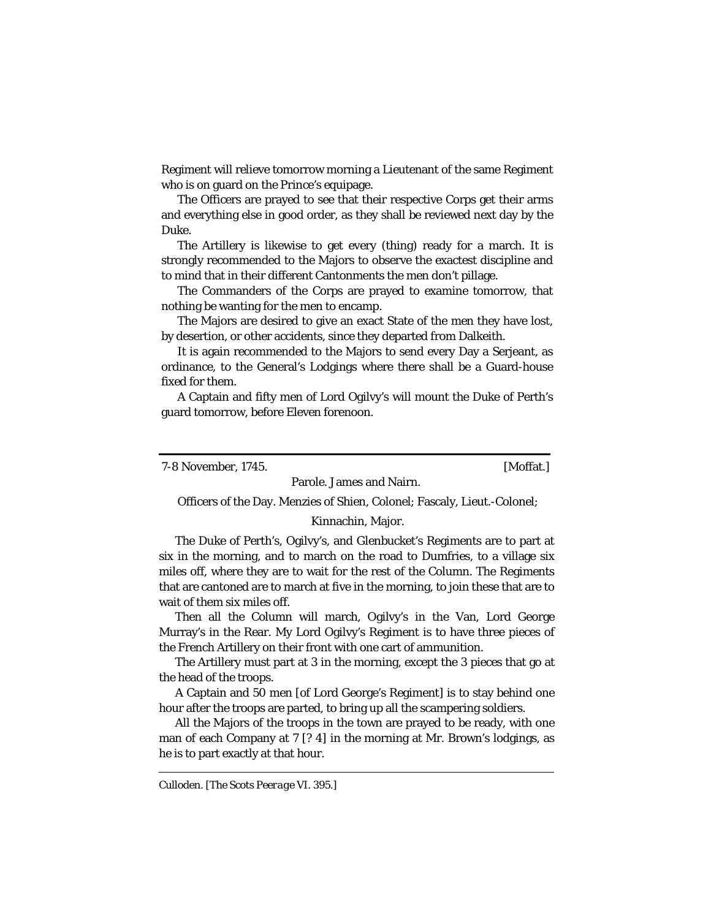Regiment will relieve tomorrow morning a Lieutenant of the same Regiment who is on guard on the Prince's equipage.

The Officers are prayed to see that their respective Corps get their arms and everything else in good order, as they shall be reviewed next day by the Duke.

The Artillery is likewise to get every (thing) ready for a march. It is strongly recommended to the Majors to observe the exactest discipline and to mind that in their different Cantonments the men don't pillage.

The Commanders of the Corps are prayed to examine tomorrow, that nothing be wanting for the men to encamp.

The Majors are desired to give an exact State of the men they have lost, by desertion, or other accidents, since they departed from Dalkeith.

It is again recommended to the Majors to send every Day a Serjeant, as ordinance, to the General's Lodgings where there shall be a Guard-house fixed for them.

A Captain and fifty men of Lord Ogilvy's will mount the Duke of Perth's guard tomorrow, before Eleven forenoon.

---

7-8 November, 1745. [Moffat.]

Parole. James and Nairn.

Officers of the Day. Menzies of Shien, Colonel; Fascaly, Lieut.-Colonel;

Kinnachin, Major.

The Duke of Perth's, Ogilvy's, and Glenbucket's Regiments are to part at six in the morning, and to march on the road to Dumfries, to a village six miles off, where they are to wait for the rest of the Column. The Regiments that are cantoned are to march at five in the morning, to join these that are to wait of them six miles off.

Then all the Column will march, Ogilvy's in the Van, Lord George Murray's in the Rear. My Lord Ogilvy's Regiment is to have three pieces of the French Artillery on their front with one cart of ammunition.

The Artillery must part at 3 in the morning, except the 3 pieces that go at the head of the troops.

A Captain and 50 men [of Lord George's Regiment] is to stay behind one hour after the troops are parted, to bring up all the scampering soldiers.

All the Majors of the troops in the town are prayed to be ready, with one man of each Company at 7 [? 4] in the morning at Mr. Brown's lodgings, as he is to part exactly at that hour.

---

Culloden. [*The Scots Peerage* VI. 395.]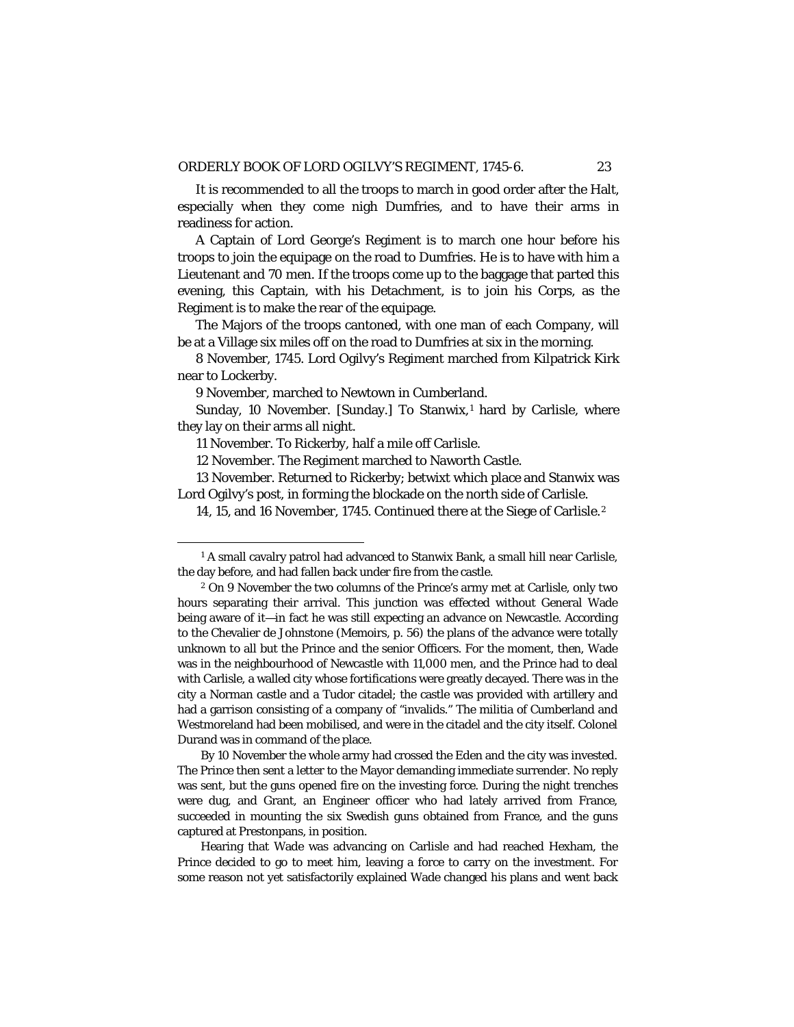It is recommended to all the troops to march in good order after the Halt, especially when they come nigh Dumfries, and to have their arms in readiness for action.

A Captain of Lord George's Regiment is to march one hour before his troops to join the equipage on the road to Dumfries. He is to have with him a Lieutenant and 70 men. If the troops come up to the baggage that parted this evening, this Captain, with his Detachment, is to join his Corps, as the Regiment is to make the rear of the equipage.

The Majors of the troops cantoned, with one man of each Company, will be at a Village six miles off on the road to Dumfries at six in the morning.

8 November, 1745. Lord Ogilvy's Regiment marched from Kilpatrick Kirk near to Lockerby.

9 November, marched to Newtown in Cumberland.

Sunday, 10 November. [Sunday.] To Stanwix,[1] hard by Carlisle, where they lay on their arms all night.

11 November. To Rickerby, half a mile off Carlisle.

12 November. The Regiment marched to Naworth Castle.

13 November. Returned to Rickerby; betwixt which place and Stanwix was Lord Ogilvy's post, in forming the blockade on the north side of Carlisle.

14, 15, and 16 November, 1745. Continued there at the Siege of Carlisle.[2]

---

[1] A small cavalry patrol had advanced to Stanwix Bank, a small hill near Carlisle, the day before, and had fallen back under fire from the castle.

[2] On 9 November the two columns of the Prince's army met at Carlisle, only two hours separating their arrival. This junction was effected without General Wade being aware of it—in fact he was still expecting an advance on Newcastle. According to the Chevalier de Johnstone (Memoirs, p. 56) the plans of the advance were totally unknown to all but the Prince and the senior Officers. For the moment, then, Wade was in the neighbourhood of Newcastle with 11,000 men, and the Prince had to deal with Carlisle, a walled city whose fortifications were greatly decayed. There was in the city a Norman castle and a Tudor citadel; the castle was provided with artillery and had a garrison consisting of a company of "invalids." The militia of Cumberland and Westmoreland had been mobilised, and were in the citadel and the city itself. Colonel Durand was in command of the place.

By 10 November the whole army had crossed the Eden and the city was invested. The Prince then sent a letter to the Mayor demanding immediate surrender. No reply was sent, but the guns opened fire on the investing force. During the night trenches were dug, and Grant, an Engineer officer who had lately arrived from France, succeeded in mounting the six Swedish guns obtained from France, and the guns captured at Prestonpans, in position.

Hearing that Wade was advancing on Carlisle and had reached Hexham, the Prince decided to go to meet him, leaving a force to carry on the investment. For some reason not yet satisfactorily explained Wade changed his plans and went back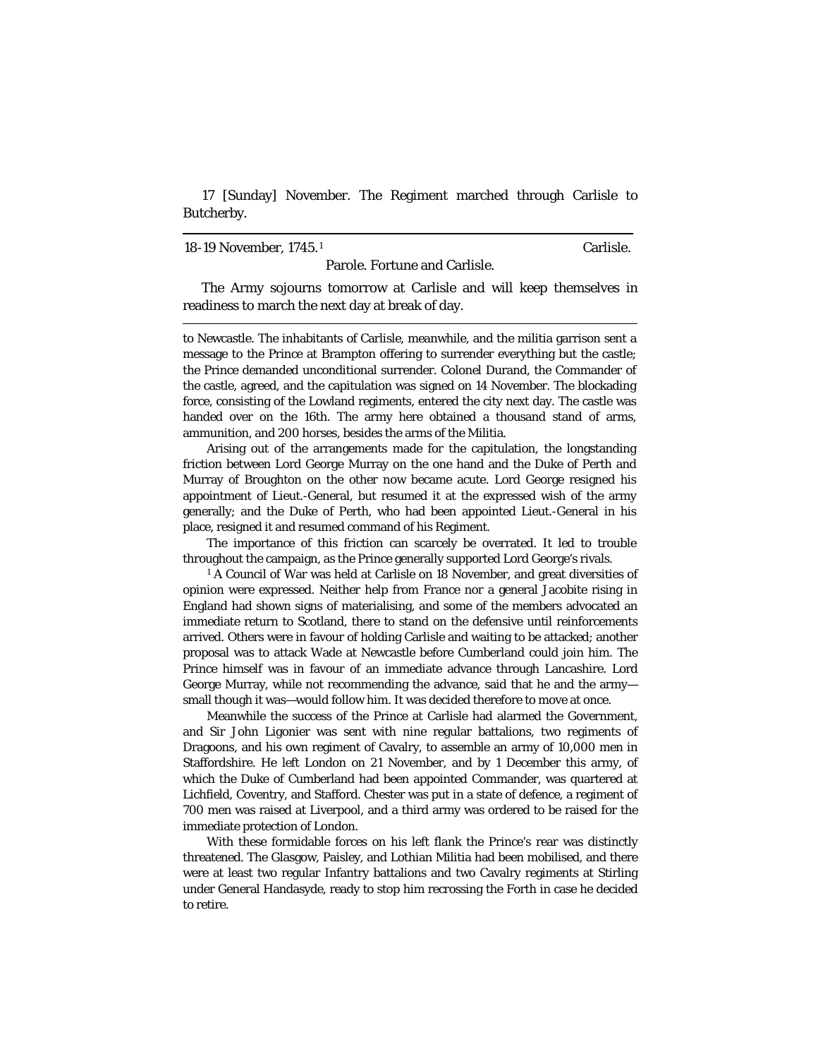17 [Sunday] November. The Regiment marched through Carlisle to Butcherby.

---

18-19 November, 1745.[1] Carlisle.

Parole. Fortune and Carlisle.

The Army sojourns tomorrow at Carlisle and will keep themselves in readiness to march the next day at break of day.

---

to Newcastle. The inhabitants of Carlisle, meanwhile, and the militia garrison sent a message to the Prince at Brampton offering to surrender everything but the castle; the Prince demanded unconditional surrender. Colonel Durand, the Commander of the castle, agreed, and the capitulation was signed on 14 November. The blockading force, consisting of the Lowland regiments, entered the city next day. The castle was handed over on the 16th. The army here obtained a thousand stand of arms, ammunition, and 200 horses, besides the arms of the Militia.

Arising out of the arrangements made for the capitulation, the longstanding friction between Lord George Murray on the one hand and the Duke of Perth and Murray of Broughton on the other now became acute. Lord George resigned his appointment of Lieut.-General, but resumed it at the expressed wish of the army generally; and the Duke of Perth, who had been appointed Lieut.-General in his place, resigned it and resumed command of his Regiment.

The importance of this friction can scarcely be overrated. It led to trouble throughout the campaign, as the Prince generally supported Lord George's rivals.

[1] A Council of War was held at Carlisle on 18 November, and great diversities of opinion were expressed. Neither help from France nor a general Jacobite rising in England had shown signs of materialising, and some of the members advocated an immediate return to Scotland, there to stand on the defensive until reinforcements arrived. Others were in favour of holding Carlisle and waiting to be attacked; another proposal was to attack Wade at Newcastle before Cumberland could join him. The Prince himself was in favour of an immediate advance through Lancashire. Lord George Murray, while not recommending the advance, said that he and the army—small though it was—would follow him. It was decided therefore to move at once.

Meanwhile the success of the Prince at Carlisle had alarmed the Government, and Sir John Ligonier was sent with nine regular battalions, two regiments of Dragoons, and his own regiment of Cavalry, to assemble an army of 10,000 men in Staffordshire. He left London on 21 November, and by 1 December this army, of which the Duke of Cumberland had been appointed Commander, was quartered at Lichfield, Coventry, and Stafford. Chester was put in a state of defence, a regiment of 700 men was raised at Liverpool, and a third army was ordered to be raised for the immediate protection of London.

With these formidable forces on his left flank the Prince's rear was distinctly threatened. The Glasgow, Paisley, and Lothian Militia had been mobilised, and there were at least two regular Infantry battalions and two Cavalry regiments at Stirling under General Handasyde, ready to stop him recrossing the Forth in case he decided to retire.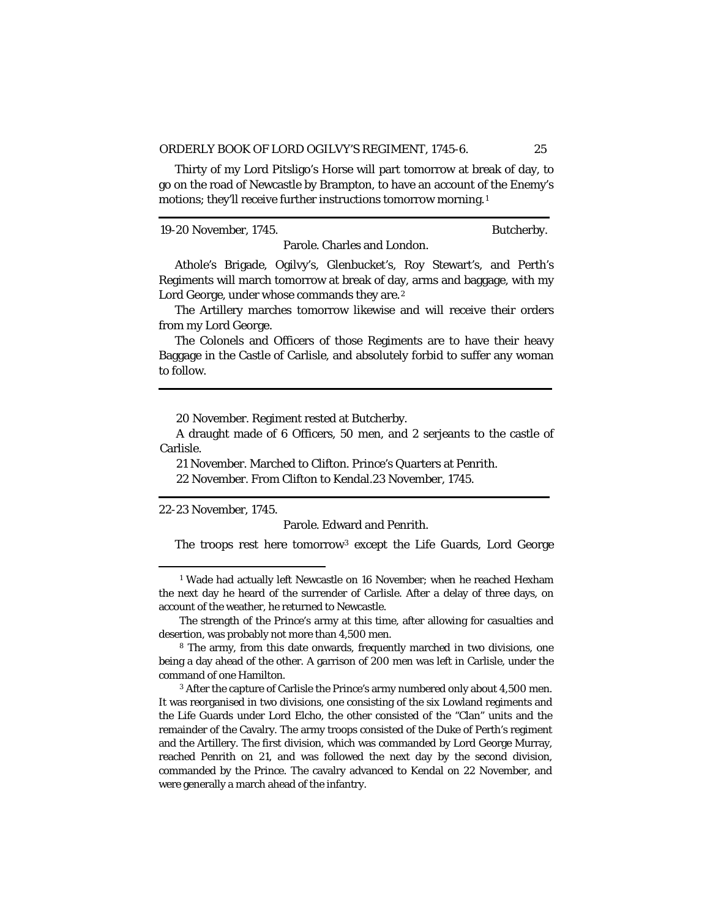Thirty of my Lord Pitsligo's Horse will part tomorrow at break of day, to go on the road of Newcastle by Brampton, to have an account of the Enemy's motions; they'll receive further instructions tomorrow morning.[1]

---

19-20 November, 1745. Butcherby.

Parole. Charles and London.

Athole's Brigade, Ogilvy's, Glenbucket's, Roy Stewart's, and Perth's Regiments will march tomorrow at break of day, arms and baggage, with my Lord George, under whose commands they are.[2]

The Artillery marches tomorrow likewise and will receive their orders from my Lord George.

The Colonels and Officers of those Regiments are to have their heavy Baggage in the Castle of Carlisle, and absolutely forbid to suffer any woman to follow.

---

20 November. Regiment rested at Butcherby.

A draught made of 6 Officers, 50 men, and 2 serjeants to the castle of Carlisle.

21 November. Marched to Clifton. Prince's Quarters at Penrith.

22 November. From Clifton to Kendal.23 November, 1745.

---

22-23 November, 1745.

Parole. Edward and Penrith.

The troops rest here tomorrow[3] except the Life Guards, Lord George

---

[1] Wade had actually left Newcastle on 16 November; when he reached Hexham the next day he heard of the surrender of Carlisle. After a delay of three days, on account of the weather, he returned to Newcastle.

The strength of the Prince's army at this time, after allowing for casualties and desertion, was probably not more than 4,500 men.

[8] The army, from this date onwards, frequently marched in two divisions, one being a day ahead of the other. A garrison of 200 men was left in Carlisle, under the command of one Hamilton.

[3] After the capture of Carlisle the Prince's army numbered only about 4,500 men. It was reorganised in two divisions, one consisting of the six Lowland regiments and the Life Guards under Lord Elcho, the other consisted of the "Clan" units and the remainder of the Cavalry. The army troops consisted of the Duke of Perth's regiment and the Artillery. The first division, which was commanded by Lord George Murray, reached Penrith on 21, and was followed the next day by the second division, commanded by the Prince. The cavalry advanced to Kendal on 22 November, and were generally a march ahead of the infantry.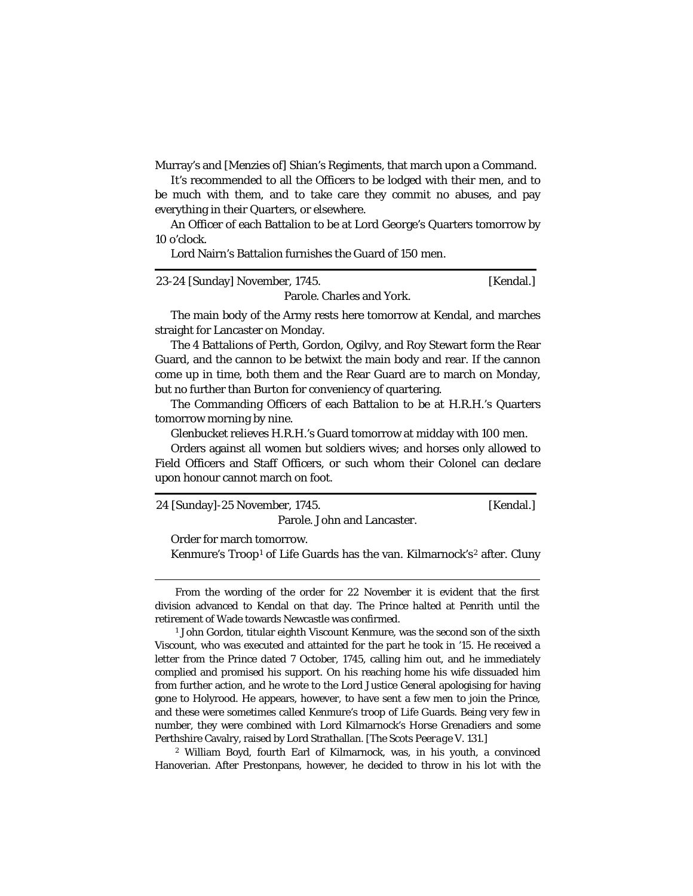Murray's and [Menzies of] Shian's Regiments, that march upon a Command.

It's recommended to all the Officers to be lodged with their men, and to be much with them, and to take care they commit no abuses, and pay everything in their Quarters, or elsewhere.

An Officer of each Battalion to be at Lord George's Quarters tomorrow by 10 o'clock.

Lord Nairn's Battalion furnishes the Guard of 150 men.

---

23-24 [Sunday] November, 1745. [Kendal.]

Parole. Charles and York.

The main body of the Army rests here tomorrow at Kendal, and marches straight for Lancaster on Monday.

The 4 Battalions of Perth, Gordon, Ogilvy, and Roy Stewart form the Rear Guard, and the cannon to be betwixt the main body and rear. If the cannon come up in time, both them and the Rear Guard are to march on Monday, but no further than Burton for conveniency of quartering.

The Commanding Officers of each Battalion to be at H.R.H.'s Quarters tomorrow morning by nine.

Glenbucket relieves H.R.H.'s Guard tomorrow at midday with 100 men.

Orders against all women but soldiers wives; and horses only allowed to Field Officers and Staff Officers, or such whom their Colonel can declare upon honour cannot march on foot.

---

24 [Sunday]-25 November, 1745. [Kendal.]

Parole. John and Lancaster.

Order for march tomorrow.

Kenmure's Troop[1] of Life Guards has the van. Kilmarnock's[2] after. Cluny

---

From the wording of the order for 22 November it is evident that the first division advanced to Kendal on that day. The Prince halted at Penrith until the retirement of Wade towards Newcastle was confirmed.

[1] John Gordon, titular eighth Viscount Kenmure, was the second son of the sixth Viscount, who was executed and attainted for the part he took in '15. He received a letter from the Prince dated 7 October, 1745, calling him out, and he immediately complied and promised his support. On his reaching home his wife dissuaded him from further action, and he wrote to the Lord Justice General apologising for having gone to Holyrood. He appears, however, to have sent a few men to join the Prince, and these were sometimes called Kenmure's troop of Life Guards. Being very few in number, they were combined with Lord Kilmarnock's Horse Grenadiers and some Perthshire Cavalry, raised by Lord Strathallan. [*The Scots Peerage* V. 131.]

[2] William Boyd, fourth Earl of Kilmarnock, was, in his youth, a convinced Hanoverian. After Prestonpans, however, he decided to throw in his lot with the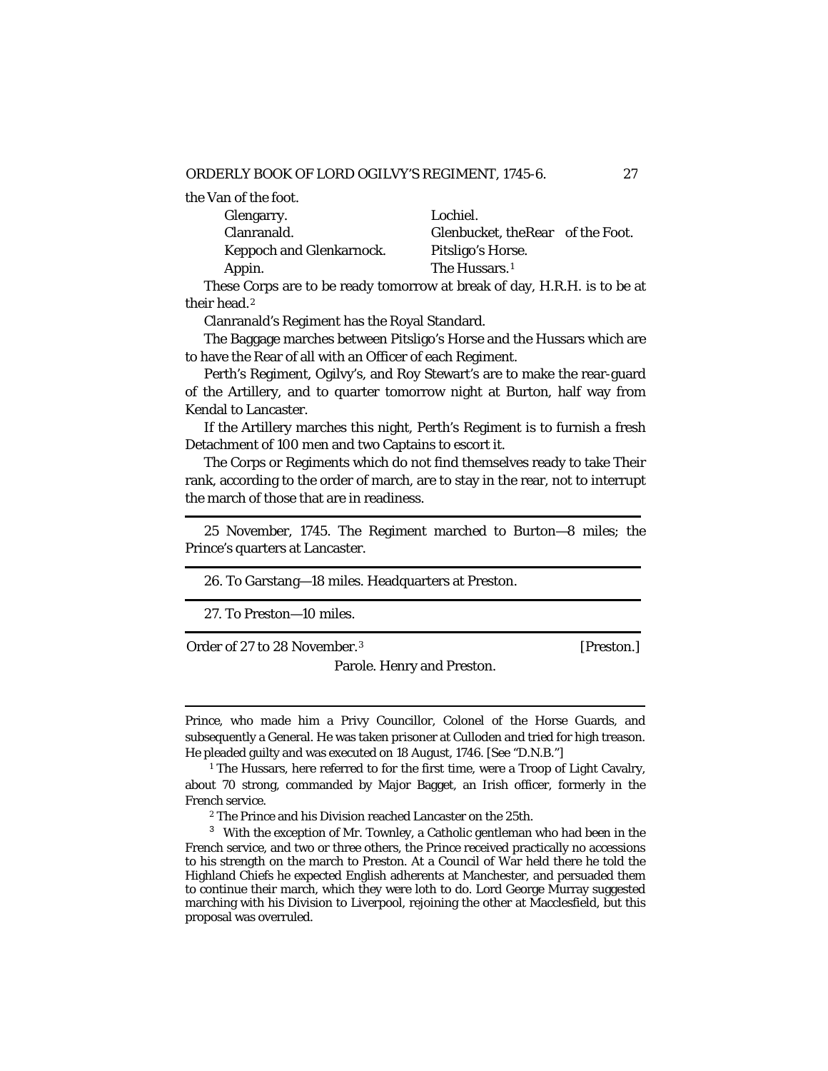the Van of the foot.

| | |
|---|---|
| Glengarry. | Lochiel. |
| Clanranald. | Glenbucket, the Rear of the Foot. |
| Keppoch and Glenkarnock. | Pitsligo's Horse. |
| Appin. | The Hussars.[1] |

These Corps are to be ready tomorrow at break of day, H.R.H. is to be at their head.[2]

Clanranald's Regiment has the Royal Standard.

The Baggage marches between Pitsligo's Horse and the Hussars which are to have the Rear of all with an Officer of each Regiment.

Perth's Regiment, Ogilvy's, and Roy Stewart's are to make the rear-guard of the Artillery, and to quarter tomorrow night at Burton, half way from Kendal to Lancaster.

If the Artillery marches this night, Perth's Regiment is to furnish a fresh Detachment of 100 men and two Captains to escort it.

The Corps or Regiments which do not find themselves ready to take Their rank, according to the order of march, are to stay in the rear, not to interrupt the march of those that are in readiness.

---

25 November, 1745. The Regiment marched to Burton—8 miles; the Prince's quarters at Lancaster.

---

26. To Garstang—18 miles. Headquarters at Preston.

---

27. To Preston—10 miles.

---

Order of 27 to 28 November.[3] [Preston.]

Parole. Henry and Preston.

---

Prince, who made him a Privy Councillor, Colonel of the Horse Guards, and subsequently a General. He was taken prisoner at Culloden and tried for high treason. He pleaded guilty and was executed on 18 August, 1746. [See "D.N.B."]

[1] The Hussars, here referred to for the first time, were a Troop of Light Cavalry, about 70 strong, commanded by Major Bagget, an Irish officer, formerly in the French service.

[2] The Prince and his Division reached Lancaster on the 25th.

[3] With the exception of Mr. Townley, a Catholic gentleman who had been in the French service, and two or three others, the Prince received practically no accessions to his strength on the march to Preston. At a Council of War held there he told the Highland Chiefs he expected English adherents at Manchester, and persuaded them to continue their march, which they were loth to do. Lord George Murray suggested marching with his Division to Liverpool, rejoining the other at Macclesfield, but this proposal was overruled.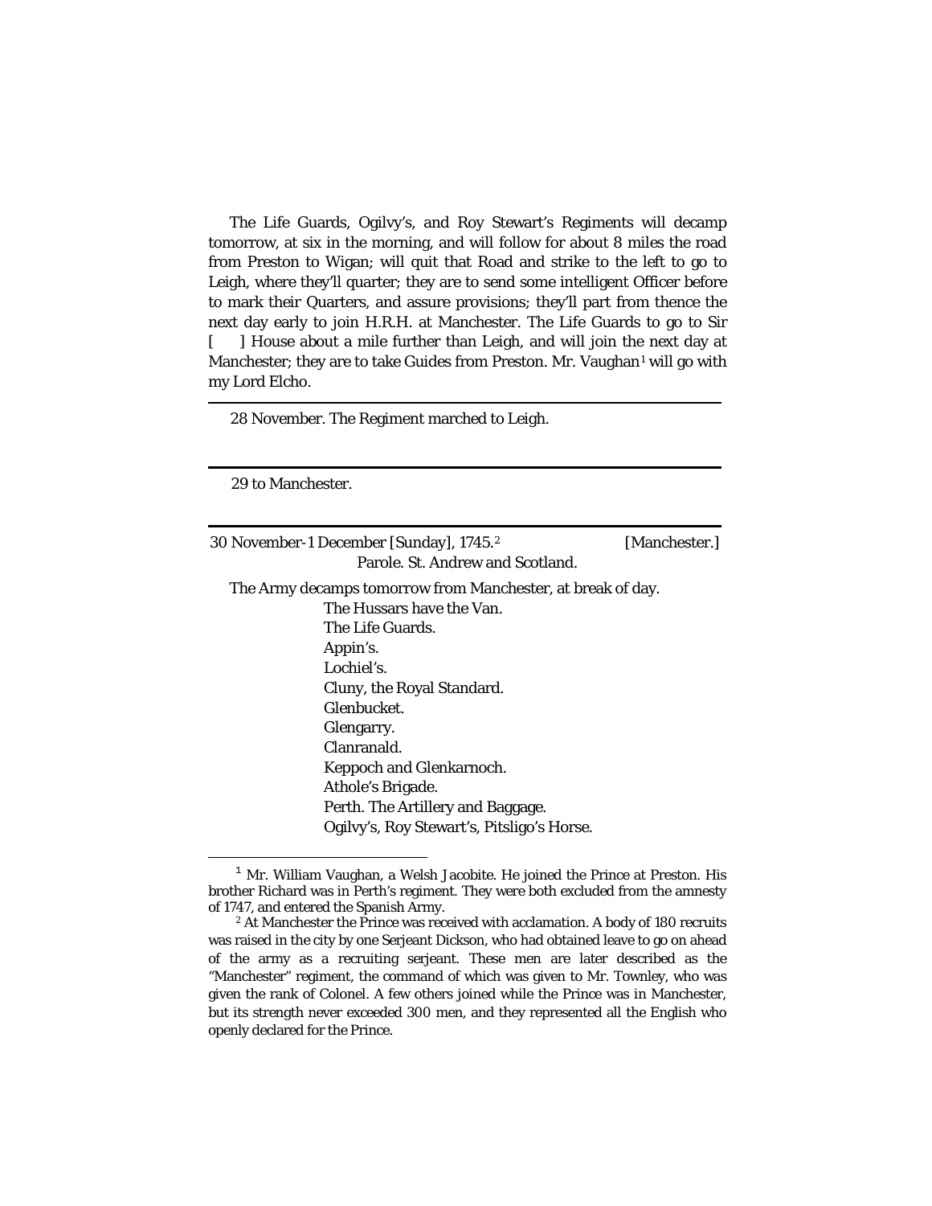The Life Guards, Ogilvy's, and Roy Stewart's Regiments will decamp tomorrow, at six in the morning, and will follow for about 8 miles the road from Preston to Wigan; will quit that Road and strike to the left to go to Leigh, where they'll quarter; they are to send some intelligent Officer before to mark their Quarters, and assure provisions; they'll part from thence the next day early to join H.R.H. at Manchester. The Life Guards to go to Sir [    ] House about a mile further than Leigh, and will join the next day at Manchester; they are to take Guides from Preston. Mr. Vaughan[1] will go with my Lord Elcho.

---

28 November. The Regiment marched to Leigh.

---

29 to Manchester.

---

30 November-1 December [Sunday], 1745.[2] [Manchester.]

Parole. St. Andrew and Scotland.

The Army decamps tomorrow from Manchester, at break of day.

The Hussars have the Van.
The Life Guards.
Appin's.
Lochiel's.
Cluny, the Royal Standard.
Glenbucket.
Glengarry.
Clanranald.
Keppoch and Glenkarnoch.
Athole's Brigade.
Perth. The Artillery and Baggage.
Ogilvy's, Roy Stewart's, Pitsligo's Horse.

---

[1] Mr. William Vaughan, a Welsh Jacobite. He joined the Prince at Preston. His brother Richard was in Perth's regiment. They were both excluded from the amnesty of 1747, and entered the Spanish Army.

[2] At Manchester the Prince was received with acclamation. A body of 180 recruits was raised in the city by one Serjeant Dickson, who had obtained leave to go on ahead of the army as a recruiting serjeant. These men are later described as the "Manchester" regiment, the command of which was given to Mr. Townley, who was given the rank of Colonel. A few others joined while the Prince was in Manchester, but its strength never exceeded 300 men, and they represented all the English who openly declared for the Prince.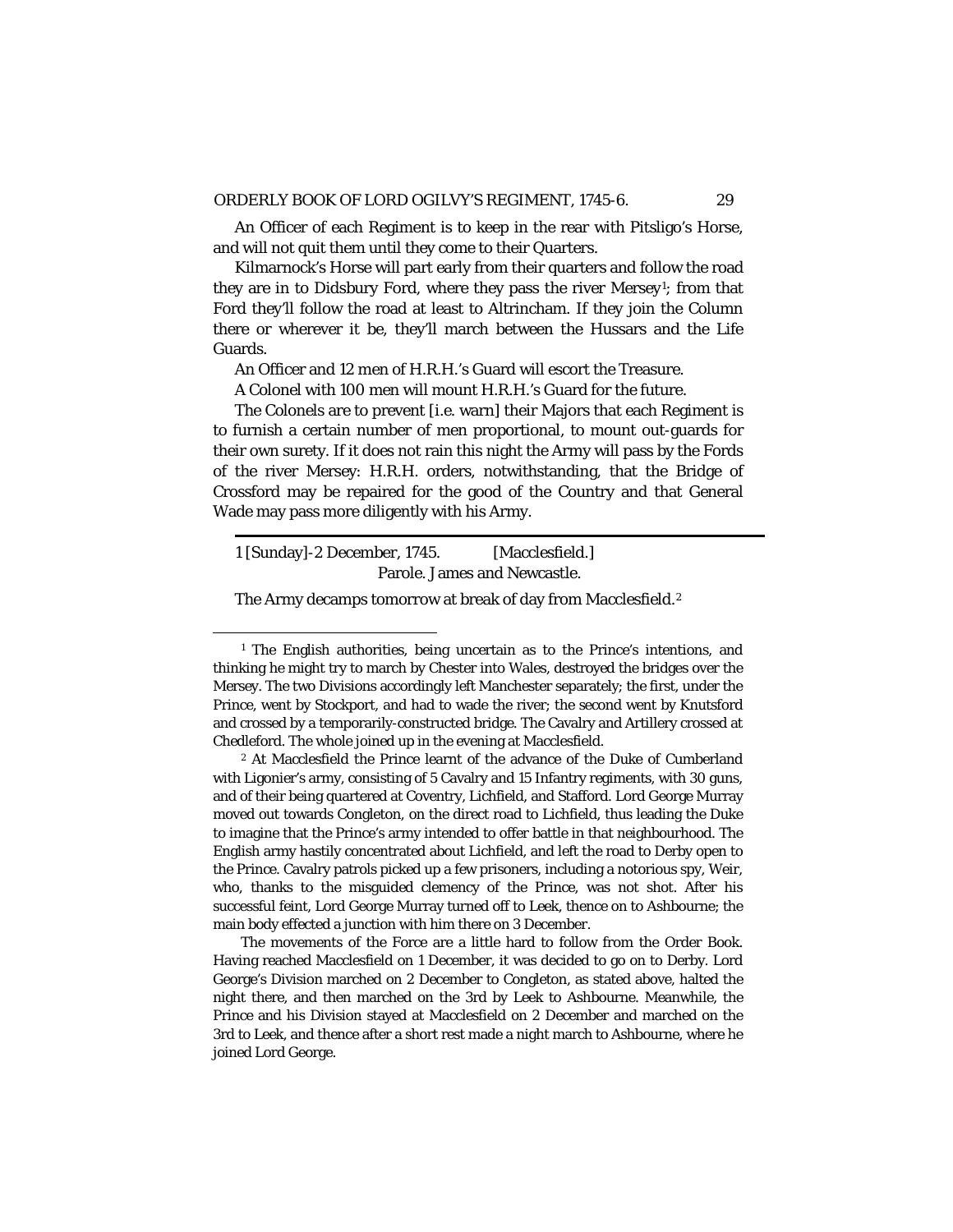An Officer of each Regiment is to keep in the rear with Pitsligo's Horse, and will not quit them until they come to their Quarters.

Kilmarnock's Horse will part early from their quarters and follow the road they are in to Didsbury Ford, where they pass the river Mersey[1]; from that Ford they'll follow the road at least to Altrincham. If they join the Column there or wherever it be, they'll march between the Hussars and the Life Guards.

An Officer and 12 men of H.R.H.'s Guard will escort the Treasure.

A Colonel with 100 men will mount H.R.H.'s Guard for the future.

The Colonels are to prevent [i.e. warn] their Majors that each Regiment is to furnish a certain number of men proportional, to mount out-guards for their own surety. If it does not rain this night the Army will pass by the Fords of the river Mersey: H.R.H. orders, notwithstanding, that the Bridge of Crossford may be repaired for the good of the Country and that General Wade may pass more diligently with his Army.

---

1 [Sunday]-2 December, 1745. [Macclesfield.]

Parole. James and Newcastle.

The Army decamps tomorrow at break of day from Macclesfield.[2]

---

[1] The English authorities, being uncertain as to the Prince's intentions, and thinking he might try to march by Chester into Wales, destroyed the bridges over the Mersey. The two Divisions accordingly left Manchester separately; the first, under the Prince, went by Stockport, and had to wade the river; the second went by Knutsford and crossed by a temporarily-constructed bridge. The Cavalry and Artillery crossed at Chedleford. The whole joined up in the evening at Macclesfield.

[2] At Macclesfield the Prince learnt of the advance of the Duke of Cumberland with Ligonier's army, consisting of 5 Cavalry and 15 Infantry regiments, with 30 guns, and of their being quartered at Coventry, Lichfield, and Stafford. Lord George Murray moved out towards Congleton, on the direct road to Lichfield, thus leading the Duke to imagine that the Prince's army intended to offer battle in that neighbourhood. The English army hastily concentrated about Lichfield, and left the road to Derby open to the Prince. Cavalry patrols picked up a few prisoners, including a notorious spy, Weir, who, thanks to the misguided clemency of the Prince, was not shot. After his successful feint, Lord George Murray turned off to Leek, thence on to Ashbourne; the main body effected a junction with him there on 3 December.

The movements of the Force are a little hard to follow from the Order Book. Having reached Macclesfield on 1 December, it was decided to go on to Derby. Lord George's Division marched on 2 December to Congleton, as stated above, halted the night there, and then marched on the 3rd by Leek to Ashbourne. Meanwhile, the Prince and his Division stayed at Macclesfield on 2 December and marched on the 3rd to Leek, and thence after a short rest made a night march to Ashbourne, where he joined Lord George.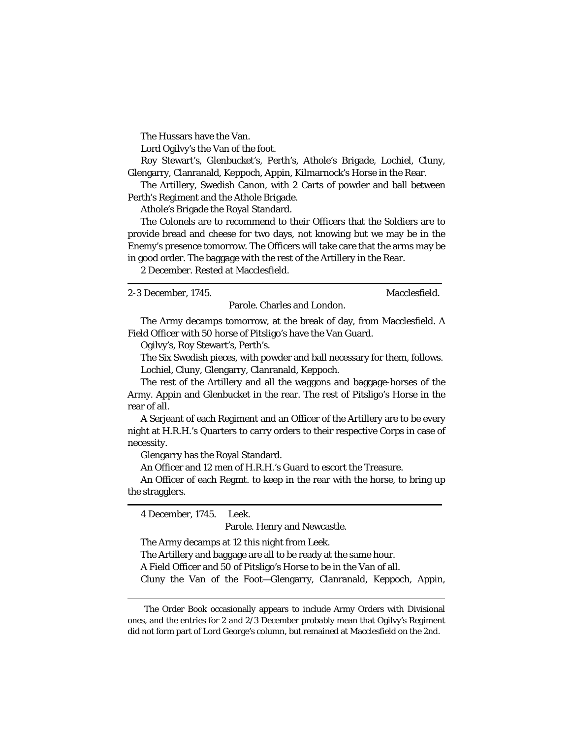The Hussars have the Van.

Lord Ogilvy's the Van of the foot.

Roy Stewart's, Glenbucket's, Perth's, Athole's Brigade, Lochiel, Cluny, Glengarry, Clanranald, Keppoch, Appin, Kilmarnock's Horse in the Rear.

The Artillery, Swedish Canon, with 2 Carts of powder and ball between Perth's Regiment and the Athole Brigade.

Athole's Brigade the Royal Standard.

The Colonels are to recommend to their Officers that the Soldiers are to provide bread and cheese for two days, not knowing but we may be in the Enemy's presence tomorrow. The Officers will take care that the arms may be in good order. The baggage with the rest of the Artillery in the Rear.

2 December. Rested at Macclesfield.

---

2-3 December, 1745. Macclesfield.

Parole. Charles and London.

The Army decamps tomorrow, at the break of day, from Macclesfield. A Field Officer with 50 horse of Pitsligo's have the Van Guard.

Ogilvy's, Roy Stewart's, Perth's.

The Six Swedish pieces, with powder and ball necessary for them, follows.

Lochiel, Cluny, Glengarry, Clanranald, Keppoch.

The rest of the Artillery and all the waggons and baggage-horses of the Army. Appin and Glenbucket in the rear. The rest of Pitsligo's Horse in the rear of all.

A Serjeant of each Regiment and an Officer of the Artillery are to be every night at H.R.H.'s Quarters to carry orders to their respective Corps in case of necessity.

Glengarry has the Royal Standard.

An Officer and 12 men of H.R.H.'s Guard to escort the Treasure.

An Officer of each Regmt. to keep in the rear with the horse, to bring up the stragglers.

---

4 December, 1745. Leek.

Parole. Henry and Newcastle.

The Army decamps at 12 this night from Leek.

The Artillery and baggage are all to be ready at the same hour.

A Field Officer and 50 of Pitsligo's Horse to be in the Van of all.

Cluny the Van of the Foot—Glengarry, Clanranald, Keppoch, Appin,

---

The Order Book occasionally appears to include Army Orders with Divisional ones, and the entries for 2 and 2/3 December probably mean that Ogilvy's Regiment did not form part of Lord George's column, but remained at Macclesfield on the 2nd.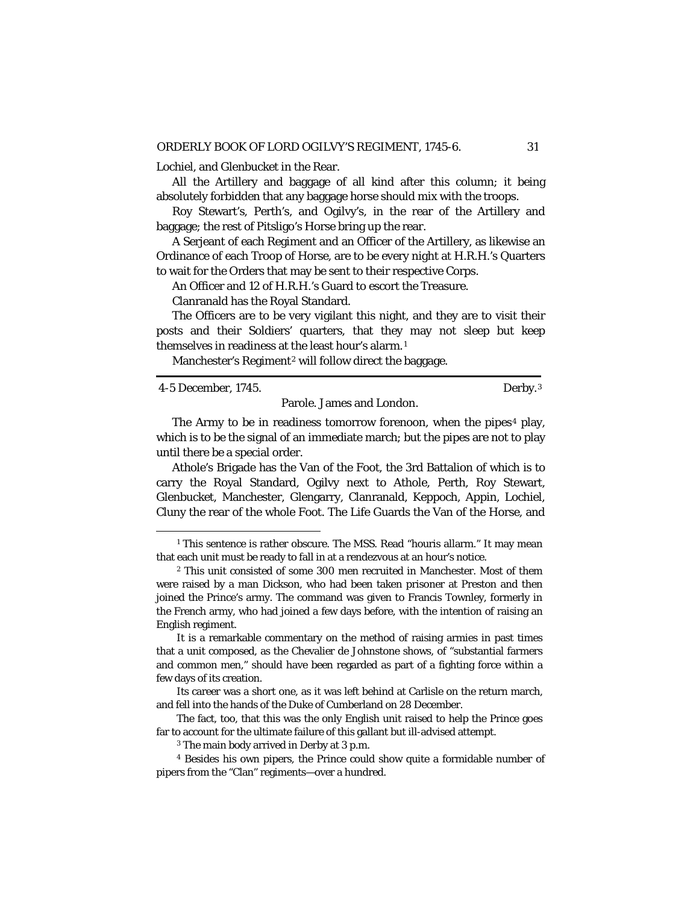Lochiel, and Glenbucket in the Rear.

All the Artillery and baggage of all kind after this column; it being absolutely forbidden that any baggage horse should mix with the troops.

Roy Stewart's, Perth's, and Ogilvy's, in the rear of the Artillery and baggage; the rest of Pitsligo's Horse bring up the rear.

A Serjeant of each Regiment and an Officer of the Artillery, as likewise an Ordinance of each Troop of Horse, are to be every night at H.R.H.'s Quarters to wait for the Orders that may be sent to their respective Corps.

An Officer and 12 of H.R.H.'s Guard to escort the Treasure.

Clanranald has the Royal Standard.

The Officers are to be very vigilant this night, and they are to visit their posts and their Soldiers' quarters, that they may not sleep but keep themselves in readiness at the least hour's alarm.[1]

Manchester's Regiment[2] will follow direct the baggage.

---

4-5 December, 1745. Derby.[3]

Parole. James and London.

The Army to be in readiness tomorrow forenoon, when the pipes[4] play, which is to be the signal of an immediate march; but the pipes are not to play until there be a special order.

Athole's Brigade has the Van of the Foot, the 3rd Battalion of which is to carry the Royal Standard, Ogilvy next to Athole, Perth, Roy Stewart, Glenbucket, Manchester, Glengarry, Clanranald, Keppoch, Appin, Lochiel, Cluny the rear of the whole Foot. The Life Guards the Van of the Horse, and

---

[1] This sentence is rather obscure. The MSS. Read "houris allarm." It may mean that each unit must be ready to fall in at a rendezvous at an hour's notice.

[2] This unit consisted of some 300 men recruited in Manchester. Most of them were raised by a man Dickson, who had been taken prisoner at Preston and then joined the Prince's army. The command was given to Francis Townley, formerly in the French army, who had joined a few days before, with the intention of raising an English regiment.

It is a remarkable commentary on the method of raising armies in past times that a unit composed, as the Chevalier de Johnstone shows, of "substantial farmers and common men," should have been regarded as part of a fighting force within a few days of its creation.

Its career was a short one, as it was left behind at Carlisle on the return march, and fell into the hands of the Duke of Cumberland on 28 December.

The fact, too, that this was the only English unit raised to help the Prince goes far to account for the ultimate failure of this gallant but ill-advised attempt.

[3] The main body arrived in Derby at 3 p.m.

[4] Besides his own pipers, the Prince could show quite a formidable number of pipers from the "Clan" regiments—over a hundred.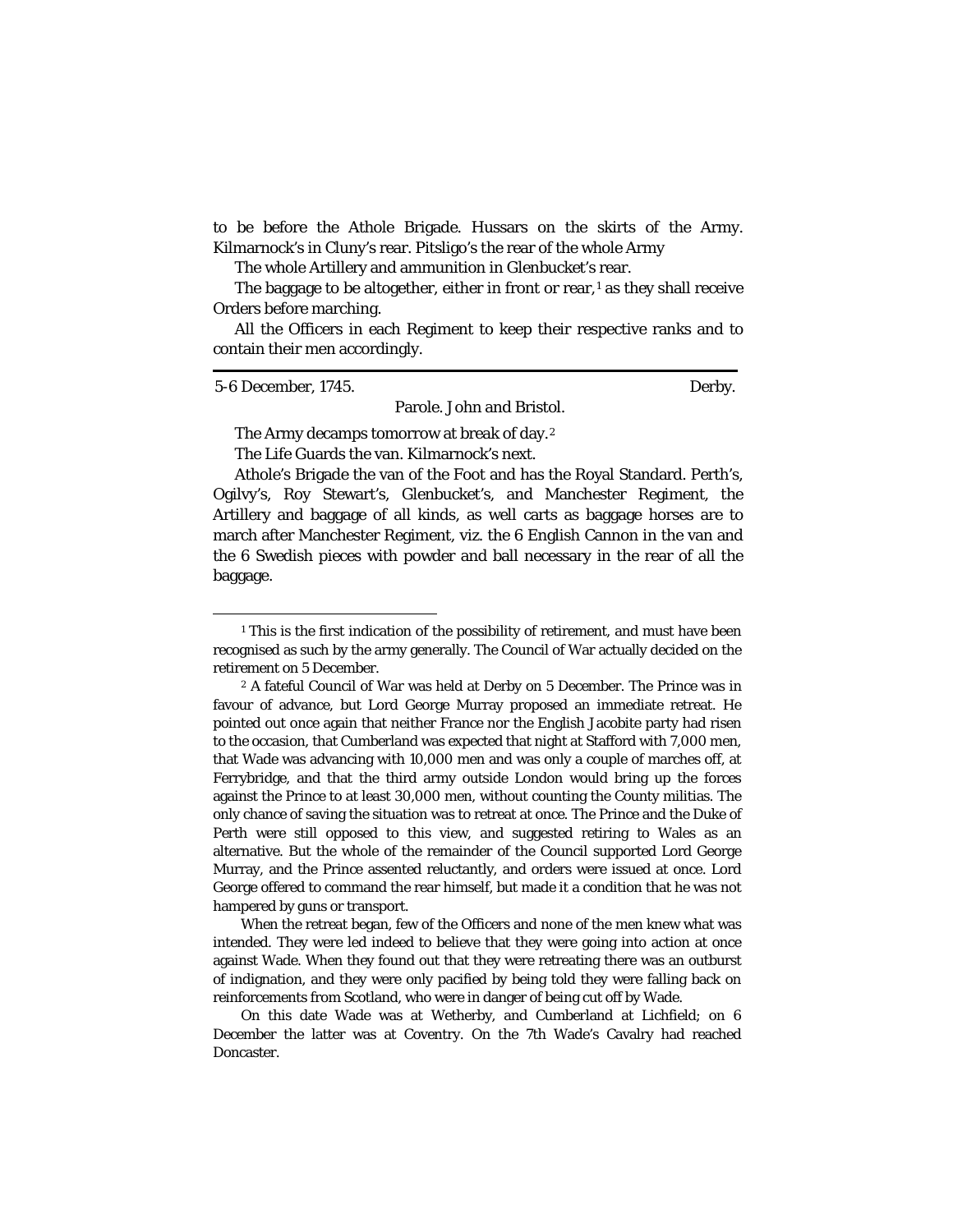to be before the Athole Brigade. Hussars on the skirts of the Army. Kilmarnock's in Cluny's rear. Pitsligo's the rear of the whole Army

The whole Artillery and ammunition in Glenbucket's rear.

The baggage to be altogether, either in front or rear,[1] as they shall receive Orders before marching.

All the Officers in each Regiment to keep their respective ranks and to contain their men accordingly.

---

5-6 December, 1745. Derby.

Parole. John and Bristol.

The Army decamps tomorrow at break of day.[2]

The Life Guards the van. Kilmarnock's next.

Athole's Brigade the van of the Foot and has the Royal Standard. Perth's, Ogilvy's, Roy Stewart's, Glenbucket's, and Manchester Regiment, the Artillery and baggage of all kinds, as well carts as baggage horses are to march after Manchester Regiment, viz. the 6 English Cannon in the van and the 6 Swedish pieces with powder and ball necessary in the rear of all the baggage.

---

[1] This is the first indication of the possibility of retirement, and must have been recognised as such by the army generally. The Council of War actually decided on the retirement on 5 December.

[2] A fateful Council of War was held at Derby on 5 December. The Prince was in favour of advance, but Lord George Murray proposed an immediate retreat. He pointed out once again that neither France nor the English Jacobite party had risen to the occasion, that Cumberland was expected that night at Stafford with 7,000 men, that Wade was advancing with 10,000 men and was only a couple of marches off, at Ferrybridge, and that the third army outside London would bring up the forces against the Prince to at least 30,000 men, without counting the County militias. The only chance of saving the situation was to retreat at once. The Prince and the Duke of Perth were still opposed to this view, and suggested retiring to Wales as an alternative. But the whole of the remainder of the Council supported Lord George Murray, and the Prince assented reluctantly, and orders were issued at once. Lord George offered to command the rear himself, but made it a condition that he was not hampered by guns or transport.

When the retreat began, few of the Officers and none of the men knew what was intended. They were led indeed to believe that they were going into action at once against Wade. When they found out that they were retreating there was an outburst of indignation, and they were only pacified by being told they were falling back on reinforcements from Scotland, who were in danger of being cut off by Wade.

On this date Wade was at Wetherby, and Cumberland at Lichfield; on 6 December the latter was at Coventry. On the 7th Wade's Cavalry had reached Doncaster.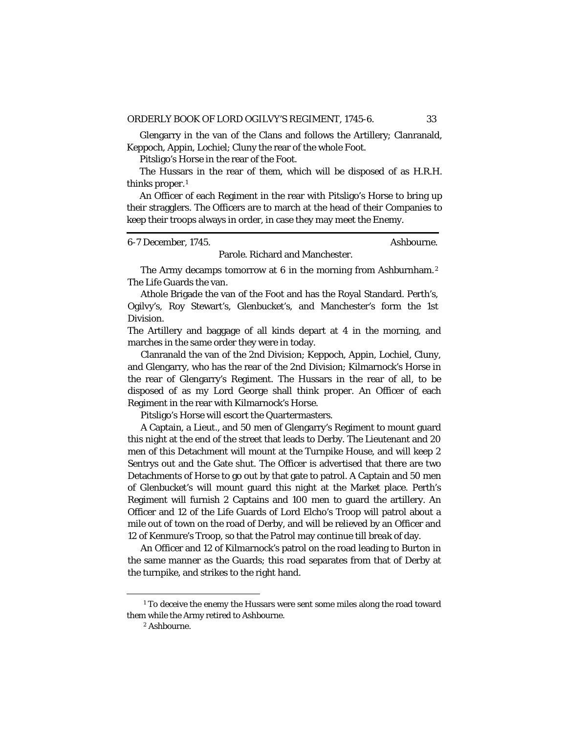Glengarry in the van of the Clans and follows the Artillery; Clanranald, Keppoch, Appin, Lochiel; Cluny the rear of the whole Foot.

Pitsligo's Horse in the rear of the Foot.

The Hussars in the rear of them, which will be disposed of as H.R.H. thinks proper.[1]

An Officer of each Regiment in the rear with Pitsligo's Horse to bring up their stragglers. The Officers are to march at the head of their Companies to keep their troops always in order, in case they may meet the Enemy.

---

6-7 December, 1745. Ashbourne.

Parole. Richard and Manchester.

The Army decamps tomorrow at 6 in the morning from Ashburnham.[2] The Life Guards the van.

Athole Brigade the van of the Foot and has the Royal Standard. Perth's, Ogilvy's, Roy Stewart's, Glenbucket's, and Manchester's form the 1st Division.

The Artillery and baggage of all kinds depart at 4 in the morning, and marches in the same order they were in today.

Clanranald the van of the 2nd Division; Keppoch, Appin, Lochiel, Cluny, and Glengarry, who has the rear of the 2nd Division; Kilmarnock's Horse in the rear of Glengarry's Regiment. The Hussars in the rear of all, to be disposed of as my Lord George shall think proper. An Officer of each Regiment in the rear with Kilmarnock's Horse.

Pitsligo's Horse will escort the Quartermasters.

A Captain, a Lieut., and 50 men of Glengarry's Regiment to mount guard this night at the end of the street that leads to Derby. The Lieutenant and 20 men of this Detachment will mount at the Turnpike House, and will keep 2 Sentrys out and the Gate shut. The Officer is advertised that there are two Detachments of Horse to go out by that gate to patrol. A Captain and 50 men of Glenbucket's will mount guard this night at the Market place. Perth's Regiment will furnish 2 Captains and 100 men to guard the artillery. An Officer and 12 of the Life Guards of Lord Elcho's Troop will patrol about a mile out of town on the road of Derby, and will be relieved by an Officer and 12 of Kenmure's Troop, so that the Patrol may continue till break of day.

An Officer and 12 of Kilmarnock's patrol on the road leading to Burton in the same manner as the Guards; this road separates from that of Derby at the turnpike, and strikes to the right hand.

---

[1] To deceive the enemy the Hussars were sent some miles along the road toward them while the Army retired to Ashbourne.

[2] Ashbourne.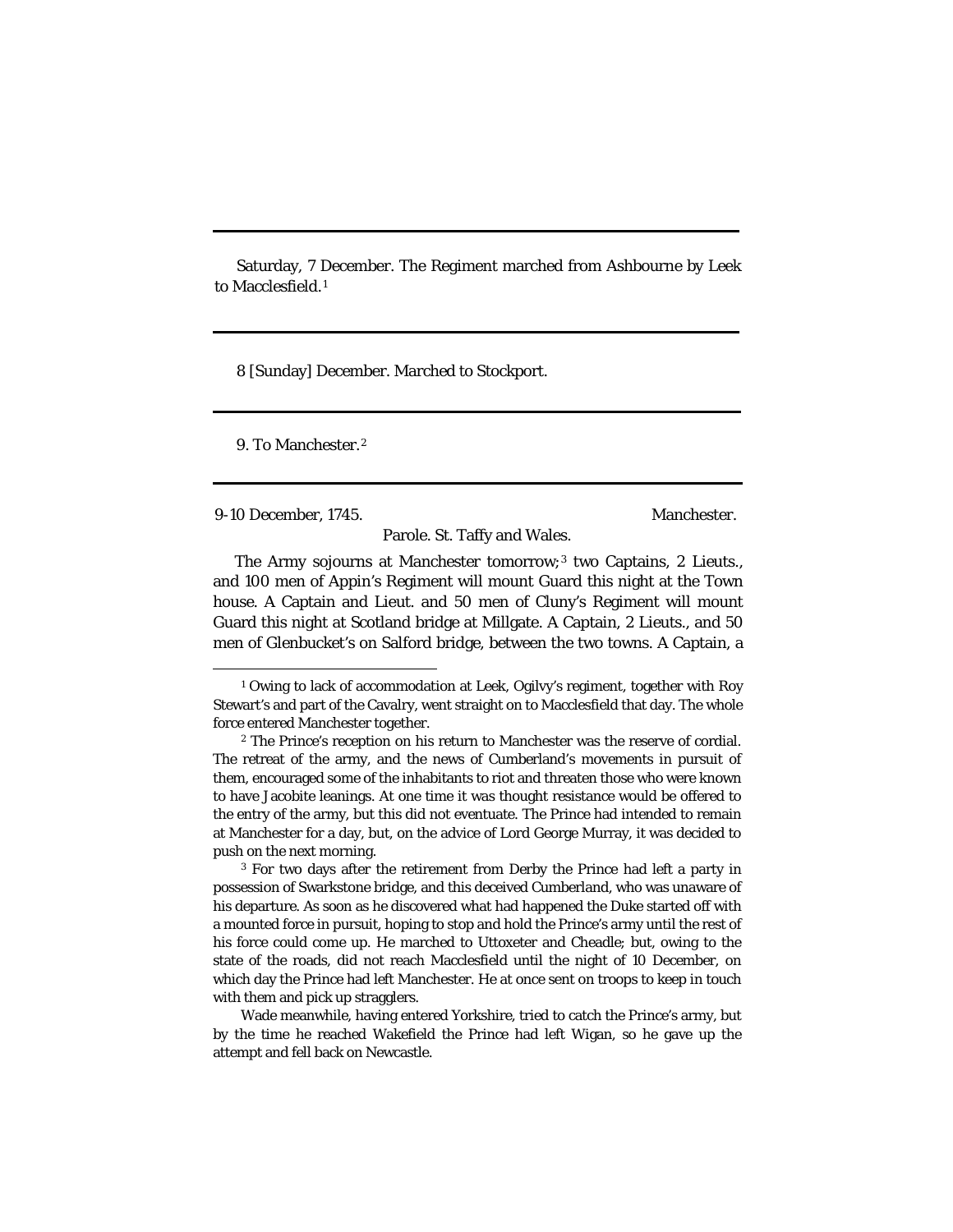---

Saturday, 7 December. The Regiment marched from Ashbourne by Leek to Macclesfield.[1]

---

8 [Sunday] December. Marched to Stockport.

---

9. To Manchester.[2]

---

9-10 December, 1745. Manchester.

Parole. St. Taffy and Wales.

The Army sojourns at Manchester tomorrow;[3] two Captains, 2 Lieuts., and 100 men of Appin's Regiment will mount Guard this night at the Town house. A Captain and Lieut. and 50 men of Cluny's Regiment will mount Guard this night at Scotland bridge at Millgate. A Captain, 2 Lieuts., and 50 men of Glenbucket's on Salford bridge, between the two towns. A Captain, a

---

[1] Owing to lack of accommodation at Leek, Ogilvy's regiment, together with Roy Stewart's and part of the Cavalry, went straight on to Macclesfield that day. The whole force entered Manchester together.

[2] The Prince's reception on his return to Manchester was the reserve of cordial. The retreat of the army, and the news of Cumberland's movements in pursuit of them, encouraged some of the inhabitants to riot and threaten those who were known to have Jacobite leanings. At one time it was thought resistance would be offered to the entry of the army, but this did not eventuate. The Prince had intended to remain at Manchester for a day, but, on the advice of Lord George Murray, it was decided to push on the next morning.

[3] For two days after the retirement from Derby the Prince had left a party in possession of Swarkstone bridge, and this deceived Cumberland, who was unaware of his departure. As soon as he discovered what had happened the Duke started off with a mounted force in pursuit, hoping to stop and hold the Prince's army until the rest of his force could come up. He marched to Uttoxeter and Cheadle; but, owing to the state of the roads, did not reach Macclesfield until the night of 10 December, on which day the Prince had left Manchester. He at once sent on troops to keep in touch with them and pick up stragglers.

Wade meanwhile, having entered Yorkshire, tried to catch the Prince's army, but by the time he reached Wakefield the Prince had left Wigan, so he gave up the attempt and fell back on Newcastle.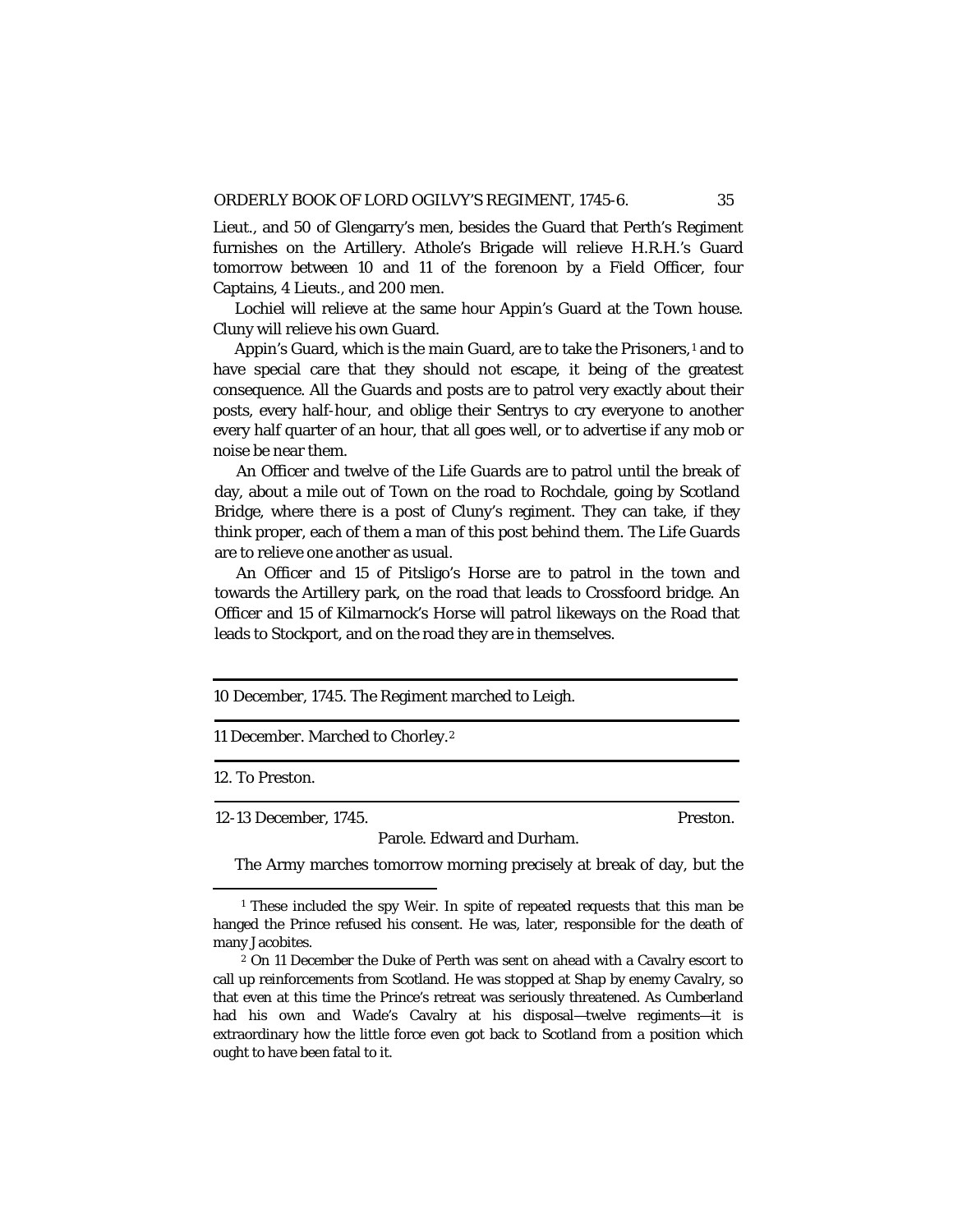Lieut., and 50 of Glengarry's men, besides the Guard that Perth's Regiment furnishes on the Artillery. Athole's Brigade will relieve H.R.H.'s Guard tomorrow between 10 and 11 of the forenoon by a Field Officer, four Captains, 4 Lieuts., and 200 men.

Lochiel will relieve at the same hour Appin's Guard at the Town house. Cluny will relieve his own Guard.

Appin's Guard, which is the main Guard, are to take the Prisoners,[1] and to have special care that they should not escape, it being of the greatest consequence. All the Guards and posts are to patrol very exactly about their posts, every half-hour, and oblige their Sentrys to cry everyone to another every half quarter of an hour, that all goes well, or to advertise if any mob or noise be near them.

An Officer and twelve of the Life Guards are to patrol until the break of day, about a mile out of Town on the road to Rochdale, going by Scotland Bridge, where there is a post of Cluny's regiment. They can take, if they think proper, each of them a man of this post behind them. The Life Guards are to relieve one another as usual.

An Officer and 15 of Pitsligo's Horse are to patrol in the town and towards the Artillery park, on the road that leads to Crossfoord bridge. An Officer and 15 of Kilmarnock's Horse will patrol likeways on the Road that leads to Stockport, and on the road they are in themselves.

---

10 December, 1745. The Regiment marched to Leigh.

---

11 December. Marched to Chorley.[2]

---

12. To Preston.

---

12-13 December, 1745. Preston.

Parole. Edward and Durham.

The Army marches tomorrow morning precisely at break of day, but the

---

[1] These included the spy Weir. In spite of repeated requests that this man be hanged the Prince refused his consent. He was, later, responsible for the death of many Jacobites.

[2] On 11 December the Duke of Perth was sent on ahead with a Cavalry escort to call up reinforcements from Scotland. He was stopped at Shap by enemy Cavalry, so that even at this time the Prince's retreat was seriously threatened. As Cumberland had his own and Wade's Cavalry at his disposal—twelve regiments—it is extraordinary how the little force even got back to Scotland from a position which ought to have been fatal to it.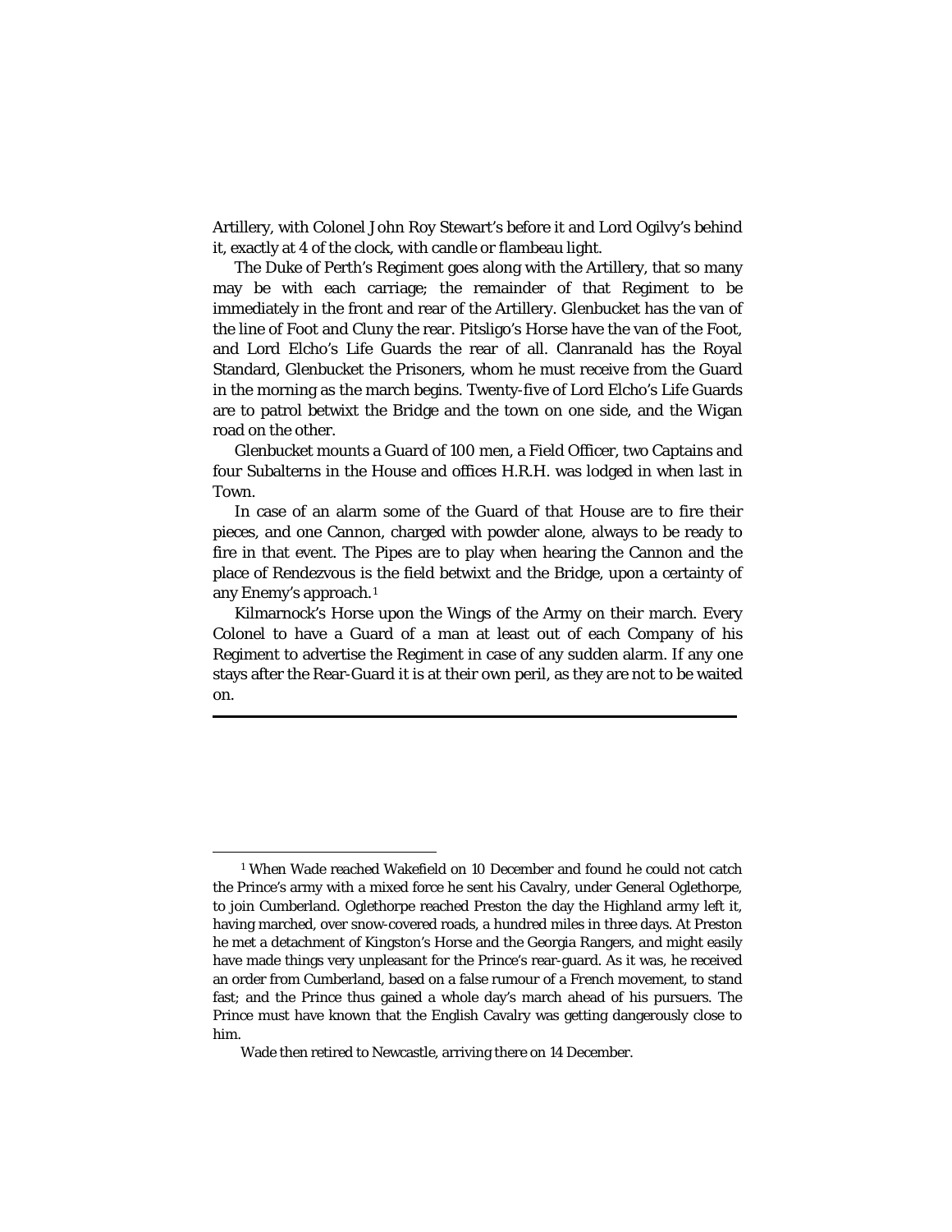Artillery, with Colonel John Roy Stewart's before it and Lord Ogilvy's behind it, exactly at 4 of the clock, with candle or flambeau light.

The Duke of Perth's Regiment goes along with the Artillery, that so many may be with each carriage; the remainder of that Regiment to be immediately in the front and rear of the Artillery. Glenbucket has the van of the line of Foot and Cluny the rear. Pitsligo's Horse have the van of the Foot, and Lord Elcho's Life Guards the rear of all. Clanranald has the Royal Standard, Glenbucket the Prisoners, whom he must receive from the Guard in the morning as the march begins. Twenty-five of Lord Elcho's Life Guards are to patrol betwixt the Bridge and the town on one side, and the Wigan road on the other.

Glenbucket mounts a Guard of 100 men, a Field Officer, two Captains and four Subalterns in the House and offices H.R.H. was lodged in when last in Town.

In case of an alarm some of the Guard of that House are to fire their pieces, and one Cannon, charged with powder alone, always to be ready to fire in that event. The Pipes are to play when hearing the Cannon and the place of Rendezvous is the field betwixt and the Bridge, upon a certainty of any Enemy's approach.[1]

Kilmarnock's Horse upon the Wings of the Army on their march. Every Colonel to have a Guard of a man at least out of each Company of his Regiment to advertise the Regiment in case of any sudden alarm. If any one stays after the Rear-Guard it is at their own peril, as they are not to be waited on.

---

[1] When Wade reached Wakefield on 10 December and found he could not catch the Prince's army with a mixed force he sent his Cavalry, under General Oglethorpe, to join Cumberland. Oglethorpe reached Preston the day the Highland army left it, having marched, over snow-covered roads, a hundred miles in three days. At Preston he met a detachment of Kingston's Horse and the Georgia Rangers, and might easily have made things very unpleasant for the Prince's rear-guard. As it was, he received an order from Cumberland, based on a false rumour of a French movement, to stand fast; and the Prince thus gained a whole day's march ahead of his pursuers. The Prince must have known that the English Cavalry was getting dangerously close to him.

Wade then retired to Newcastle, arriving there on 14 December.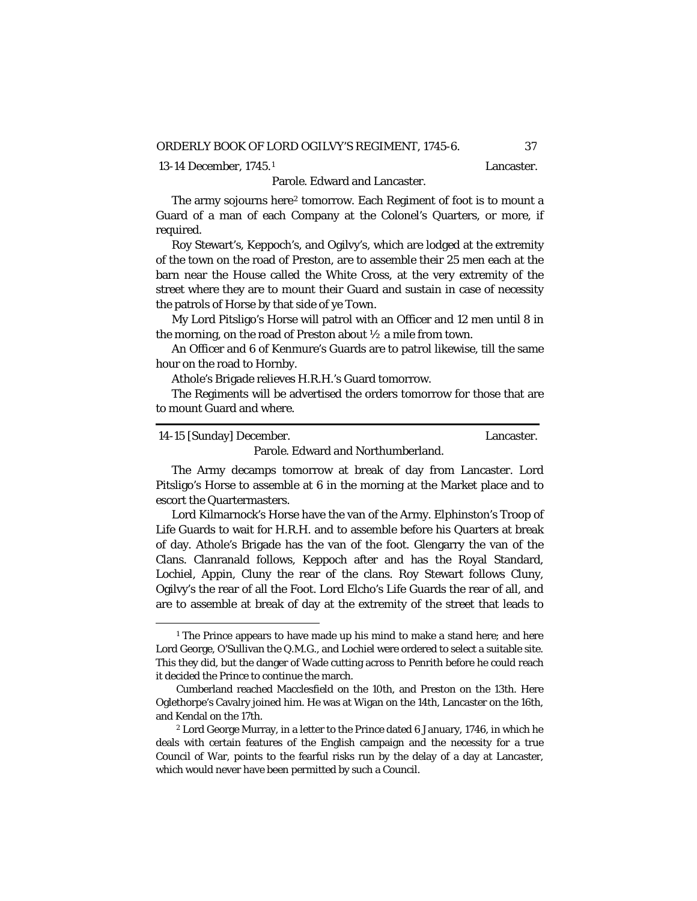13-14 December, 1745.[1] Lancaster.

Parole. Edward and Lancaster.

The army sojourns here[2] tomorrow. Each Regiment of foot is to mount a Guard of a man of each Company at the Colonel's Quarters, or more, if required.

Roy Stewart's, Keppoch's, and Ogilvy's, which are lodged at the extremity of the town on the road of Preston, are to assemble their 25 men each at the barn near the House called the White Cross, at the very extremity of the street where they are to mount their Guard and sustain in case of necessity the patrols of Horse by that side of ye Town.

My Lord Pitsligo's Horse will patrol with an Officer and 12 men until 8 in the morning, on the road of Preston about ½ a mile from town.

An Officer and 6 of Kenmure's Guards are to patrol likewise, till the same hour on the road to Hornby.

Athole's Brigade relieves H.R.H.'s Guard tomorrow.

The Regiments will be advertised the orders tomorrow for those that are to mount Guard and where.

---

14-15 [Sunday] December. Lancaster.

Parole. Edward and Northumberland.

The Army decamps tomorrow at break of day from Lancaster. Lord Pitsligo's Horse to assemble at 6 in the morning at the Market place and to escort the Quartermasters.

Lord Kilmarnock's Horse have the van of the Army. Elphinston's Troop of Life Guards to wait for H.R.H. and to assemble before his Quarters at break of day. Athole's Brigade has the van of the foot. Glengarry the van of the Clans. Clanranald follows, Keppoch after and has the Royal Standard, Lochiel, Appin, Cluny the rear of the clans. Roy Stewart follows Cluny, Ogilvy's the rear of all the Foot. Lord Elcho's Life Guards the rear of all, and are to assemble at break of day at the extremity of the street that leads to

---

[1] The Prince appears to have made up his mind to make a stand here; and here Lord George, O'Sullivan the Q.M.G., and Lochiel were ordered to select a suitable site. This they did, but the danger of Wade cutting across to Penrith before he could reach it decided the Prince to continue the march.

Cumberland reached Macclesfield on the 10th, and Preston on the 13th. Here Oglethorpe's Cavalry joined him. He was at Wigan on the 14th, Lancaster on the 16th, and Kendal on the 17th.

[2] Lord George Murray, in a letter to the Prince dated 6 January, 1746, in which he deals with certain features of the English campaign and the necessity for a true Council of War, points to the fearful risks run by the delay of a day at Lancaster, which would never have been permitted by such a Council.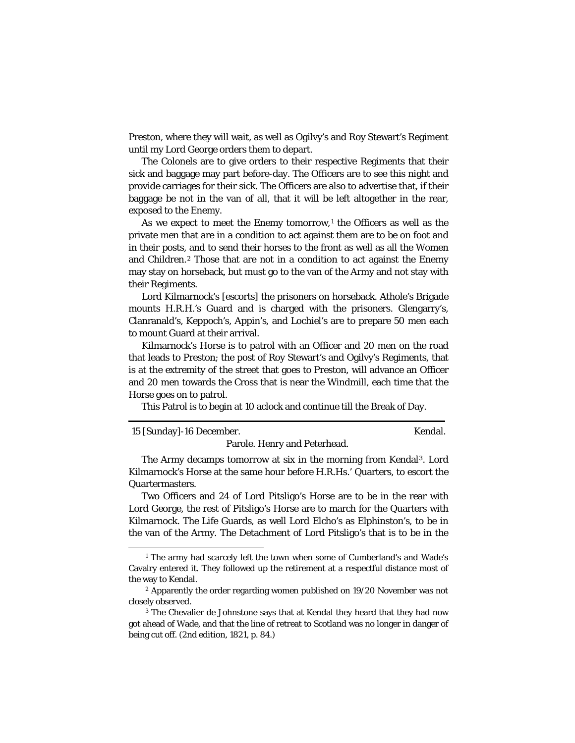Preston, where they will wait, as well as Ogilvy's and Roy Stewart's Regiment until my Lord George orders them to depart.

The Colonels are to give orders to their respective Regiments that their sick and baggage may part before-day. The Officers are to see this night and provide carriages for their sick. The Officers are also to advertise that, if their baggage be not in the van of all, that it will be left altogether in the rear, exposed to the Enemy.

As we expect to meet the Enemy tomorrow,[1] the Officers as well as the private men that are in a condition to act against them are to be on foot and in their posts, and to send their horses to the front as well as all the Women and Children.[2] Those that are not in a condition to act against the Enemy may stay on horseback, but must go to the van of the Army and not stay with their Regiments.

Lord Kilmarnock's [escorts] the prisoners on horseback. Athole's Brigade mounts H.R.H.'s Guard and is charged with the prisoners. Glengarry's, Clanranald's, Keppoch's, Appin's, and Lochiel's are to prepare 50 men each to mount Guard at their arrival.

Kilmarnock's Horse is to patrol with an Officer and 20 men on the road that leads to Preston; the post of Roy Stewart's and Ogilvy's Regiments, that is at the extremity of the street that goes to Preston, will advance an Officer and 20 men towards the Cross that is near the Windmill, each time that the Horse goes on to patrol.

This Patrol is to begin at 10 aclock and continue till the Break of Day.

---

15 [Sunday]-16 December. Kendal.

Parole. Henry and Peterhead.

The Army decamps tomorrow at six in the morning from Kendal[3]. Lord Kilmarnock's Horse at the same hour before H.R.Hs.' Quarters, to escort the Quartermasters.

Two Officers and 24 of Lord Pitsligo's Horse are to be in the rear with Lord George, the rest of Pitsligo's Horse are to march for the Quarters with Kilmarnock. The Life Guards, as well Lord Elcho's as Elphinston's, to be in the van of the Army. The Detachment of Lord Pitsligo's that is to be in the

---

[1] The army had scarcely left the town when some of Cumberland's and Wade's Cavalry entered it. They followed up the retirement at a respectful distance most of the way to Kendal.

[2] Apparently the order regarding women published on 19/20 November was not closely observed.

[3] The Chevalier de Johnstone says that at Kendal they heard that they had now got ahead of Wade, and that the line of retreat to Scotland was no longer in danger of being cut off. (2nd edition, 1821, p. 84.)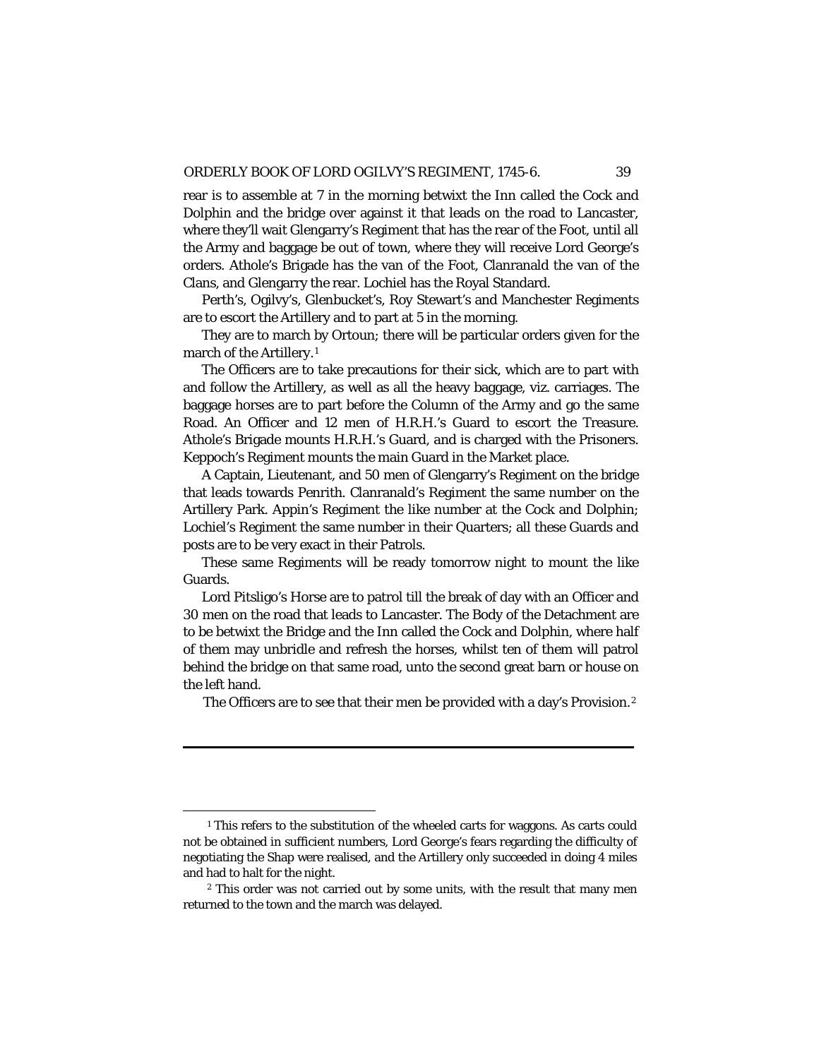rear is to assemble at 7 in the morning betwixt the Inn called the Cock and Dolphin and the bridge over against it that leads on the road to Lancaster, where they'll wait Glengarry's Regiment that has the rear of the Foot, until all the Army and baggage be out of town, where they will receive Lord George's orders. Athole's Brigade has the van of the Foot, Clanranald the van of the Clans, and Glengarry the rear. Lochiel has the Royal Standard.

Perth's, Ogilvy's, Glenbucket's, Roy Stewart's and Manchester Regiments are to escort the Artillery and to part at 5 in the morning.

They are to march by Ortoun; there will be particular orders given for the march of the Artillery.[1]

The Officers are to take precautions for their sick, which are to part with and follow the Artillery, as well as all the heavy baggage, viz. carriages. The baggage horses are to part before the Column of the Army and go the same Road. An Officer and 12 men of H.R.H.'s Guard to escort the Treasure. Athole's Brigade mounts H.R.H.'s Guard, and is charged with the Prisoners. Keppoch's Regiment mounts the main Guard in the Market place.

A Captain, Lieutenant, and 50 men of Glengarry's Regiment on the bridge that leads towards Penrith. Clanranald's Regiment the same number on the Artillery Park. Appin's Regiment the like number at the Cock and Dolphin; Lochiel's Regiment the same number in their Quarters; all these Guards and posts are to be very exact in their Patrols.

These same Regiments will be ready tomorrow night to mount the like Guards.

Lord Pitsligo's Horse are to patrol till the break of day with an Officer and 30 men on the road that leads to Lancaster. The Body of the Detachment are to be betwixt the Bridge and the Inn called the Cock and Dolphin, where half of them may unbridle and refresh the horses, whilst ten of them will patrol behind the bridge on that same road, unto the second great barn or house on the left hand.

The Officers are to see that their men be provided with a day's Provision.[2]

---

[1] This refers to the substitution of the wheeled carts for waggons. As carts could not be obtained in sufficient numbers, Lord George's fears regarding the difficulty of negotiating the Shap were realised, and the Artillery only succeeded in doing 4 miles and had to halt for the night.

[2] This order was not carried out by some units, with the result that many men returned to the town and the march was delayed.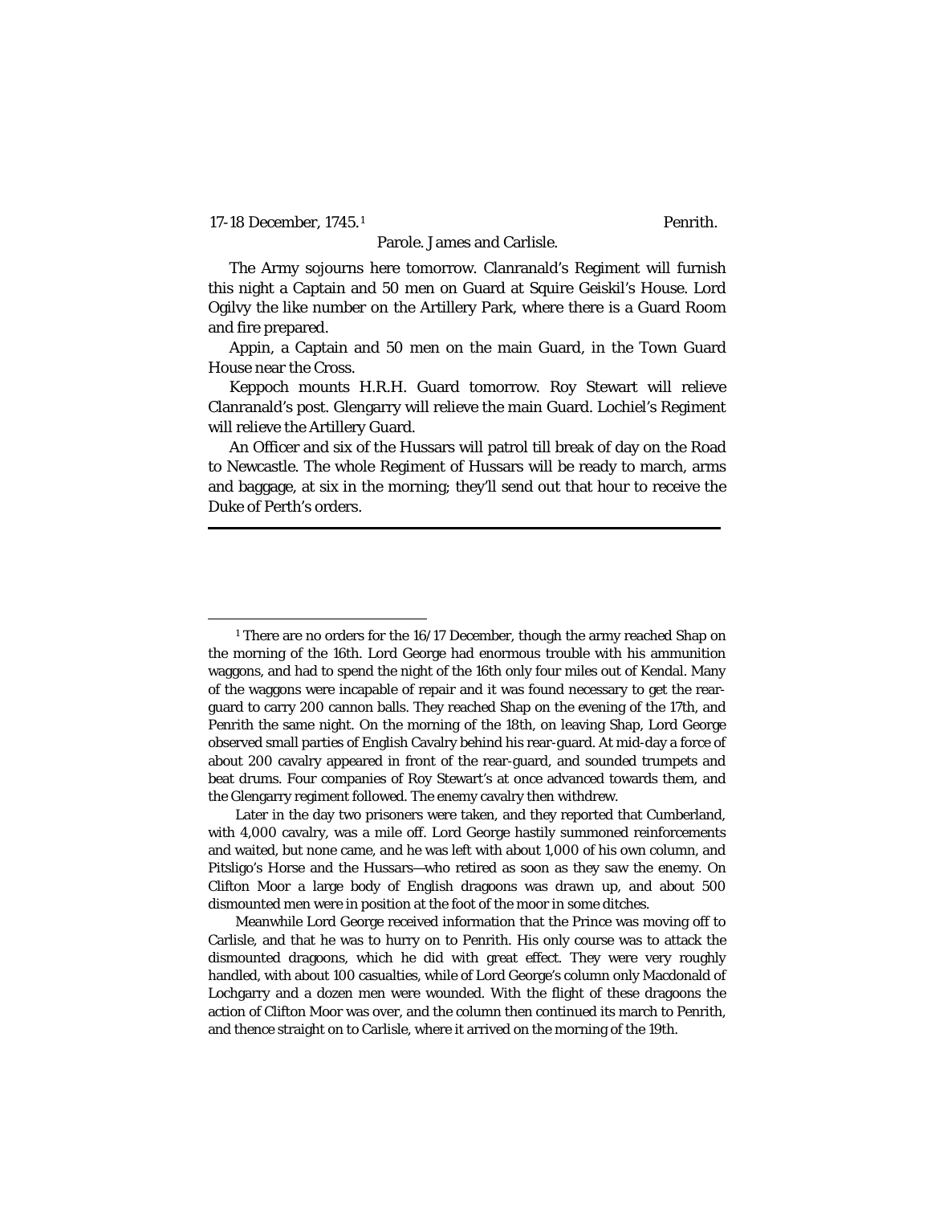17-18 December, 1745.[1] Penrith.

Parole. James and Carlisle.

The Army sojourns here tomorrow. Clanranald's Regiment will furnish this night a Captain and 50 men on Guard at Squire Geiskil's House. Lord Ogilvy the like number on the Artillery Park, where there is a Guard Room and fire prepared.

Appin, a Captain and 50 men on the main Guard, in the Town Guard House near the Cross.

Keppoch mounts H.R.H. Guard tomorrow. Roy Stewart will relieve Clanranald's post. Glengarry will relieve the main Guard. Lochiel's Regiment will relieve the Artillery Guard.

An Officer and six of the Hussars will patrol till break of day on the Road to Newcastle. The whole Regiment of Hussars will be ready to march, arms and baggage, at six in the morning; they'll send out that hour to receive the Duke of Perth's orders.

---

[1] There are no orders for the 16/17 December, though the army reached Shap on the morning of the 16th. Lord George had enormous trouble with his ammunition waggons, and had to spend the night of the 16th only four miles out of Kendal. Many of the waggons were incapable of repair and it was found necessary to get the rear-guard to carry 200 cannon balls. They reached Shap on the evening of the 17th, and Penrith the same night. On the morning of the 18th, on leaving Shap, Lord George observed small parties of English Cavalry behind his rear-guard. At mid-day a force of about 200 cavalry appeared in front of the rear-guard, and sounded trumpets and beat drums. Four companies of Roy Stewart's at once advanced towards them, and the Glengarry regiment followed. The enemy cavalry then withdrew.

Later in the day two prisoners were taken, and they reported that Cumberland, with 4,000 cavalry, was a mile off. Lord George hastily summoned reinforcements and waited, but none came, and he was left with about 1,000 of his own column, and Pitsligo's Horse and the Hussars—who retired as soon as they saw the enemy. On Clifton Moor a large body of English dragoons was drawn up, and about 500 dismounted men were in position at the foot of the moor in some ditches.

Meanwhile Lord George received information that the Prince was moving off to Carlisle, and that he was to hurry on to Penrith. His only course was to attack the dismounted dragoons, which he did with great effect. They were very roughly handled, with about 100 casualties, while of Lord George's column only Macdonald of Lochgarry and a dozen men were wounded. With the flight of these dragoons the action of Clifton Moor was over, and the column then continued its march to Penrith, and thence straight on to Carlisle, where it arrived on the morning of the 19th.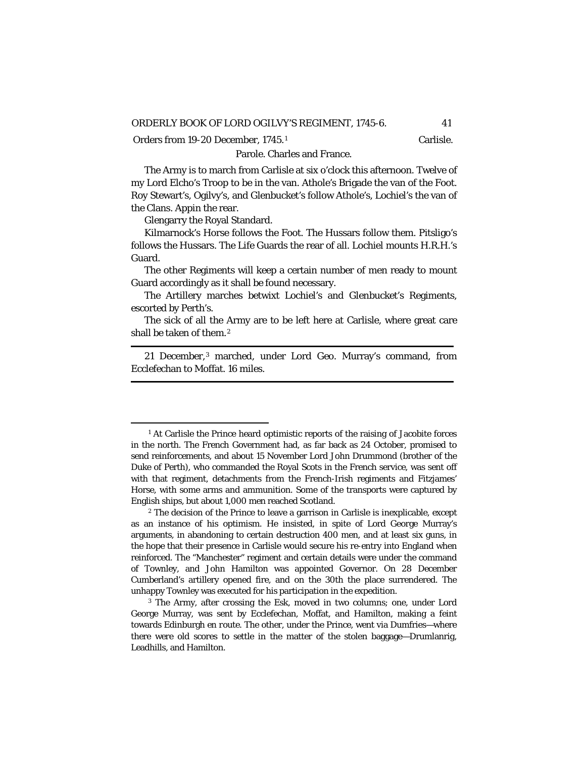Orders from 19-20 December, 1745.[1] Carlisle.

Parole. Charles and France.

The Army is to march from Carlisle at six o'clock this afternoon. Twelve of my Lord Elcho's Troop to be in the van. Athole's Brigade the van of the Foot. Roy Stewart's, Ogilvy's, and Glenbucket's follow Athole's, Lochiel's the van of the Clans. Appin the rear.

Glengarry the Royal Standard.

Kilmarnock's Horse follows the Foot. The Hussars follow them. Pitsligo's follows the Hussars. The Life Guards the rear of all. Lochiel mounts H.R.H.'s Guard.

The other Regiments will keep a certain number of men ready to mount Guard accordingly as it shall be found necessary.

The Artillery marches betwixt Lochiel's and Glenbucket's Regiments, escorted by Perth's.

The sick of all the Army are to be left here at Carlisle, where great care shall be taken of them.[2]

---

21 December,[3] marched, under Lord Geo. Murray's command, from Ecclefechan to Moffat. 16 miles.

---

[1] At Carlisle the Prince heard optimistic reports of the raising of Jacobite forces in the north. The French Government had, as far back as 24 October, promised to send reinforcements, and about 15 November Lord John Drummond (brother of the Duke of Perth), who commanded the Royal Scots in the French service, was sent off with that regiment, detachments from the French-Irish regiments and Fitzjames' Horse, with some arms and ammunition. Some of the transports were captured by English ships, but about 1,000 men reached Scotland.

[2] The decision of the Prince to leave a garrison in Carlisle is inexplicable, except as an instance of his optimism. He insisted, in spite of Lord George Murray's arguments, in abandoning to certain destruction 400 men, and at least six guns, in the hope that their presence in Carlisle would secure his re-entry into England when reinforced. The "Manchester" regiment and certain details were under the command of Townley, and John Hamilton was appointed Governor. On 28 December Cumberland's artillery opened fire, and on the 30th the place surrendered. The unhappy Townley was executed for his participation in the expedition.

[3] The Army, after crossing the Esk, moved in two columns; one, under Lord George Murray, was sent by Ecclefechan, Moffat, and Hamilton, making a feint towards Edinburgh *en route*. The other, under the Prince, went via Dumfries—where there were old scores to settle in the matter of the stolen baggage—Drumlanrig, Leadhills, and Hamilton.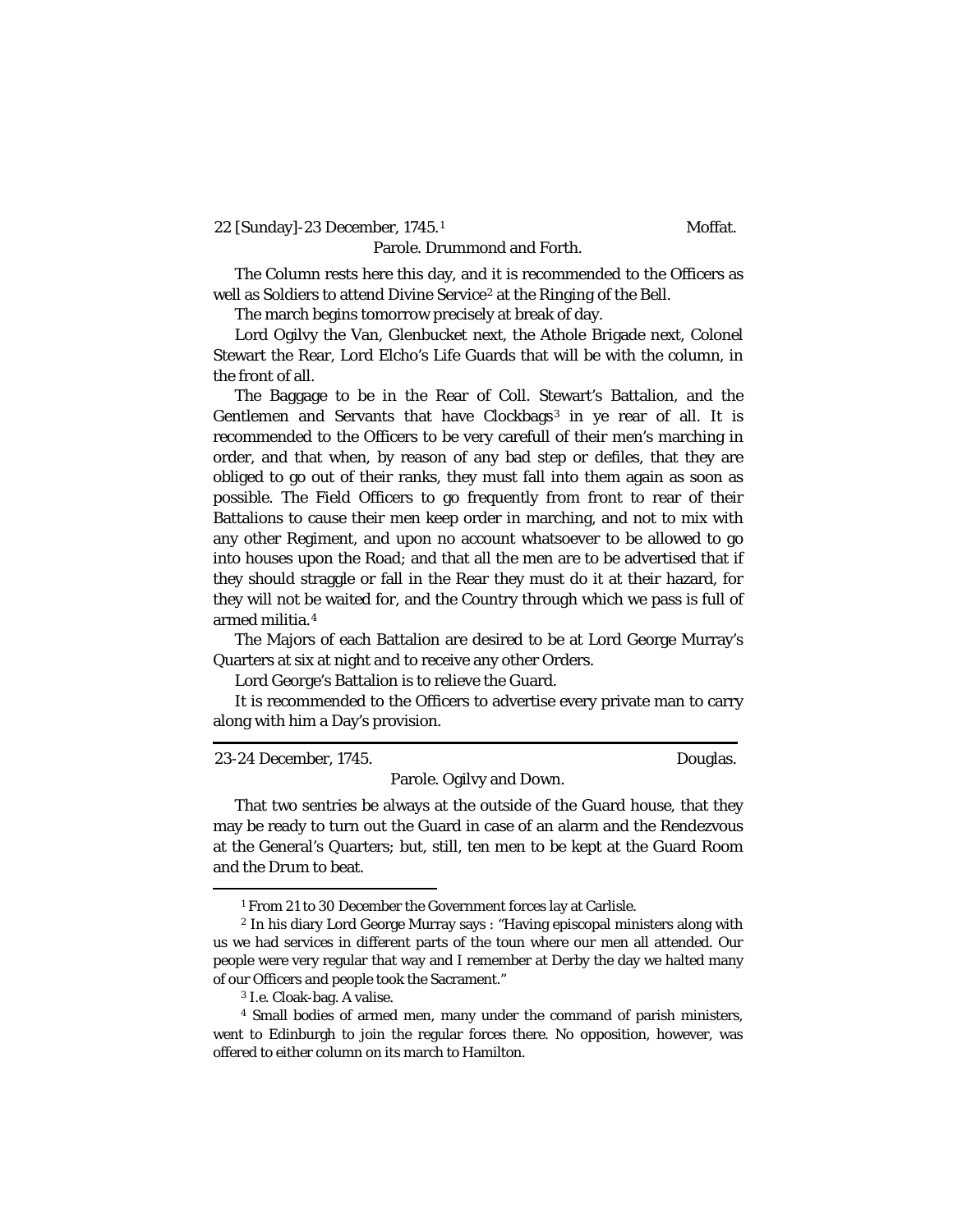22 [Sunday]-23 December, 1745.[1] Moffat.

Parole. Drummond and Forth.

The Column rests here this day, and it is recommended to the Officers as well as Soldiers to attend Divine Service[2] at the Ringing of the Bell.

The march begins tomorrow precisely at break of day.

Lord Ogilvy the Van, Glenbucket next, the Athole Brigade next, Colonel Stewart the Rear, Lord Elcho's Life Guards that will be with the column, in the front of all.

The Baggage to be in the Rear of Coll. Stewart's Battalion, and the Gentlemen and Servants that have Clockbags[3] in ye rear of all. It is recommended to the Officers to be very carefull of their men's marching in order, and that when, by reason of any bad step or defiles, that they are obliged to go out of their ranks, they must fall into them again as soon as possible. The Field Officers to go frequently from front to rear of their Battalions to cause their men keep order in marching, and not to mix with any other Regiment, and upon no account whatsoever to be allowed to go into houses upon the Road; and that all the men are to be advertised that if they should straggle or fall in the Rear they must do it at their hazard, for they will not be waited for, and the Country through which we pass is full of armed militia.[4]

The Majors of each Battalion are desired to be at Lord George Murray's Quarters at six at night and to receive any other Orders.

Lord George's Battalion is to relieve the Guard.

It is recommended to the Officers to advertise every private man to carry along with him a Day's provision.

---

23-24 December, 1745. Douglas.

Parole. Ogilvy and Down.

That two sentries be always at the outside of the Guard house, that they may be ready to turn out the Guard in case of an alarm and the Rendezvous at the General's Quarters; but, still, ten men to be kept at the Guard Room and the Drum to beat.

---

[1] From 21 to 30 December the Government forces lay at Carlisle.

[2] In his diary Lord George Murray says : "Having episcopal ministers along with us we had services in different parts of the toun where our men all attended. Our people were very regular that way and I remember at Derby the day we halted many of our Officers and people took the Sacrament."

[3] I.e. Cloak-bag. A valise.

[4] Small bodies of armed men, many under the command of parish ministers, went to Edinburgh to join the regular forces there. No opposition, however, was offered to either column on its march to Hamilton.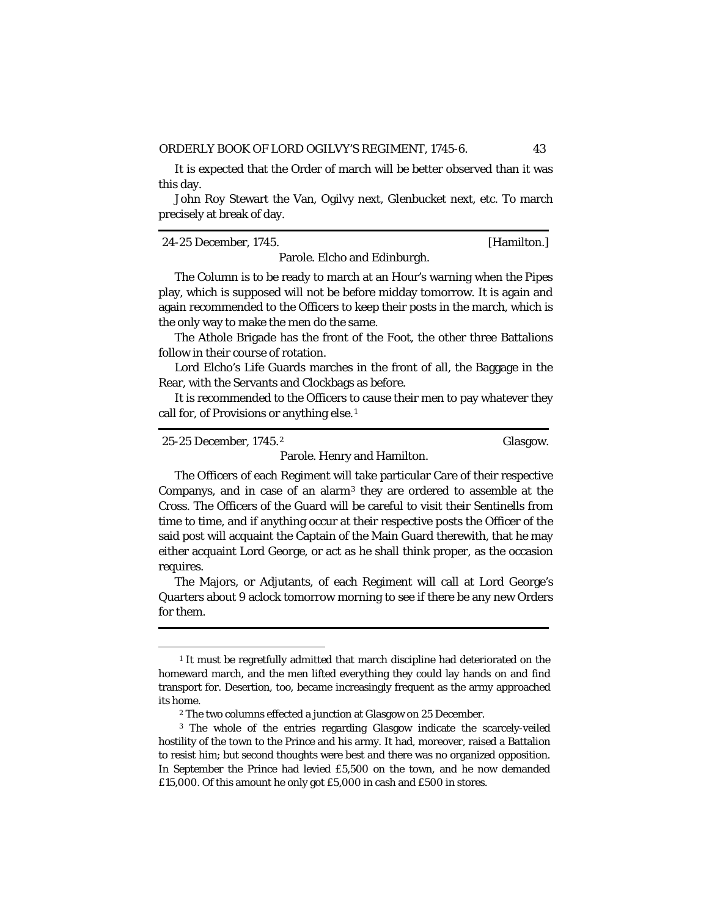It is expected that the Order of march will be better observed than it was this day.

John Roy Stewart the Van, Ogilvy next, Glenbucket next, etc. To march precisely at break of day.

---

24-25 December, 1745. [Hamilton.]

Parole. Elcho and Edinburgh.

The Column is to be ready to march at an Hour's warning when the Pipes play, which is supposed will not be before midday tomorrow. It is again and again recommended to the Officers to keep their posts in the march, which is the only way to make the men do the same.

The Athole Brigade has the front of the Foot, the other three Battalions follow in their course of rotation.

Lord Elcho's Life Guards marches in the front of all, the Baggage in the Rear, with the Servants and Clockbags as before.

It is recommended to the Officers to cause their men to pay whatever they call for, of Provisions or anything else.[1]

---

25-25 December, 1745.[2] Glasgow.

Parole. Henry and Hamilton.

The Officers of each Regiment will take particular Care of their respective Companys, and in case of an alarm[3] they are ordered to assemble at the Cross. The Officers of the Guard will be careful to visit their Sentinells from time to time, and if anything occur at their respective posts the Officer of the said post will acquaint the Captain of the Main Guard therewith, that he may either acquaint Lord George, or act as he shall think proper, as the occasion requires.

The Majors, or Adjutants, of each Regiment will call at Lord George's Quarters about 9 aclock tomorrow morning to see if there be any new Orders for them.

---

[1] It must be regretfully admitted that march discipline had deteriorated on the homeward march, and the men lifted everything they could lay hands on and find transport for. Desertion, too, became increasingly frequent as the army approached its home.

[2] The two columns effected a junction at Glasgow on 25 December.

[3] The whole of the entries regarding Glasgow indicate the scarcely-veiled hostility of the town to the Prince and his army. It had, moreover, raised a Battalion to resist him; but second thoughts were best and there was no organized opposition. In September the Prince had levied £5,500 on the town, and he now demanded £15,000. Of this amount he only got £5,000 in cash and £500 in stores.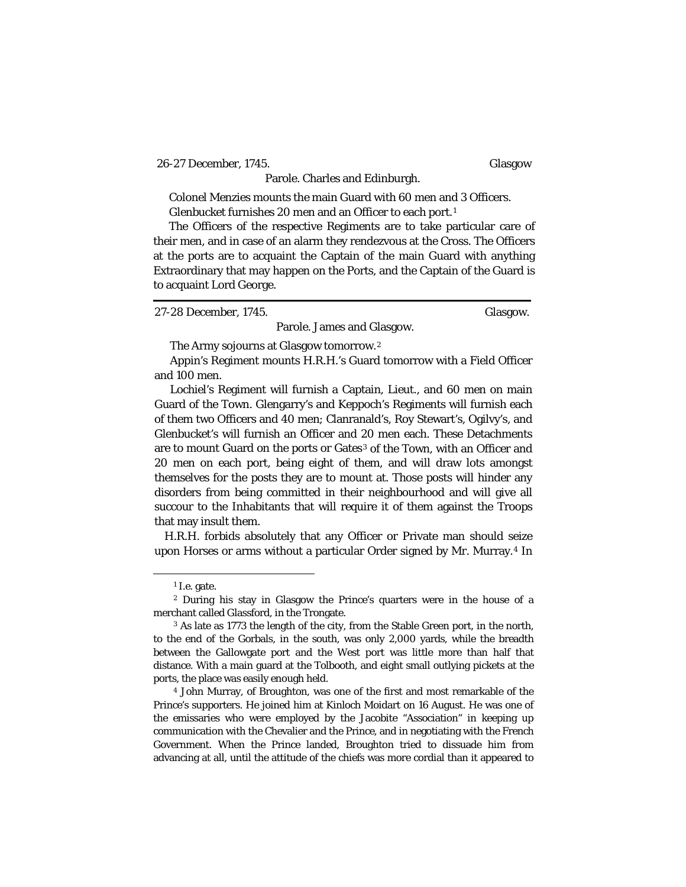26-27 December, 1745. Glasgow

Parole. Charles and Edinburgh.

Colonel Menzies mounts the main Guard with 60 men and 3 Officers.

Glenbucket furnishes 20 men and an Officer to each port.[1]

The Officers of the respective Regiments are to take particular care of their men, and in case of an alarm they rendezvous at the Cross. The Officers at the ports are to acquaint the Captain of the main Guard with anything Extraordinary that may happen on the Ports, and the Captain of the Guard is to acquaint Lord George.

---

27-28 December, 1745. Glasgow.

Parole. James and Glasgow.

The Army sojourns at Glasgow tomorrow.[2]

Appin's Regiment mounts H.R.H.'s Guard tomorrow with a Field Officer and 100 men.

Lochiel's Regiment will furnish a Captain, Lieut., and 60 men on main Guard of the Town. Glengarry's and Keppoch's Regiments will furnish each of them two Officers and 40 men; Clanranald's, Roy Stewart's, Ogilvy's, and Glenbucket's will furnish an Officer and 20 men each. These Detachments are to mount Guard on the ports or Gates[3] of the Town, with an Officer and 20 men on each port, being eight of them, and will draw lots amongst themselves for the posts they are to mount at. Those posts will hinder any disorders from being committed in their neighbourhood and will give all succour to the Inhabitants that will require it of them against the Troops that may insult them.

H.R.H. forbids absolutely that any Officer or Private man should seize upon Horses or arms without a particular Order signed by Mr. Murray.[4] In

---

[1] I.e. gate.

[2] During his stay in Glasgow the Prince's quarters were in the house of a merchant called Glassford, in the Trongate.

[3] As late as 1773 the length of the city, from the Stable Green port, in the north, to the end of the Gorbals, in the south, was only 2,000 yards, while the breadth between the Gallowgate port and the West port was little more than half that distance. With a main guard at the Tolbooth, and eight small outlying pickets at the ports, the place was easily enough held.

[4] John Murray, of Broughton, was one of the first and most remarkable of the Prince's supporters. He joined him at Kinloch Moidart on 16 August. He was one of the emissaries who were employed by the Jacobite "Association" in keeping up communication with the Chevalier and the Prince, and in negotiating with the French Government. When the Prince landed, Broughton tried to dissuade him from advancing at all, until the attitude of the chiefs was more cordial than it appeared to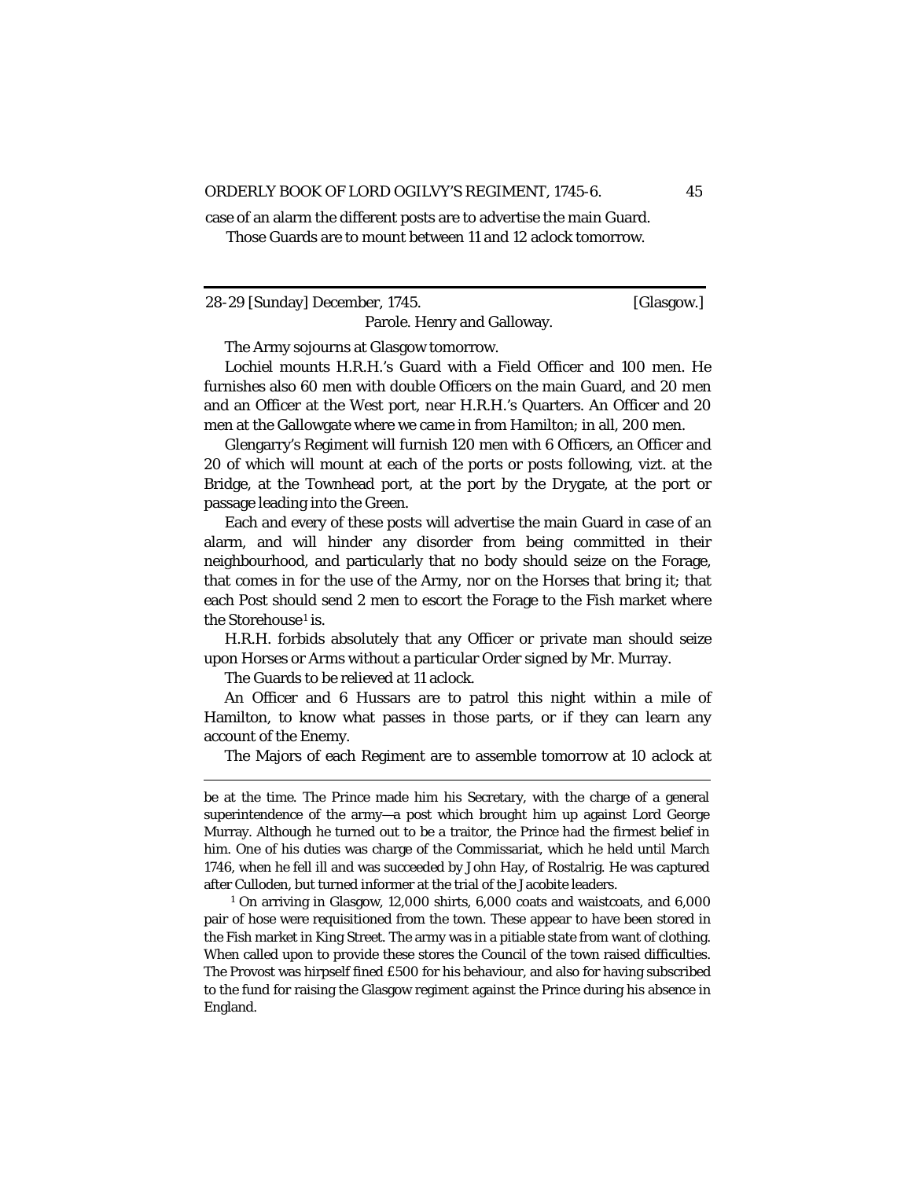case of an alarm the different posts are to advertise the main Guard.

Those Guards are to mount between 11 and 12 aclock tomorrow.

---

28-29 [Sunday] December, 1745. [Glasgow.]

Parole. Henry and Galloway.

The Army sojourns at Glasgow tomorrow.

Lochiel mounts H.R.H.'s Guard with a Field Officer and 100 men. He furnishes also 60 men with double Officers on the main Guard, and 20 men and an Officer at the West port, near H.R.H.'s Quarters. An Officer and 20 men at the Gallowgate where we came in from Hamilton; in all, 200 men.

Glengarry's Regiment will furnish 120 men with 6 Officers, an Officer and 20 of which will mount at each of the ports or posts following, vizt. at the Bridge, at the Townhead port, at the port by the Drygate, at the port or passage leading into the Green.

Each and every of these posts will advertise the main Guard in case of an alarm, and will hinder any disorder from being committed in their neighbourhood, and particularly that no body should seize on the Forage, that comes in for the use of the Army, nor on the Horses that bring it; that each Post should send 2 men to escort the Forage to the Fish market where the Storehouse[1] is.

H.R.H. forbids absolutely that any Officer or private man should seize upon Horses or Arms without a particular Order signed by Mr. Murray.

The Guards to be relieved at 11 aclock.

An Officer and 6 Hussars are to patrol this night within a mile of Hamilton, to know what passes in those parts, or if they can learn any account of the Enemy.

The Majors of each Regiment are to assemble tomorrow at 10 aclock at

---

be at the time. The Prince made him his Secretary, with the charge of a general superintendence of the army—a post which brought him up against Lord George Murray. Although he turned out to be a traitor, the Prince had the firmest belief in him. One of his duties was charge of the Commissariat, which he held until March 1746, when he fell ill and was succeeded by John Hay, of Rostalrig. He was captured after Culloden, but turned informer at the trial of the Jacobite leaders.

[1] On arriving in Glasgow, 12,000 shirts, 6,000 coats and waistcoats, and 6,000 pair of hose were requisitioned from the town. These appear to have been stored in the Fish market in King Street. The army was in a pitiable state from want of clothing. When called upon to provide these stores the Council of the town raised difficulties. The Provost was hirpself fined £500 for his behaviour, and also for having subscribed to the fund for raising the Glasgow regiment against the Prince during his absence in England.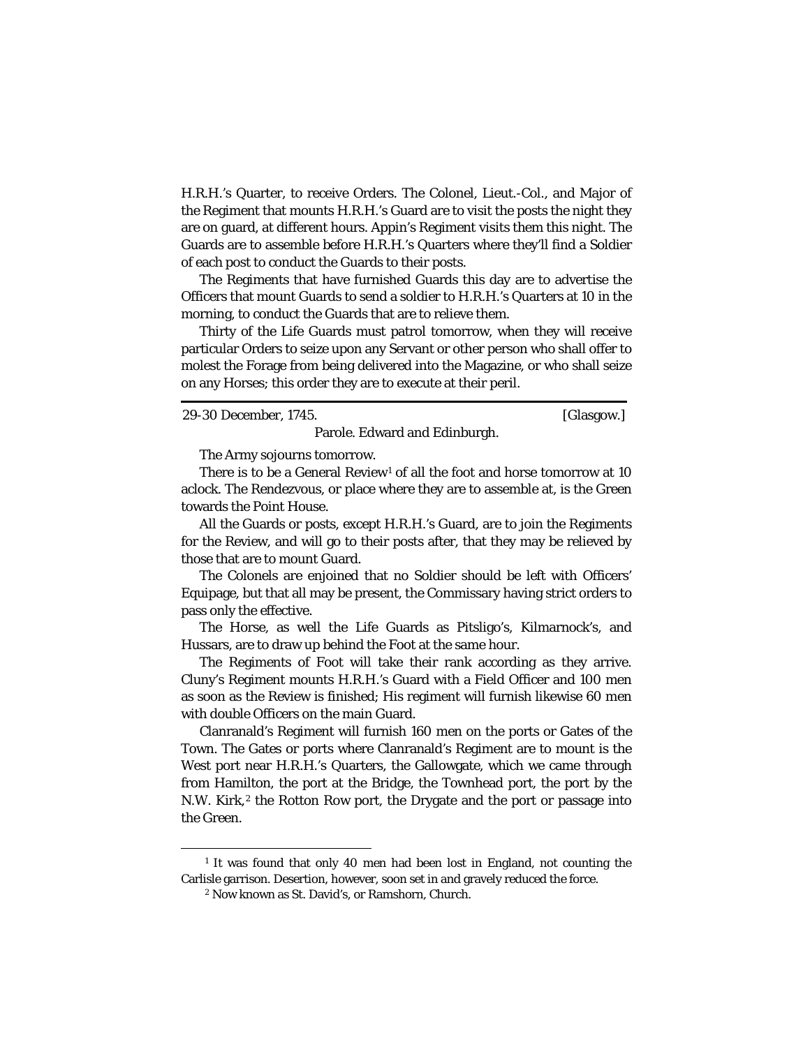H.R.H.'s Quarter, to receive Orders. The Colonel, Lieut.-Col., and Major of the Regiment that mounts H.R.H.'s Guard are to visit the posts the night they are on guard, at different hours. Appin's Regiment visits them this night. The Guards are to assemble before H.R.H.'s Quarters where they'll find a Soldier of each post to conduct the Guards to their posts.

The Regiments that have furnished Guards this day are to advertise the Officers that mount Guards to send a soldier to H.R.H.'s Quarters at 10 in the morning, to conduct the Guards that are to relieve them.

Thirty of the Life Guards must patrol tomorrow, when they will receive particular Orders to seize upon any Servant or other person who shall offer to molest the Forage from being delivered into the Magazine, or who shall seize on any Horses; this order they are to execute at their peril.

---

29-30 December, 1745. [Glasgow.]

Parole. Edward and Edinburgh.

The Army sojourns tomorrow.

There is to be a General Review[1] of all the foot and horse tomorrow at 10 aclock. The Rendezvous, or place where they are to assemble at, is the Green towards the Point House.

All the Guards or posts, except H.R.H.'s Guard, are to join the Regiments for the Review, and will go to their posts after, that they may be relieved by those that are to mount Guard.

The Colonels are enjoined that no Soldier should be left with Officers' Equipage, but that all may be present, the Commissary having strict orders to pass only the effective.

The Horse, as well the Life Guards as Pitsligo's, Kilmarnock's, and Hussars, are to draw up behind the Foot at the same hour.

The Regiments of Foot will take their rank according as they arrive. Cluny's Regiment mounts H.R.H.'s Guard with a Field Officer and 100 men as soon as the Review is finished; His regiment will furnish likewise 60 men with double Officers on the main Guard.

Clanranald's Regiment will furnish 160 men on the ports or Gates of the Town. The Gates or ports where Clanranald's Regiment are to mount is the West port near H.R.H.'s Quarters, the Gallowgate, which we came through from Hamilton, the port at the Bridge, the Townhead port, the port by the N.W. Kirk,[2] the Rotton Row port, the Drygate and the port or passage into the Green.

---

[1] It was found that only 40 men had been lost in England, not counting the Carlisle garrison. Desertion, however, soon set in and gravely reduced the force.

[2] Now known as St. David's, or Ramshorn, Church.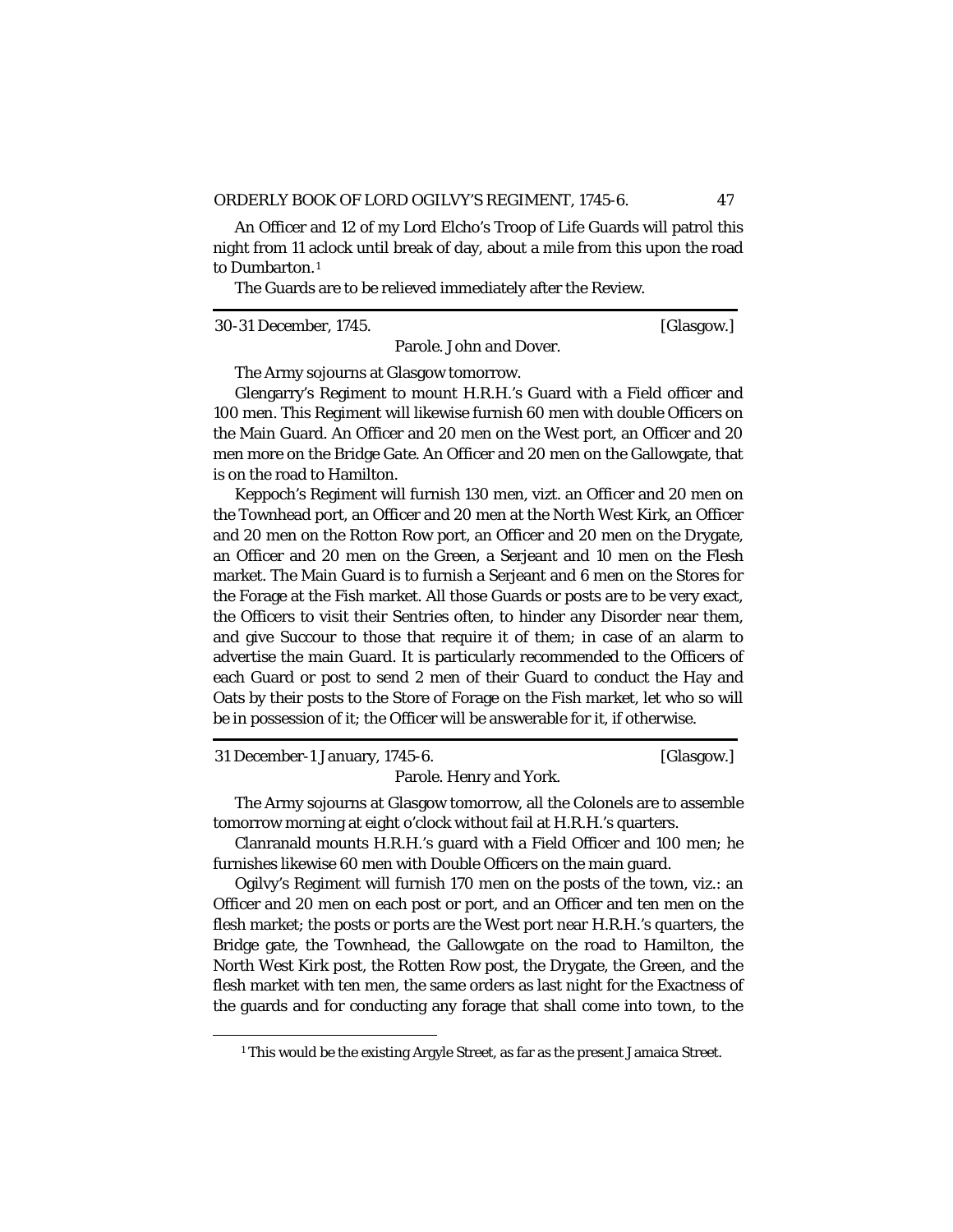An Officer and 12 of my Lord Elcho's Troop of Life Guards will patrol this night from 11 aclock until break of day, about a mile from this upon the road to Dumbarton.[1]

The Guards are to be relieved immediately after the Review.

---

30-31 December, 1745. [Glasgow.]

Parole. John and Dover.

The Army sojourns at Glasgow tomorrow.

Glengarry's Regiment to mount H.R.H.'s Guard with a Field officer and 100 men. This Regiment will likewise furnish 60 men with double Officers on the Main Guard. An Officer and 20 men on the West port, an Officer and 20 men more on the Bridge Gate. An Officer and 20 men on the Gallowgate, that is on the road to Hamilton.

Keppoch's Regiment will furnish 130 men, vizt. an Officer and 20 men on the Townhead port, an Officer and 20 men at the North West Kirk, an Officer and 20 men on the Rotton Row port, an Officer and 20 men on the Drygate, an Officer and 20 men on the Green, a Serjeant and 10 men on the Flesh market. The Main Guard is to furnish a Serjeant and 6 men on the Stores for the Forage at the Fish market. All those Guards or posts are to be very exact, the Officers to visit their Sentries often, to hinder any Disorder near them, and give Succour to those that require it of them; in case of an alarm to advertise the main Guard. It is particularly recommended to the Officers of each Guard or post to send 2 men of their Guard to conduct the Hay and Oats by their posts to the Store of Forage on the Fish market, let who so will be in possession of it; the Officer will be answerable for it, if otherwise.

---

31 December-1 January, 1745-6. [Glasgow.]

Parole. Henry and York.

The Army sojourns at Glasgow tomorrow, all the Colonels are to assemble tomorrow morning at eight o'clock without fail at H.R.H.'s quarters.

Clanranald mounts H.R.H.'s guard with a Field Officer and 100 men; he furnishes likewise 60 men with Double Officers on the main guard.

Ogilvy's Regiment will furnish 170 men on the posts of the town, viz.: an Officer and 20 men on each post or port, and an Officer and ten men on the flesh market; the posts or ports are the West port near H.R.H.'s quarters, the Bridge gate, the Townhead, the Gallowgate on the road to Hamilton, the North West Kirk post, the Rotten Row post, the Drygate, the Green, and the flesh market with ten men, the same orders as last night for the Exactness of the guards and for conducting any forage that shall come into town, to the

[1] This would be the existing Argyle Street, as far as the present Jamaica Street.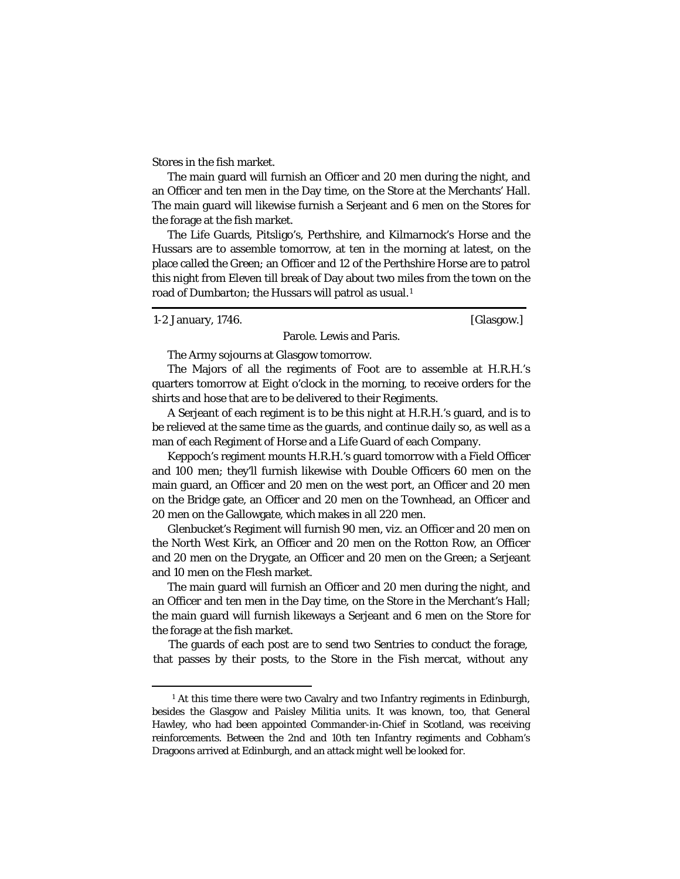Stores in the fish market.

The main guard will furnish an Officer and 20 men during the night, and an Officer and ten men in the Day time, on the Store at the Merchants' Hall. The main guard will likewise furnish a Serjeant and 6 men on the Stores for the forage at the fish market.

The Life Guards, Pitsligo's, Perthshire, and Kilmarnock's Horse and the Hussars are to assemble tomorrow, at ten in the morning at latest, on the place called the Green; an Officer and 12 of the Perthshire Horse are to patrol this night from Eleven till break of Day about two miles from the town on the road of Dumbarton; the Hussars will patrol as usual.[1]

---

1-2 January, 1746. [Glasgow.]

Parole. Lewis and Paris.

The Army sojourns at Glasgow tomorrow.

The Majors of all the regiments of Foot are to assemble at H.R.H.'s quarters tomorrow at Eight o'clock in the morning, to receive orders for the shirts and hose that are to be delivered to their Regiments.

A Serjeant of each regiment is to be this night at H.R.H.'s guard, and is to be relieved at the same time as the guards, and continue daily so, as well as a man of each Regiment of Horse and a Life Guard of each Company.

Keppoch's regiment mounts H.R.H.'s guard tomorrow with a Field Officer and 100 men; they'll furnish likewise with Double Officers 60 men on the main guard, an Officer and 20 men on the west port, an Officer and 20 men on the Bridge gate, an Officer and 20 men on the Townhead, an Officer and 20 men on the Gallowgate, which makes in all 220 men.

Glenbucket's Regiment will furnish 90 men, viz. an Officer and 20 men on the North West Kirk, an Officer and 20 men on the Rotton Row, an Officer and 20 men on the Drygate, an Officer and 20 men on the Green; a Serjeant and 10 men on the Flesh market.

The main guard will furnish an Officer and 20 men during the night, and an Officer and ten men in the Day time, on the Store in the Merchant's Hall; the main guard will furnish likeways a Serjeant and 6 men on the Store for the forage at the fish market.

The guards of each post are to send two Sentries to conduct the forage, that passes by their posts, to the Store in the Fish mercat, without any

---

[1] At this time there were two Cavalry and two Infantry regiments in Edinburgh, besides the Glasgow and Paisley Militia units. It was known, too, that General Hawley, who had been appointed Commander-in-Chief in Scotland, was receiving reinforcements. Between the 2nd and 10th ten Infantry regiments and Cobham's Dragoons arrived at Edinburgh, and an attack might well be looked for.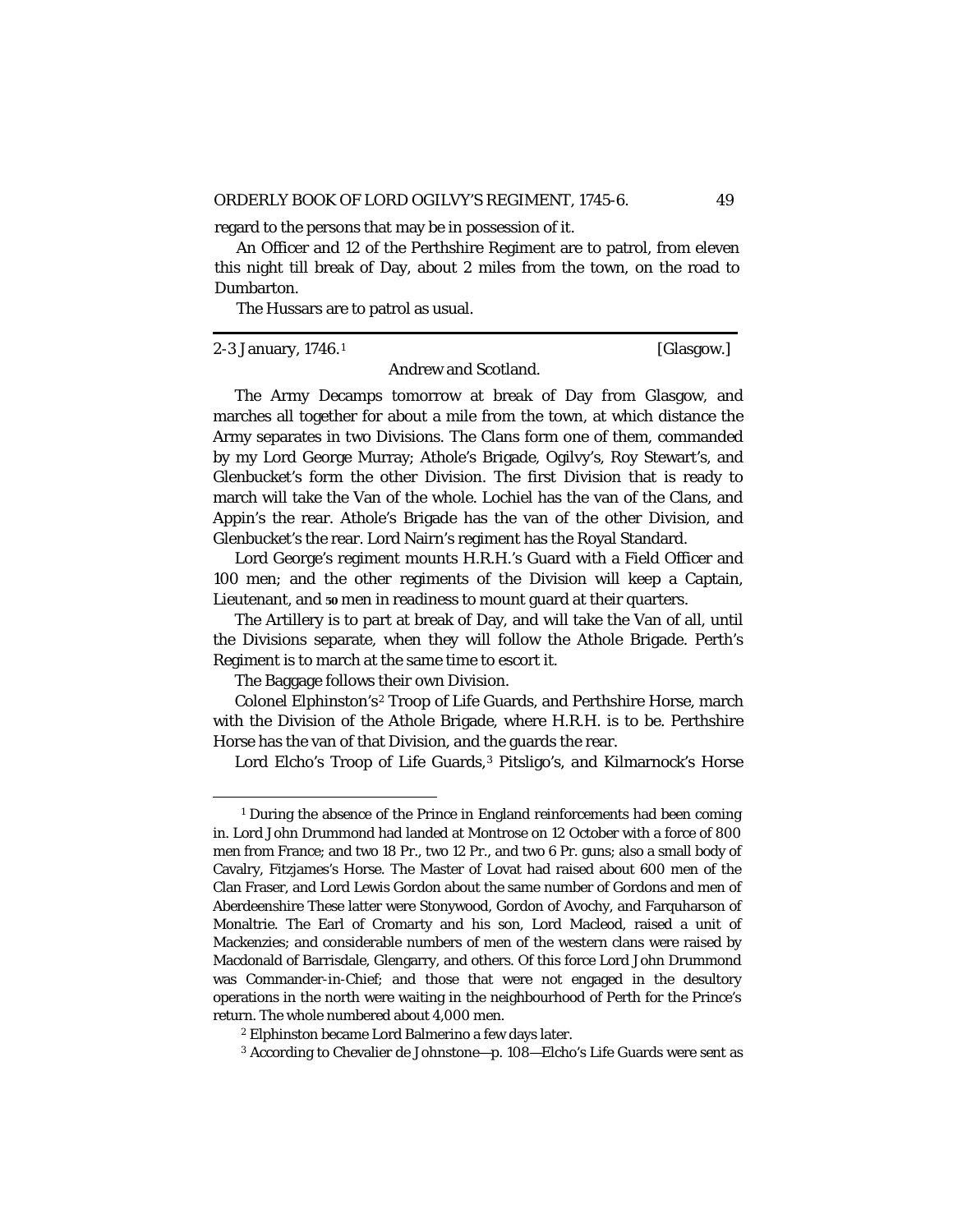regard to the persons that may be in possession of it.

An Officer and 12 of the Perthshire Regiment are to patrol, from eleven this night till break of Day, about 2 miles from the town, on the road to Dumbarton.

The Hussars are to patrol as usual.

---

2-3 January, 1746.[1] [Glasgow.]

Andrew and Scotland.

The Army Decamps tomorrow at break of Day from Glasgow, and marches all together for about a mile from the town, at which distance the Army separates in two Divisions. The Clans form one of them, commanded by my Lord George Murray; Athole's Brigade, Ogilvy's, Roy Stewart's, and Glenbucket's form the other Division. The first Division that is ready to march will take the Van of the whole. Lochiel has the van of the Clans, and Appin's the rear. Athole's Brigade has the van of the other Division, and Glenbucket's the rear. Lord Nairn's regiment has the Royal Standard.

Lord George's regiment mounts H.R.H.'s Guard with a Field Officer and 100 men; and the other regiments of the Division will keep a Captain, Lieutenant, and 50 men in readiness to mount guard at their quarters.

The Artillery is to part at break of Day, and will take the Van of all, until the Divisions separate, when they will follow the Athole Brigade. Perth's Regiment is to march at the same time to escort it.

The Baggage follows their own Division.

Colonel Elphinston's[2] Troop of Life Guards, and Perthshire Horse, march with the Division of the Athole Brigade, where H.R.H. is to be. Perthshire Horse has the van of that Division, and the guards the rear.

Lord Elcho's Troop of Life Guards,[3] Pitsligo's, and Kilmarnock's Horse

---

[1] During the absence of the Prince in England reinforcements had been coming in. Lord John Drummond had landed at Montrose on 12 October with a force of 800 men from France; and two 18 Pr., two 12 Pr., and two 6 Pr. guns; also a small body of Cavalry, Fitzjames's Horse. The Master of Lovat had raised about 600 men of the Clan Fraser, and Lord Lewis Gordon about the same number of Gordons and men of Aberdeenshire These latter were Stonywood, Gordon of Avochy, and Farquharson of Monaltrie. The Earl of Cromarty and his son, Lord Macleod, raised a unit of Mackenzies; and considerable numbers of men of the western clans were raised by Macdonald of Barrisdale, Glengarry, and others. Of this force Lord John Drummond was Commander-in-Chief; and those that were not engaged in the desultory operations in the north were waiting in the neighbourhood of Perth for the Prince's return. The whole numbered about 4,000 men.

[2] Elphinston became Lord Balmerino a few days later.

[3] According to Chevalier de Johnstone—p. 108—Elcho's Life Guards were sent as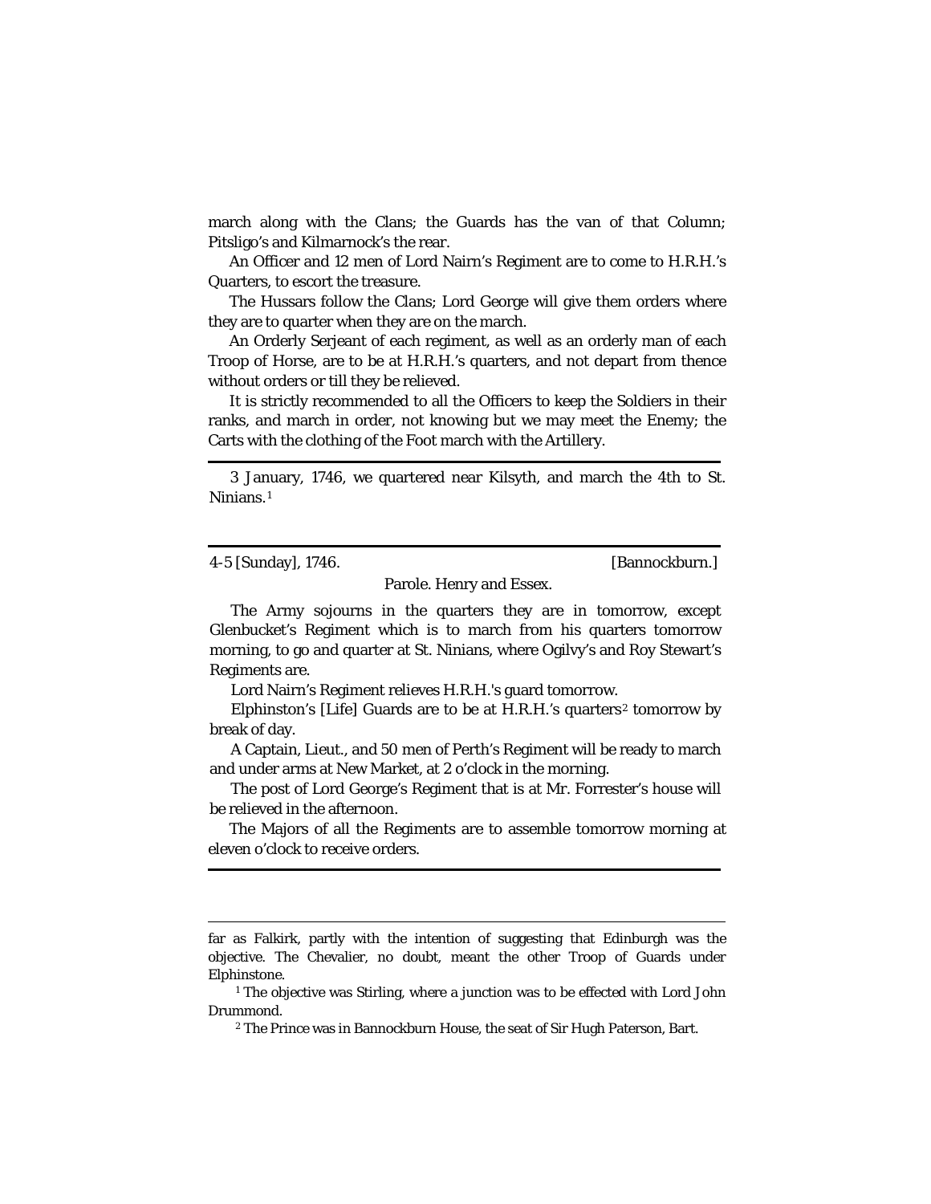march along with the Clans; the Guards has the van of that Column; Pitsligo's and Kilmarnock's the rear.

An Officer and 12 men of Lord Nairn's Regiment are to come to H.R.H.'s Quarters, to escort the treasure.

The Hussars follow the Clans; Lord George will give them orders where they are to quarter when they are on the march.

An Orderly Serjeant of each regiment, as well as an orderly man of each Troop of Horse, are to be at H.R.H.'s quarters, and not depart from thence without orders or till they be relieved.

It is strictly recommended to all the Officers to keep the Soldiers in their ranks, and march in order, not knowing but we may meet the Enemy; the Carts with the clothing of the Foot march with the Artillery.

---

3 January, 1746, we quartered near Kilsyth, and march the 4th to St. Ninians.[1]

---

4-5 [Sunday], 1746. [Bannockburn.]

Parole. Henry and Essex.

The Army sojourns in the quarters they are in tomorrow, except Glenbucket's Regiment which is to march from his quarters tomorrow morning, to go and quarter at St. Ninians, where Ogilvy's and Roy Stewart's Regiments are.

Lord Nairn's Regiment relieves H.R.H.'s guard tomorrow.

Elphinston's [Life] Guards are to be at H.R.H.'s quarters[2] tomorrow by break of day.

A Captain, Lieut., and 50 men of Perth's Regiment will be ready to march and under arms at New Market, at 2 o'clock in the morning.

The post of Lord George's Regiment that is at Mr. Forrester's house will be relieved in the afternoon.

The Majors of all the Regiments are to assemble tomorrow morning at eleven o'clock to receive orders.

---

far as Falkirk, partly with the intention of suggesting that Edinburgh was the objective. The Chevalier, no doubt, meant the other Troop of Guards under Elphinstone.

[1] The objective was Stirling, where a junction was to be effected with Lord John Drummond.

[2] The Prince was in Bannockburn House, the seat of Sir Hugh Paterson, Bart.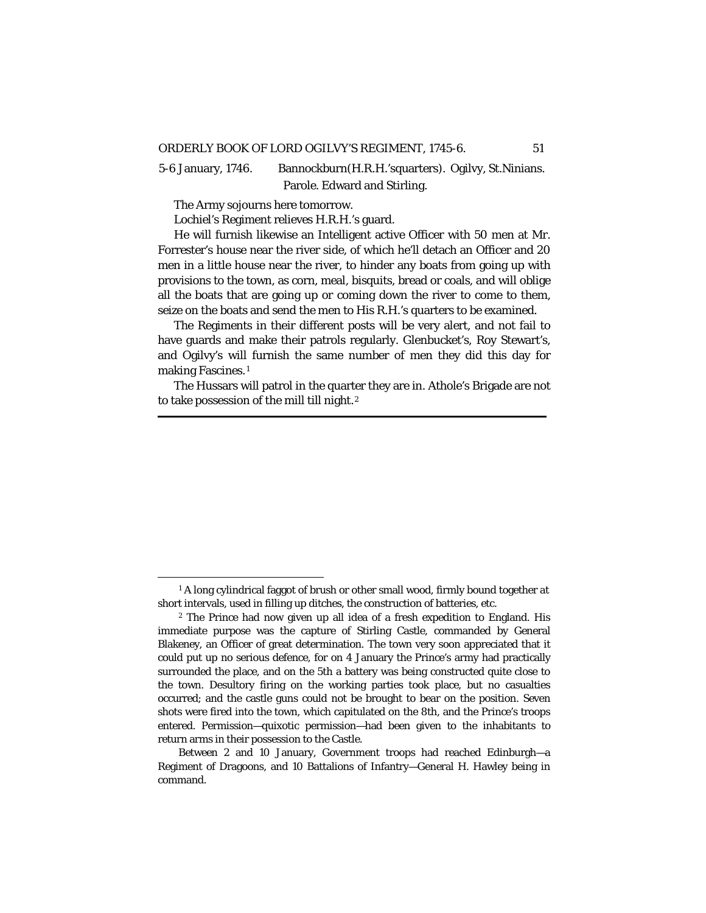5-6 January, 1746. Bannockburn(H.R.H.'squarters). Ogilvy, St.Ninians.
Parole. Edward and Stirling.

The Army sojourns here tomorrow.

Lochiel's Regiment relieves H.R.H.'s guard.

He will furnish likewise an Intelligent active Officer with 50 men at Mr. Forrester's house near the river side, of which he'll detach an Officer and 20 men in a little house near the river, to hinder any boats from going up with provisions to the town, as corn, meal, bisquits, bread or coals, and will oblige all the boats that are going up or coming down the river to come to them, seize on the boats and send the men to His R.H.'s quarters to be examined.

The Regiments in their different posts will be very alert, and not fail to have guards and make their patrols regularly. Glenbucket's, Roy Stewart's, and Ogilvy's will furnish the same number of men they did this day for making Fascines.[1]

The Hussars will patrol in the quarter they are in. Athole's Brigade are not to take possession of the mill till night.[2]

---

[1] A long cylindrical faggot of brush or other small wood, firmly bound together at short intervals, used in filling up ditches, the construction of batteries, etc.

[2] The Prince had now given up all idea of a fresh expedition to England. His immediate purpose was the capture of Stirling Castle, commanded by General Blakeney, an Officer of great determination. The town very soon appreciated that it could put up no serious defence, for on 4 January the Prince's army had practically surrounded the place, and on the 5th a battery was being constructed quite close to the town. Desultory firing on the working parties took place, but no casualties occurred; and the castle guns could not be brought to bear on the position. Seven shots were fired into the town, which capitulated on the 8th, and the Prince's troops entered. Permission—quixotic permission—had been given to the inhabitants to return arms in their possession to the Castle.

Between 2 and 10 January, Government troops had reached Edinburgh—a Regiment of Dragoons, and 10 Battalions of Infantry—General H. Hawley being in command.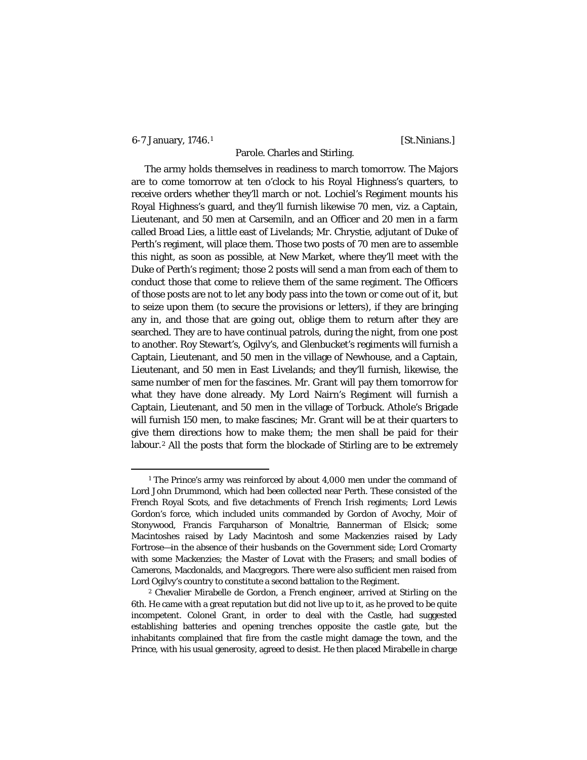6-7 January, 1746.[1] [St.Ninians.]

Parole. Charles and Stirling.

The army holds themselves in readiness to march tomorrow. The Majors are to come tomorrow at ten o'clock to his Royal Highness's quarters, to receive orders whether they'll march or not. Lochiel's Regiment mounts his Royal Highness's guard, and they'll furnish likewise 70 men, viz. a Captain, Lieutenant, and 50 men at Carsemiln, and an Officer and 20 men in a farm called Broad Lies, a little east of Livelands; Mr. Chrystie, adjutant of Duke of Perth's regiment, will place them. Those two posts of 70 men are to assemble this night, as soon as possible, at New Market, where they'll meet with the Duke of Perth's regiment; those 2 posts will send a man from each of them to conduct those that come to relieve them of the same regiment. The Officers of those posts are not to let any body pass into the town or come out of it, but to seize upon them (to secure the provisions or letters), if they are bringing any in, and those that are going out, oblige them to return after they are searched. They are to have continual patrols, during the night, from one post to another. Roy Stewart's, Ogilvy's, and Glenbucket's regiments will furnish a Captain, Lieutenant, and 50 men in the village of Newhouse, and a Captain, Lieutenant, and 50 men in East Livelands; and they'll furnish, likewise, the same number of men for the fascines. Mr. Grant will pay them tomorrow for what they have done already. My Lord Nairn's Regiment will furnish a Captain, Lieutenant, and 50 men in the village of Torbuck. Athole's Brigade will furnish 150 men, to make fascines; Mr. Grant will be at their quarters to give them directions how to make them; the men shall be paid for their labour.[2] All the posts that form the blockade of Stirling are to be extremely

---

[1] The Prince's army was reinforced by about 4,000 men under the command of Lord John Drummond, which had been collected near Perth. These consisted of the French Royal Scots, and five detachments of French Irish regiments; Lord Lewis Gordon's force, which included units commanded by Gordon of Avochy, Moir of Stonywood, Francis Farquharson of Monaltrie, Bannerman of Elsick; some Macintoshes raised by Lady Macintosh and some Mackenzies raised by Lady Fortrose—in the absence of their husbands on the Government side; Lord Cromarty with some Mackenzies; the Master of Lovat with the Frasers; and small bodies of Camerons, Macdonalds, and Macgregors. There were also sufficient men raised from Lord Ogilvy's country to constitute a second battalion to the Regiment.

[2] Chevalier Mirabelle de Gordon, a French engineer, arrived at Stirling on the 6th. He came with a great reputation but did not live up to it, as he proved to be quite incompetent. Colonel Grant, in order to deal with the Castle, had suggested establishing batteries and opening trenches opposite the castle gate, but the inhabitants complained that fire from the castle might damage the town, and the Prince, with his usual generosity, agreed to desist. He then placed Mirabelle in charge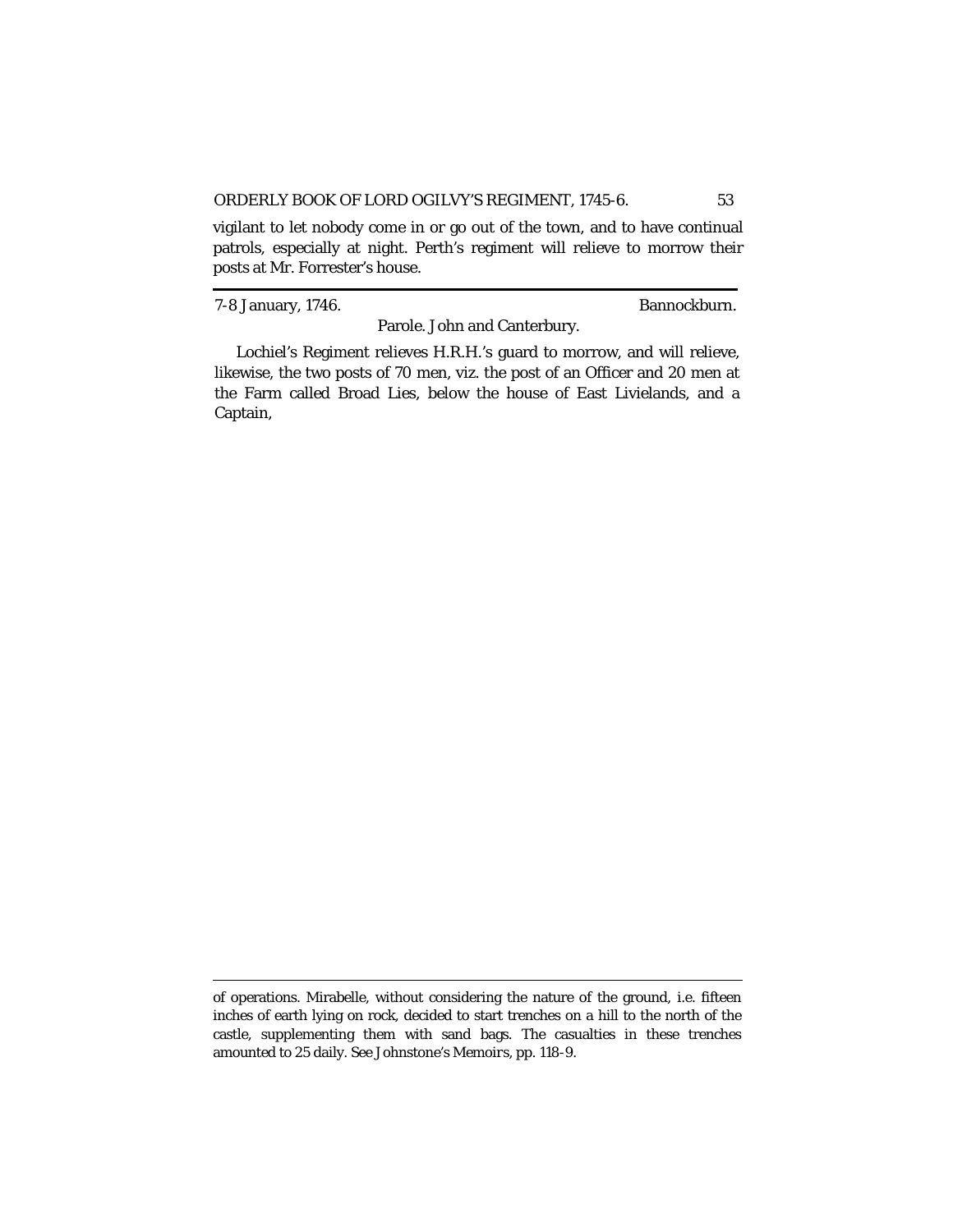vigilant to let nobody come in or go out of the town, and to have continual patrols, especially at night. Perth's regiment will relieve to morrow their posts at Mr. Forrester's house.

---

7-8 January, 1746. Bannockburn.

Parole. John and Canterbury.

Lochiel's Regiment relieves H.R.H.'s guard to morrow, and will relieve, likewise, the two posts of 70 men, viz. the post of an Officer and 20 men at the Farm called Broad Lies, below the house of East Livielands, and a Captain,

---

of operations. Mirabelle, without considering the nature of the ground, i.e. fifteen inches of earth lying on rock, decided to start trenches on a hill to the north of the castle, supplementing them with sand bags. The casualties in these trenches amounted to 25 daily. See Johnstone's *Memoirs*, pp. 118-9.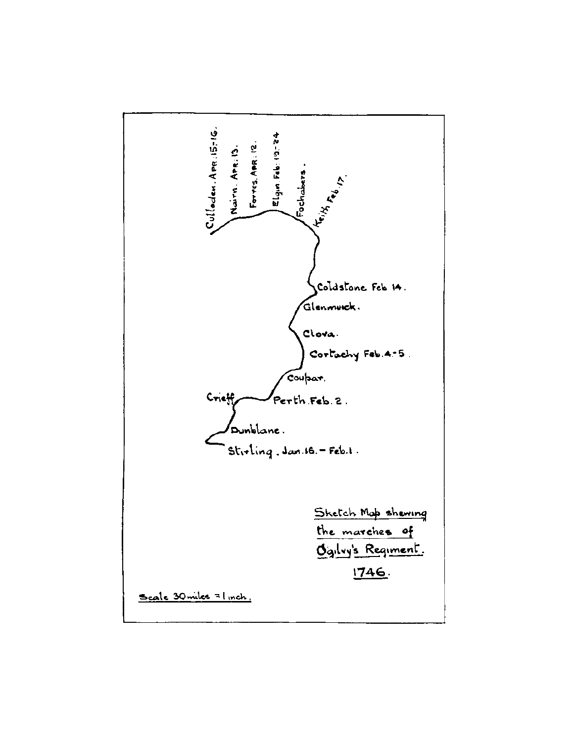Culloden. Apr. 15-16.

Nairn. Apr. 13.

Forres. Apr. 12.

Elgin Feb. 19-24

Fochabers.

Keith Feb. 17.

Coldstone Feb 14.

Glenmuick.

Clova.

Cortachy Feb. 4-5.

Coupar.

Crieff

Perth. Feb. 2.

Dunblane.

Stirling. Jan. 16. - Feb. 1.

Sketch Map shewing the marches of Ogilvy's Regiment. 1746.

Scale 30 miles = 1 inch.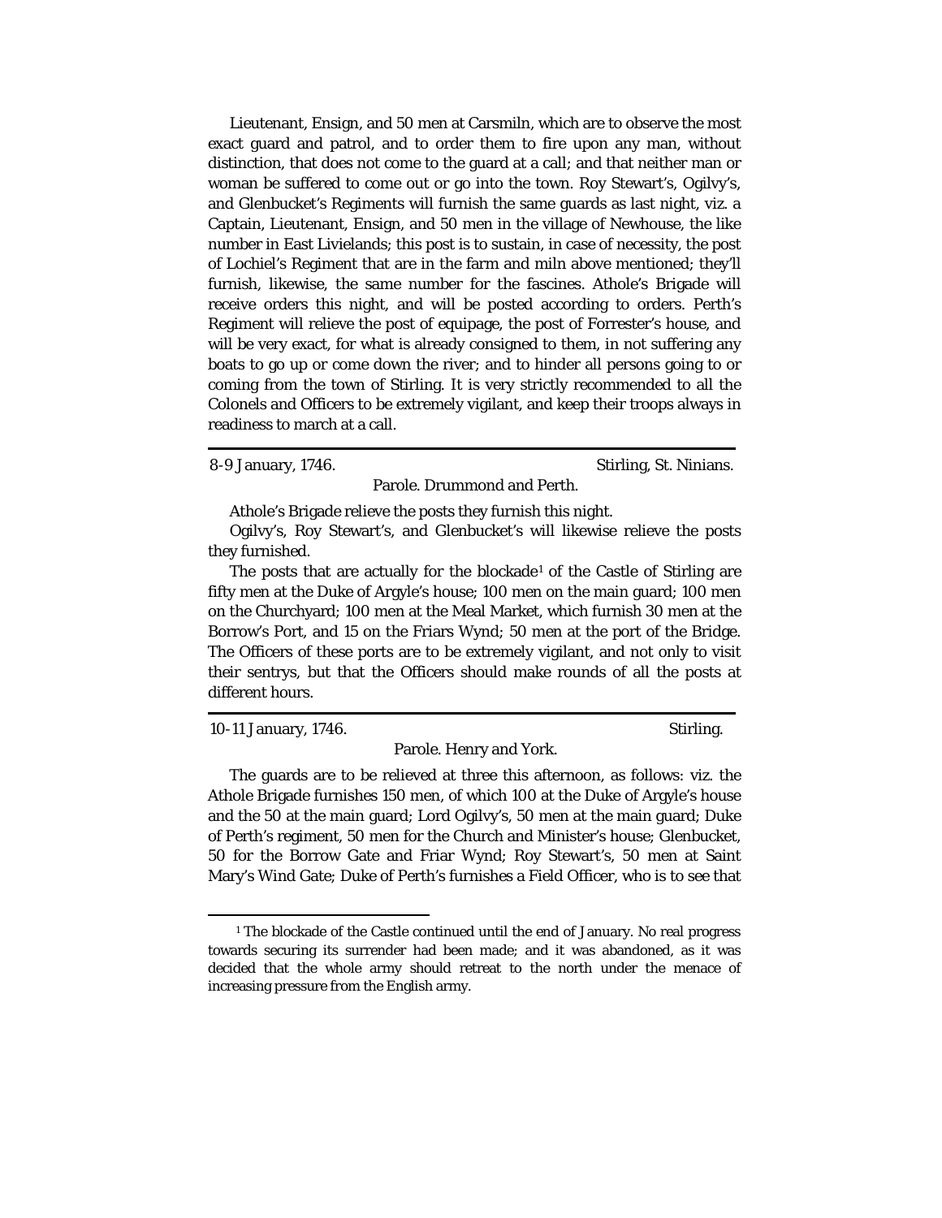Lieutenant, Ensign, and 50 men at Carsmiln, which are to observe the most exact guard and patrol, and to order them to fire upon any man, without distinction, that does not come to the guard at a call; and that neither man or woman be suffered to come out or go into the town. Roy Stewart's, Ogilvy's, and Glenbucket's Regiments will furnish the same guards as last night, viz. a Captain, Lieutenant, Ensign, and 50 men in the village of Newhouse, the like number in East Livielands; this post is to sustain, in case of necessity, the post of Lochiel's Regiment that are in the farm and miln above mentioned; they'll furnish, likewise, the same number for the fascines. Athole's Brigade will receive orders this night, and will be posted according to orders. Perth's Regiment will relieve the post of equipage, the post of Forrester's house, and will be very exact, for what is already consigned to them, in not suffering any boats to go up or come down the river; and to hinder all persons going to or coming from the town of Stirling. It is very strictly recommended to all the Colonels and Officers to be extremely vigilant, and keep their troops always in readiness to march at a call.

---

8-9 January, 1746. Stirling, St. Ninians.

Parole. Drummond and Perth.

Athole's Brigade relieve the posts they furnish this night.

Ogilvy's, Roy Stewart's, and Glenbucket's will likewise relieve the posts they furnished.

The posts that are actually for the blockade[1] of the Castle of Stirling are fifty men at the Duke of Argyle's house; 100 men on the main guard; 100 men on the Churchyard; 100 men at the Meal Market, which furnish 30 men at the Borrow's Port, and 15 on the Friars Wynd; 50 men at the port of the Bridge. The Officers of these ports are to be extremely vigilant, and not only to visit their sentrys, but that the Officers should make rounds of all the posts at different hours.

---

10-11 January, 1746. Stirling.

Parole. Henry and York.

The guards are to be relieved at three this afternoon, as follows: viz. the Athole Brigade furnishes 150 men, of which 100 at the Duke of Argyle's house and the 50 at the main guard; Lord Ogilvy's, 50 men at the main guard; Duke of Perth's regiment, 50 men for the Church and Minister's house; Glenbucket, 50 for the Borrow Gate and Friar Wynd; Roy Stewart's, 50 men at Saint Mary's Wind Gate; Duke of Perth's furnishes a Field Officer, who is to see that

---

[1] The blockade of the Castle continued until the end of January. No real progress towards securing its surrender had been made; and it was abandoned, as it was decided that the whole army should retreat to the north under the menace of increasing pressure from the English army.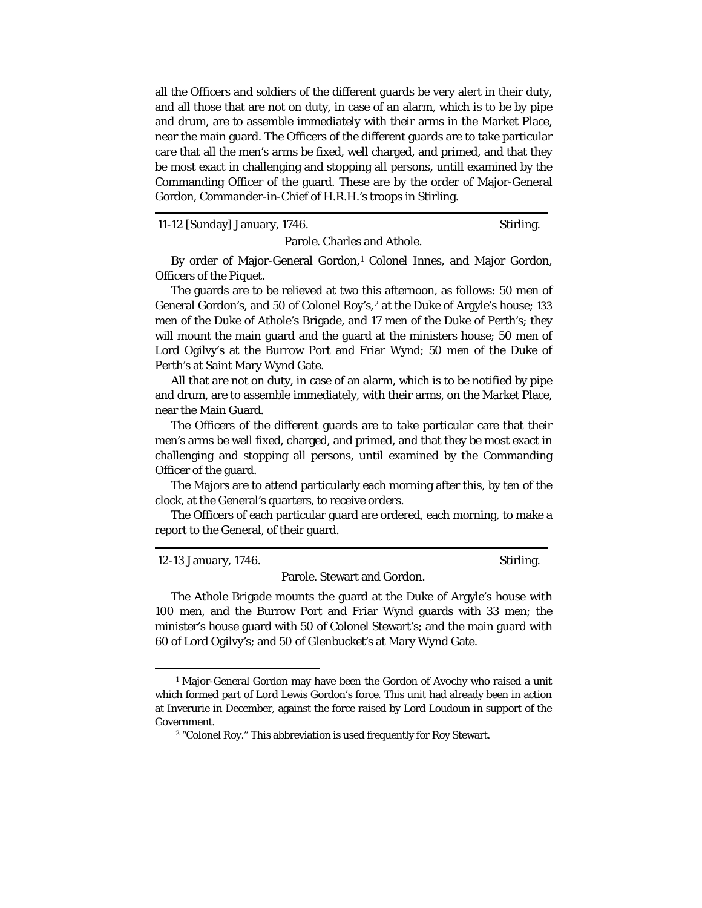all the Officers and soldiers of the different guards be very alert in their duty, and all those that are not on duty, in case of an alarm, which is to be by pipe and drum, are to assemble immediately with their arms in the Market Place, near the main guard. The Officers of the different guards are to take particular care that all the men's arms be fixed, well charged, and primed, and that they be most exact in challenging and stopping all persons, untill examined by the Commanding Officer of the guard. These are by the order of Major-General Gordon, Commander-in-Chief of H.R.H.'s troops in Stirling.

---

11-12 [Sunday] January, 1746. Stirling.

Parole. Charles and Athole.

By order of Major-General Gordon,[1] Colonel Innes, and Major Gordon, Officers of the Piquet.

The guards are to be relieved at two this afternoon, as follows: 50 men of General Gordon's, and 50 of Colonel Roy's,[2] at the Duke of Argyle's house; 133 men of the Duke of Athole's Brigade, and 17 men of the Duke of Perth's; they will mount the main guard and the guard at the ministers house; 50 men of Lord Ogilvy's at the Burrow Port and Friar Wynd; 50 men of the Duke of Perth's at Saint Mary Wynd Gate.

All that are not on duty, in case of an alarm, which is to be notified by pipe and drum, are to assemble immediately, with their arms, on the Market Place, near the Main Guard.

The Officers of the different guards are to take particular care that their men's arms be well fixed, charged, and primed, and that they be most exact in challenging and stopping all persons, until examined by the Commanding Officer of the guard.

The Majors are to attend particularly each morning after this, by ten of the clock, at the General's quarters, to receive orders.

The Officers of each particular guard are ordered, each morning, to make a report to the General, of their guard.

---

12-13 January, 1746. Stirling.

Parole. Stewart and Gordon.

The Athole Brigade mounts the guard at the Duke of Argyle's house with 100 men, and the Burrow Port and Friar Wynd guards with 33 men; the minister's house guard with 50 of Colonel Stewart's; and the main guard with 60 of Lord Ogilvy's; and 50 of Glenbucket's at Mary Wynd Gate.

---

[1] Major-General Gordon may have been the Gordon of Avochy who raised a unit which formed part of Lord Lewis Gordon's force. This unit had already been in action at Inverurie in December, against the force raised by Lord Loudoun in support of the Government.

[2] "Colonel Roy." This abbreviation is used frequently for Roy Stewart.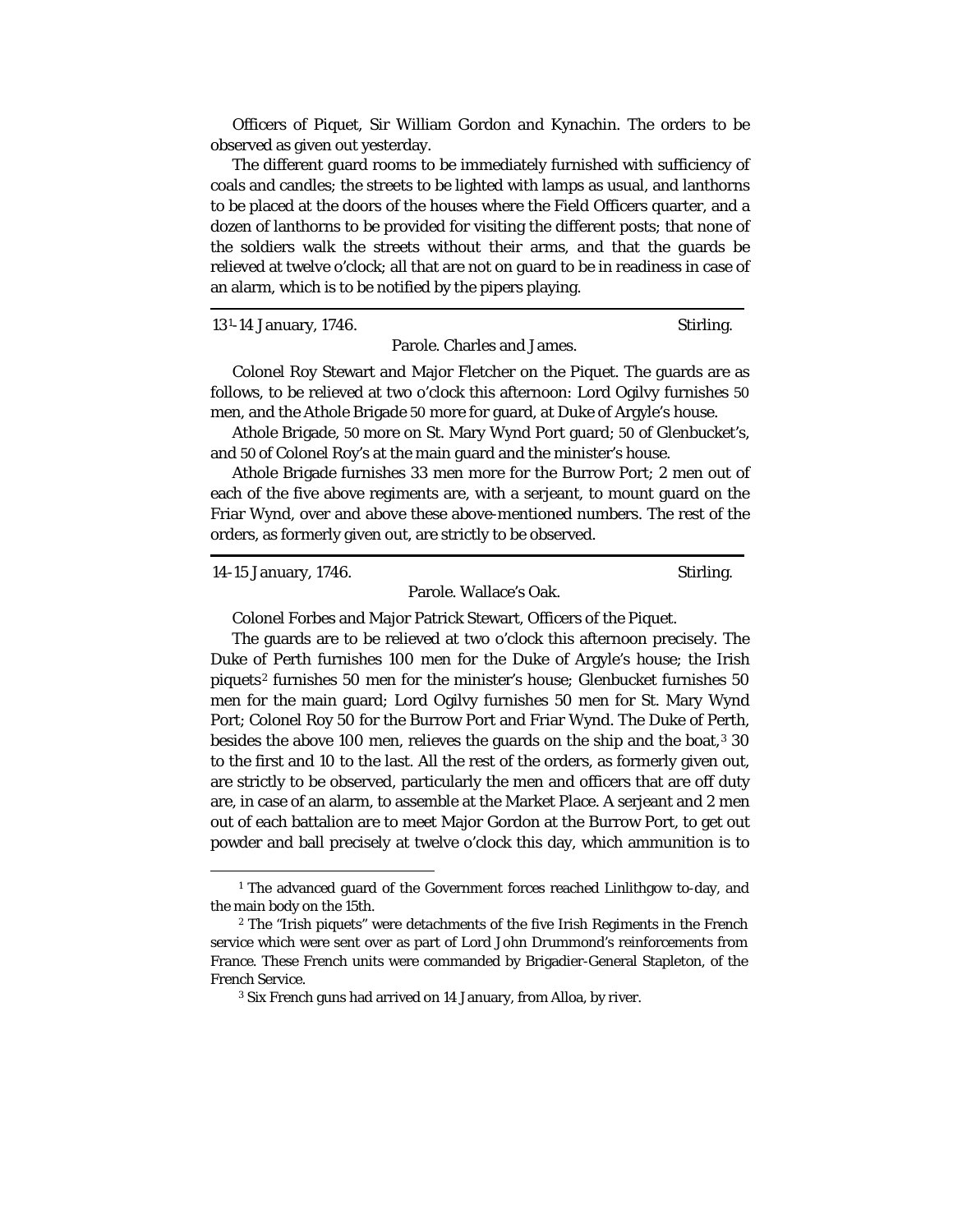Officers of Piquet, Sir William Gordon and Kynachin. The orders to be observed as given out yesterday.

The different guard rooms to be immediately furnished with sufficiency of coals and candles; the streets to be lighted with lamps as usual, and lanthorns to be placed at the doors of the houses where the Field Officers quarter, and a dozen of lanthorns to be provided for visiting the different posts; that none of the soldiers walk the streets without their arms, and that the guards be relieved at twelve o'clock; all that are not on guard to be in readiness in case of an alarm, which is to be notified by the pipers playing.

---

13[1]-14 January, 1746. Stirling.

Parole. Charles and James.

Colonel Roy Stewart and Major Fletcher on the Piquet. The guards are as follows, to be relieved at two o'clock this afternoon: Lord Ogilvy furnishes 50 men, and the Athole Brigade 50 more for guard, at Duke of Argyle's house.

Athole Brigade, 50 more on St. Mary Wynd Port guard; 50 of Glenbucket's, and 50 of Colonel Roy's at the main guard and the minister's house.

Athole Brigade furnishes 33 men more for the Burrow Port; 2 men out of each of the five above regiments are, with a serjeant, to mount guard on the Friar Wynd, over and above these above-mentioned numbers. The rest of the orders, as formerly given out, are strictly to be observed.

---

14-15 January, 1746. Stirling.

Parole. Wallace's Oak.

Colonel Forbes and Major Patrick Stewart, Officers of the Piquet.

The guards are to be relieved at two o'clock this afternoon precisely. The Duke of Perth furnishes 100 men for the Duke of Argyle's house; the Irish piquets[2] furnishes 50 men for the minister's house; Glenbucket furnishes 50 men for the main guard; Lord Ogilvy furnishes 50 men for St. Mary Wynd Port; Colonel Roy 50 for the Burrow Port and Friar Wynd. The Duke of Perth, besides the above 100 men, relieves the guards on the ship and the boat,[3] 30 to the first and 10 to the last. All the rest of the orders, as formerly given out, are strictly to be observed, particularly the men and officers that are off duty are, in case of an alarm, to assemble at the Market Place. A serjeant and 2 men out of each battalion are to meet Major Gordon at the Burrow Port, to get out powder and ball precisely at twelve o'clock this day, which ammunition is to

---

[1] The advanced guard of the Government forces reached Linlithgow to-day, and the main body on the 15th.

[2] The "Irish piquets" were detachments of the five Irish Regiments in the French service which were sent over as part of Lord John Drummond's reinforcements from France. These French units were commanded by Brigadier-General Stapleton, of the French Service.

[3] Six French guns had arrived on 14 January, from Alloa, by river.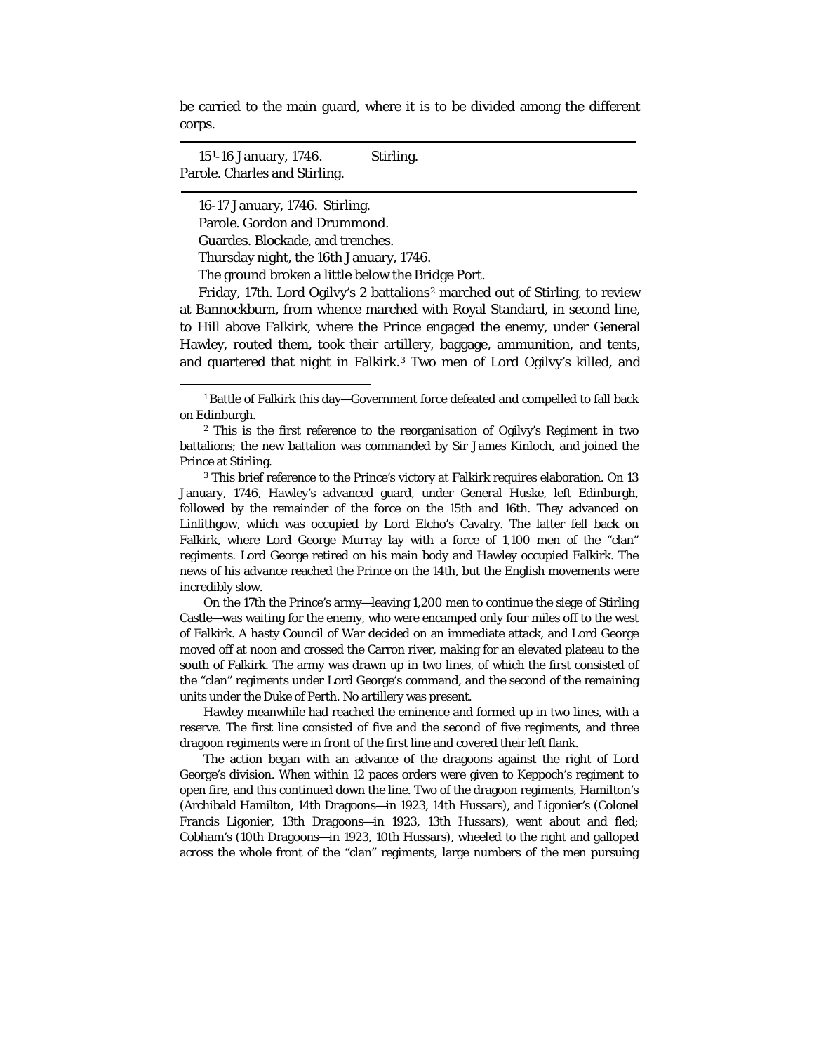be carried to the main guard, where it is to be divided among the different corps.

---

15[1]-16 January, 1746. Stirling.
Parole. Charles and Stirling.

---

16-17 January, 1746. Stirling.

Parole. Gordon and Drummond.

Guardes. Blockade, and trenches.

Thursday night, the 16th January, 1746.

The ground broken a little below the Bridge Port.

Friday, 17th. Lord Ogilvy's 2 battalions[2] marched out of Stirling, to review at Bannockburn, from whence marched with Royal Standard, in second line, to Hill above Falkirk, where the Prince engaged the enemy, under General Hawley, routed them, took their artillery, baggage, ammunition, and tents, and quartered that night in Falkirk.[3] Two men of Lord Ogilvy's killed, and

---

[1] Battle of Falkirk this day—Government force defeated and compelled to fall back on Edinburgh.

[2] This is the first reference to the reorganisation of Ogilvy's Regiment in two battalions; the new battalion was commanded by Sir James Kinloch, and joined the Prince at Stirling.

[3] This brief reference to the Prince's victory at Falkirk requires elaboration. On 13 January, 1746, Hawley's advanced guard, under General Huske, left Edinburgh, followed by the remainder of the force on the 15th and 16th. They advanced on Linlithgow, which was occupied by Lord Elcho's Cavalry. The latter fell back on Falkirk, where Lord George Murray lay with a force of 1,100 men of the "clan" regiments. Lord George retired on his main body and Hawley occupied Falkirk. The news of his advance reached the Prince on the 14th, but the English movements were incredibly slow.

On the 17th the Prince's army—leaving 1,200 men to continue the siege of Stirling Castle—was waiting for the enemy, who were encamped only four miles off to the west of Falkirk. A hasty Council of War decided on an immediate attack, and Lord George moved off at noon and crossed the Carron river, making for an elevated plateau to the south of Falkirk. The army was drawn up in two lines, of which the first consisted of the "clan" regiments under Lord George's command, and the second of the remaining units under the Duke of Perth. No artillery was present.

Hawley meanwhile had reached the eminence and formed up in two lines, with a reserve. The first line consisted of five and the second of five regiments, and three dragoon regiments were in front of the first line and covered their left flank.

The action began with an advance of the dragoons against the right of Lord George's division. When within 12 paces orders were given to Keppoch's regiment to open fire, and this continued down the line. Two of the dragoon regiments, Hamilton's (Archibald Hamilton, 14th Dragoons—in 1923, 14th Hussars), and Ligonier's (Colonel Francis Ligonier, 13th Dragoons—in 1923, 13th Hussars), went about and fled; Cobham's (10th Dragoons—in 1923, 10th Hussars), wheeled to the right and galloped across the whole front of the "clan" regiments, large numbers of the men pursuing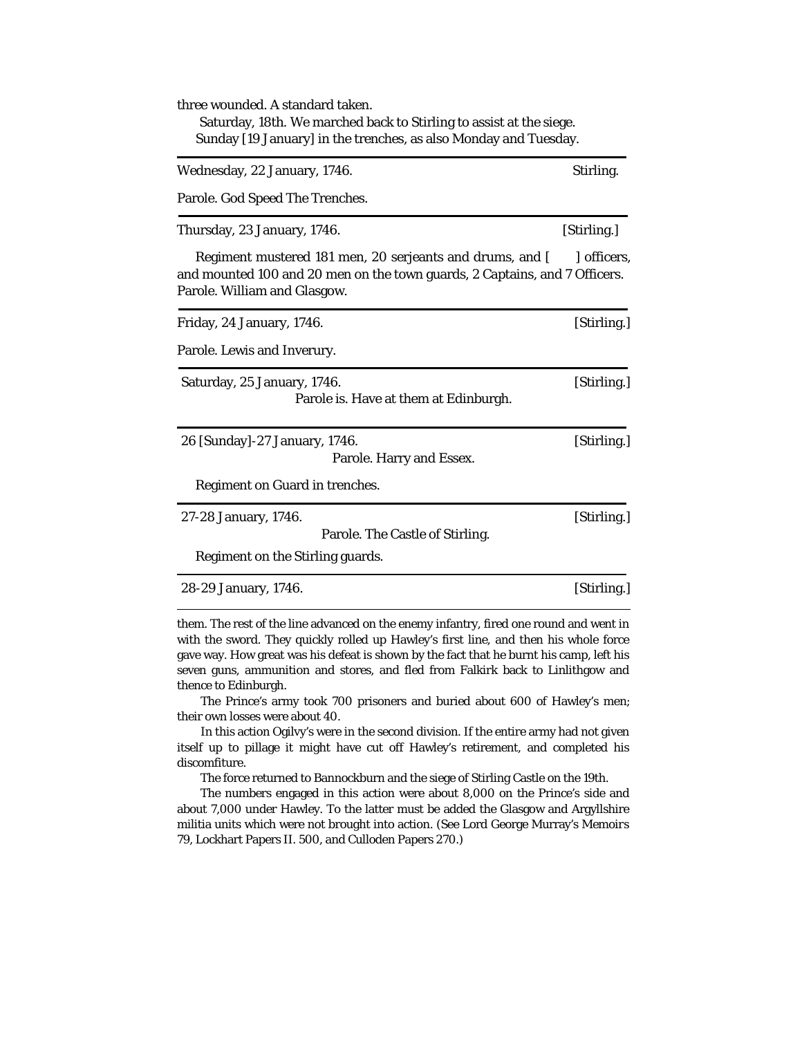three wounded. A standard taken.

Saturday, 18th. We marched back to Stirling to assist at the siege.

Sunday [19 January] in the trenches, as also Monday and Tuesday.

---

Wednesday, 22 January, 1746. Stirling.

Parole. God Speed The Trenches.

---

Thursday, 23 January, 1746. [Stirling.]

Regiment mustered 181 men, 20 serjeants and drums, and [ ] officers, and mounted 100 and 20 men on the town guards, 2 Captains, and 7 Officers. Parole. William and Glasgow.

---

Friday, 24 January, 1746. [Stirling.]

Parole. Lewis and Inverury.

---

Saturday, 25 January, 1746. [Stirling.]

Parole is. Have at them at Edinburgh.

---

26 [Sunday]-27 January, 1746. [Stirling.]

Parole. Harry and Essex.

Regiment on Guard in trenches.

---

27-28 January, 1746. [Stirling.]

Parole. The Castle of Stirling.

Regiment on the Stirling guards.

---

28-29 January, 1746. [Stirling.]

---

them. The rest of the line advanced on the enemy infantry, fired one round and went in with the sword. They quickly rolled up Hawley's first line, and then his whole force gave way. How great was his defeat is shown by the fact that he burnt his camp, left his seven guns, ammunition and stores, and fled from Falkirk back to Linlithgow and thence to Edinburgh.

The Prince's army took 700 prisoners and buried about 600 of Hawley's men; their own losses were about 40.

In this action Ogilvy's were in the second division. If the entire army had not given itself up to pillage it might have cut off Hawley's retirement, and completed his discomfiture.

The force returned to Bannockburn and the siege of Stirling Castle on the 19th.

The numbers engaged in this action were about 8,000 on the Prince's side and about 7,000 under Hawley. To the latter must be added the Glasgow and Argyllshire militia units which were not brought into action. (See Lord George Murray's *Memoirs* 79, *Lockhart Papers* II. 500, and *Culloden Papers* 270.)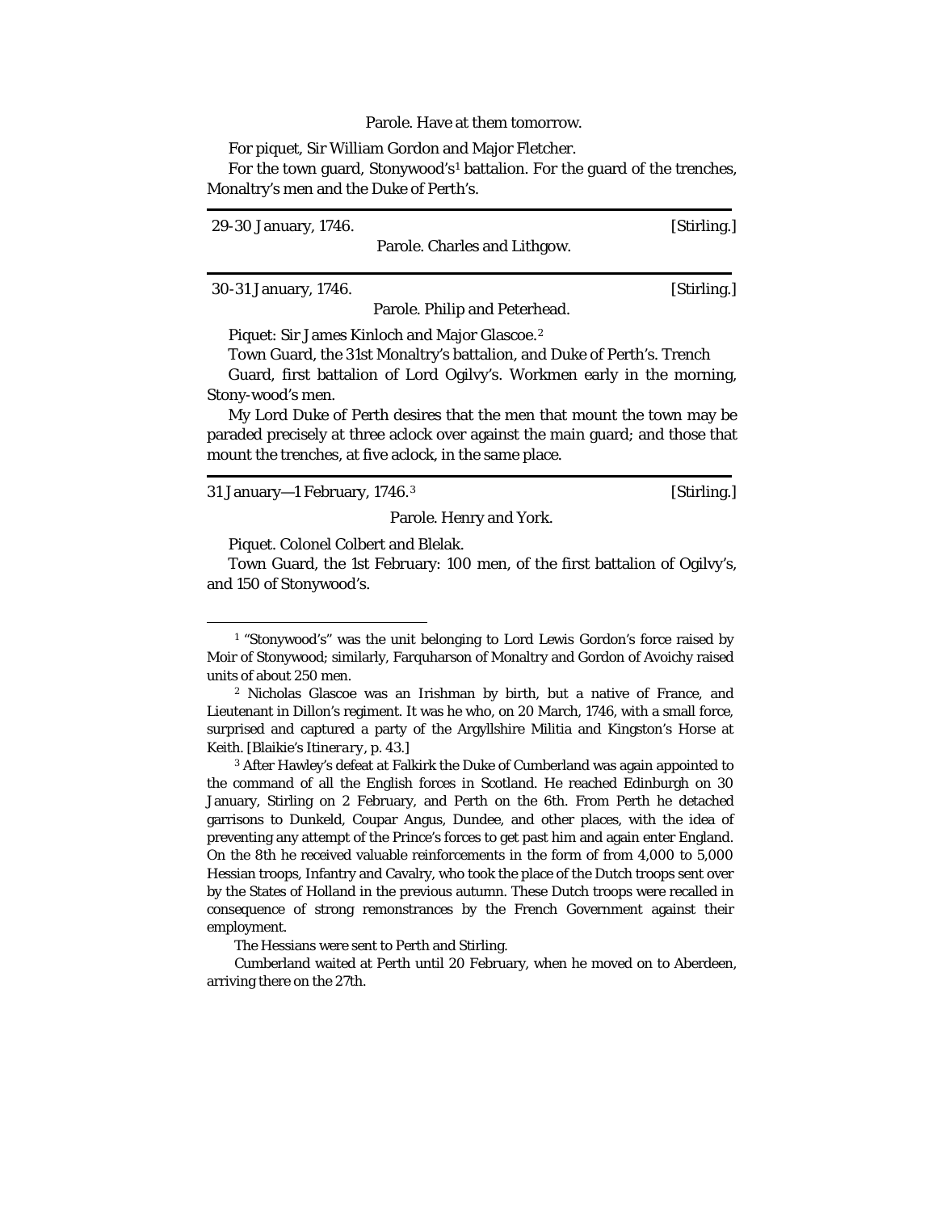Parole. Have at them tomorrow.

For piquet, Sir William Gordon and Major Fletcher.

For the town guard, Stonywood's[1] battalion. For the guard of the trenches, Monaltry's men and the Duke of Perth's.

---

29-30 January, 1746. [Stirling.]

Parole. Charles and Lithgow.

---

30-31 January, 1746. [Stirling.]

Parole. Philip and Peterhead.

Piquet: Sir James Kinloch and Major Glascoe.[2]

Town Guard, the 31st Monaltry's battalion, and Duke of Perth's. Trench

Guard, first battalion of Lord Ogilvy's. Workmen early in the morning, Stony-wood's men.

My Lord Duke of Perth desires that the men that mount the town may be paraded precisely at three aclock over against the main guard; and those that mount the trenches, at five aclock, in the same place.

---

31 January—1 February, 1746.[3] [Stirling.]

Parole. Henry and York.

Piquet. Colonel Colbert and Blelak.

Town Guard, the 1st February: 100 men, of the first battalion of Ogilvy's, and 150 of Stonywood's.

---

[1] "Stonywood's" was the unit belonging to Lord Lewis Gordon's force raised by Moir of Stonywood; similarly, Farquharson of Monaltry and Gordon of Avoichy raised units of about 250 men.

[2] Nicholas Glascoe was an Irishman by birth, but a native of France, and Lieutenant in Dillon's regiment. It was he who, on 20 March, 1746, with a small force, surprised and captured a party of the Argyllshire Militia and Kingston's Horse at Keith. [Blaikie's *Itinerary*, p. 43.]

[3] After Hawley's defeat at Falkirk the Duke of Cumberland was again appointed to the command of all the English forces in Scotland. He reached Edinburgh on 30 January, Stirling on 2 February, and Perth on the 6th. From Perth he detached garrisons to Dunkeld, Coupar Angus, Dundee, and other places, with the idea of preventing any attempt of the Prince's forces to get past him and again enter England. On the 8th he received valuable reinforcements in the form of from 4,000 to 5,000 Hessian troops, Infantry and Cavalry, who took the place of the Dutch troops sent over by the States of Holland in the previous autumn. These Dutch troops were recalled in consequence of strong remonstrances by the French Government against their employment.

The Hessians were sent to Perth and Stirling.

Cumberland waited at Perth until 20 February, when he moved on to Aberdeen, arriving there on the 27th.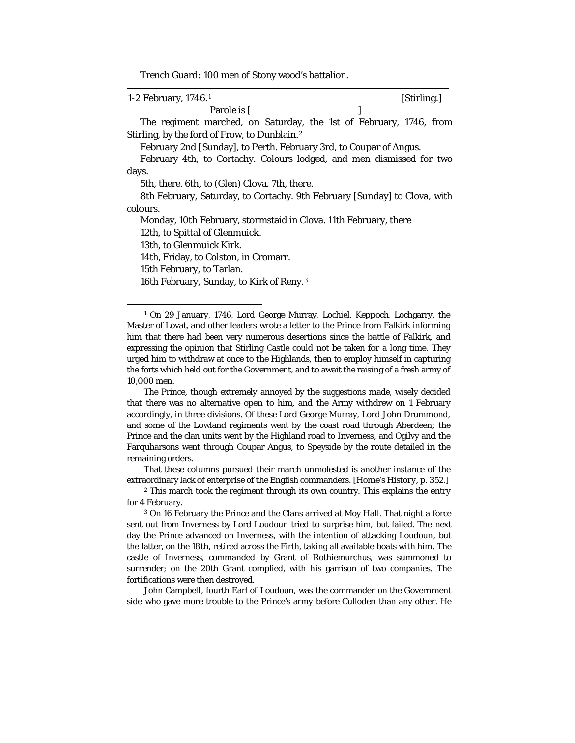Trench Guard: 100 men of Stony wood's battalion.

---

1-2 February, 1746.[1] [Stirling.]

Parole is [ ]

The regiment marched, on Saturday, the 1st of February, 1746, from Stirling, by the ford of Frow, to Dunblain.[2]

February 2nd [Sunday], to Perth. February 3rd, to Coupar of Angus.

February 4th, to Cortachy. Colours lodged, and men dismissed for two days.

5th, there. 6th, to (Glen) Clova. 7th, there.

8th February, Saturday, to Cortachy. 9th February [Sunday] to Clova, with colours.

Monday, 10th February, stormstaid in Clova. 11th February, there

12th, to Spittal of Glenmuick.

13th, to Glenmuick Kirk.

14th, Friday, to Colston, in Cromarr.

15th February, to Tarlan.

16th February, Sunday, to Kirk of Reny.[3]

---

[1] On 29 January, 1746, Lord George Murray, Lochiel, Keppoch, Lochgarry, the Master of Lovat, and other leaders wrote a letter to the Prince from Falkirk informing him that there had been very numerous desertions since the battle of Falkirk, and expressing the opinion that Stirling Castle could not be taken for a long time. They urged him to withdraw at once to the Highlands, then to employ himself in capturing the forts which held out for the Government, and to await the raising of a fresh army of 10,000 men.

The Prince, though extremely annoyed by the suggestions made, wisely decided that there was no alternative open to him, and the Army withdrew on 1 February accordingly, in three divisions. Of these Lord George Murray, Lord John Drummond, and some of the Lowland regiments went by the coast road through Aberdeen; the Prince and the clan units went by the Highland road to Inverness, and Ogilvy and the Farquharsons went through Coupar Angus, to Speyside by the route detailed in the remaining orders.

That these columns pursued their march unmolested is another instance of the extraordinary lack of enterprise of the English commanders. [Home's *History*, p. 352.]

[2] This march took the regiment through its own country. This explains the entry for 4 February.

[3] On 16 February the Prince and the Clans arrived at Moy Hall. That night a force sent out from Inverness by Lord Loudoun tried to surprise him, but failed. The next day the Prince advanced on Inverness, with the intention of attacking Loudoun, but the latter, on the 18th, retired across the Firth, taking all available boats with him. The castle of Inverness, commanded by Grant of Rothiemurchus, was summoned to surrender; on the 20th Grant complied, with his garrison of two companies. The fortifications were then destroyed.

John Campbell, fourth Earl of Loudoun, was the commander on the Government side who gave more trouble to the Prince's army before Culloden than any other. He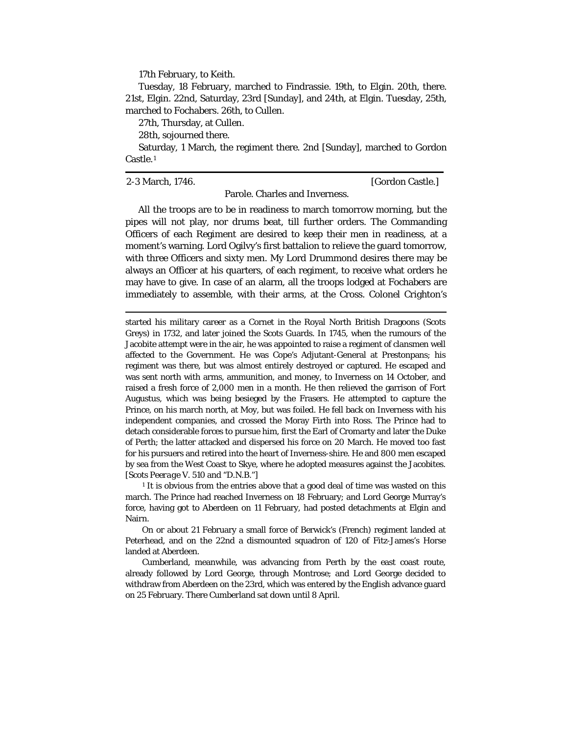17th February, to Keith.

Tuesday, 18 February, marched to Findrassie. 19th, to Elgin. 20th, there. 21st, Elgin. 22nd, Saturday, 23rd [Sunday], and 24th, at Elgin. Tuesday, 25th, marched to Fochabers. 26th, to Cullen.

27th, Thursday, at Cullen.

28th, sojourned there.

Saturday, 1 March, the regiment there. 2nd [Sunday], marched to Gordon Castle.[1]

---

2-3 March, 1746. [Gordon Castle.]

Parole. Charles and Inverness.

All the troops are to be in readiness to march tomorrow morning, but the pipes will not play, nor drums beat, till further orders. The Commanding Officers of each Regiment are desired to keep their men in readiness, at a moment's warning. Lord Ogilvy's first battalion to relieve the guard tomorrow, with three Officers and sixty men. My Lord Drummond desires there may be always an Officer at his quarters, of each regiment, to receive what orders he may have to give. In case of an alarm, all the troops lodged at Fochabers are immediately to assemble, with their arms, at the Cross. Colonel Crighton's

---

started his military career as a Cornet in the Royal North British Dragoons (Scots Greys) in 1732, and later joined the Scots Guards. In 1745, when the rumours of the Jacobite attempt were in the air, he was appointed to raise a regiment of clansmen well affected to the Government. He was Cope's Adjutant-General at Prestonpans; his regiment was there, but was almost entirely destroyed or captured. He escaped and was sent north with arms, ammunition, and money, to Inverness on 14 October, and raised a fresh force of 2,000 men in a month. He then relieved the garrison of Fort Augustus, which was being besieged by the Frasers. He attempted to capture the Prince, on his march north, at Moy, but was foiled. He fell back on Inverness with his independent companies, and crossed the Moray Firth into Ross. The Prince had to detach considerable forces to pursue him, first the Earl of Cromarty and later the Duke of Perth; the latter attacked and dispersed his force on 20 March. He moved too fast for his pursuers and retired into the heart of Inverness-shire. He and 800 men escaped by sea from the West Coast to Skye, where he adopted measures against the Jacobites. [*Scots Peerage* V. 510 and "D.N.B."]

[1] It is obvious from the entries above that a good deal of time was wasted on this march. The Prince had reached Inverness on 18 February; and Lord George Murray's force, having got to Aberdeen on 11 February, had posted detachments at Elgin and Nairn.

On or about 21 February a small force of Berwick's (French) regiment landed at Peterhead, and on the 22nd a dismounted squadron of 120 of Fitz-James's Horse landed at Aberdeen.

Cumberland, meanwhile, was advancing from Perth by the east coast route, already followed by Lord George, through Montrose; and Lord George decided to withdraw from Aberdeen on the 23rd, which was entered by the English advance guard on 25 February. There Cumberland sat down until 8 April.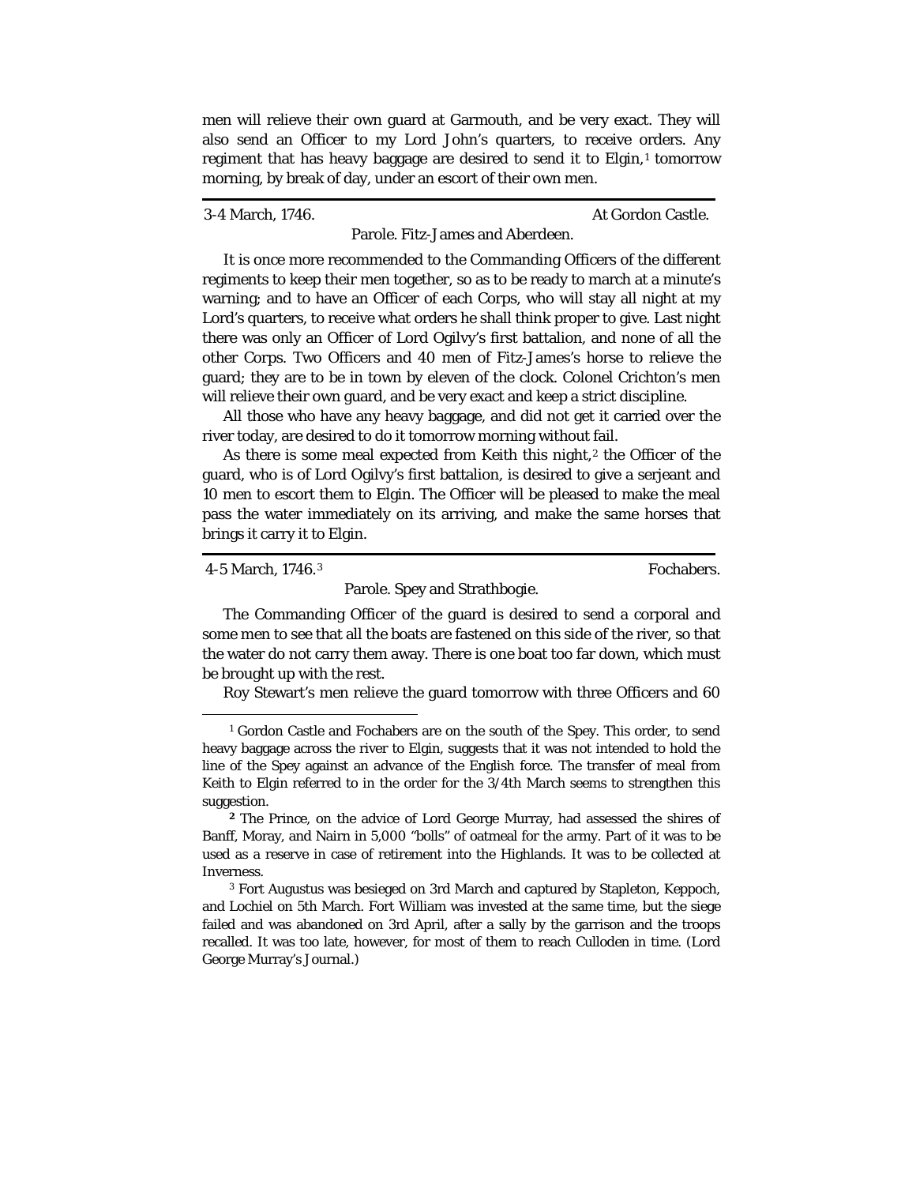men will relieve their own guard at Garmouth, and be very exact. They will also send an Officer to my Lord John's quarters, to receive orders. Any regiment that has heavy baggage are desired to send it to Elgin,[1] tomorrow morning, by break of day, under an escort of their own men.

---

3-4 March, 1746. At Gordon Castle.

Parole. Fitz-James and Aberdeen.

It is once more recommended to the Commanding Officers of the different regiments to keep their men together, so as to be ready to march at a minute's warning; and to have an Officer of each Corps, who will stay all night at my Lord's quarters, to receive what orders he shall think proper to give. Last night there was only an Officer of Lord Ogilvy's first battalion, and none of all the other Corps. Two Officers and 40 men of Fitz-James's horse to relieve the guard; they are to be in town by eleven of the clock. Colonel Crichton's men will relieve their own guard, and be very exact and keep a strict discipline.

All those who have any heavy baggage, and did not get it carried over the river today, are desired to do it tomorrow morning without fail.

As there is some meal expected from Keith this night,[2] the Officer of the guard, who is of Lord Ogilvy's first battalion, is desired to give a serjeant and 10 men to escort them to Elgin. The Officer will be pleased to make the meal pass the water immediately on its arriving, and make the same horses that brings it carry it to Elgin.

---

4-5 March, 1746.[3] Fochabers.

Parole. Spey and Strathbogie.

The Commanding Officer of the guard is desired to send a corporal and some men to see that all the boats are fastened on this side of the river, so that the water do not carry them away. There is one boat too far down, which must be brought up with the rest.

Roy Stewart's men relieve the guard tomorrow with three Officers and 60

---

[1] Gordon Castle and Fochabers are on the south of the Spey. This order, to send heavy baggage across the river to Elgin, suggests that it was not intended to hold the line of the Spey against an advance of the English force. The transfer of meal from Keith to Elgin referred to in the order for the 3/4th March seems to strengthen this suggestion.

[2] The Prince, on the advice of Lord George Murray, had assessed the shires of Banff, Moray, and Nairn in 5,000 "bolls" of oatmeal for the army. Part of it was to be used as a reserve in case of retirement into the Highlands. It was to be collected at Inverness.

[3] Fort Augustus was besieged on 3rd March and captured by Stapleton, Keppoch, and Lochiel on 5th March. Fort William was invested at the same time, but the siege failed and was abandoned on 3rd April, after a sally by the garrison and the troops recalled. It was too late, however, for most of them to reach Culloden in time. (Lord George Murray's Journal.)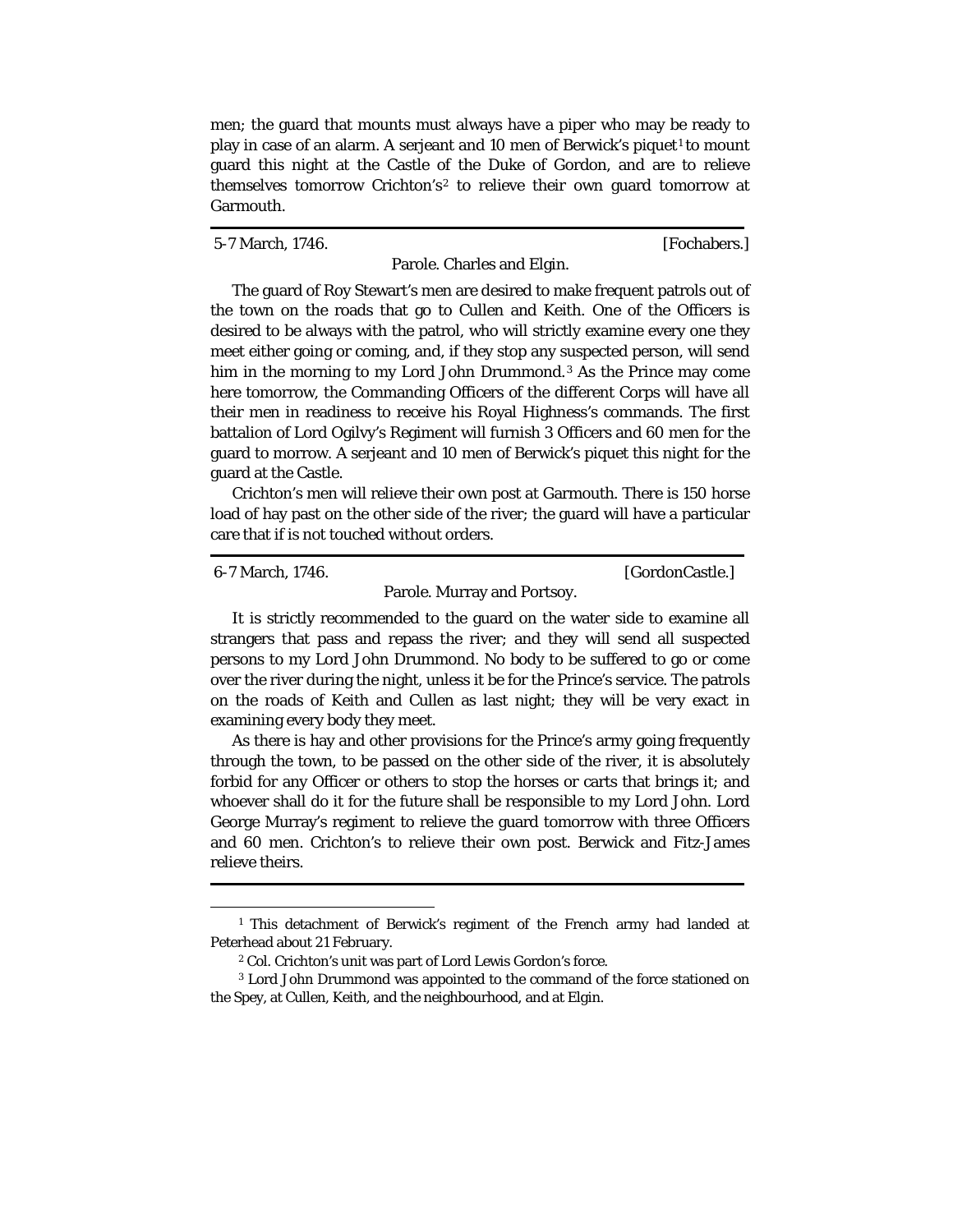men; the guard that mounts must always have a piper who may be ready to play in case of an alarm. A serjeant and 10 men of Berwick's piquet[1] to mount guard this night at the Castle of the Duke of Gordon, and are to relieve themselves tomorrow Crichton's[2] to relieve their own guard tomorrow at Garmouth.

---

5-7 March, 1746. [Fochabers.]

Parole. Charles and Elgin.

The guard of Roy Stewart's men are desired to make frequent patrols out of the town on the roads that go to Cullen and Keith. One of the Officers is desired to be always with the patrol, who will strictly examine every one they meet either going or coming, and, if they stop any suspected person, will send him in the mornning to my Lord John Drummond.[3] As the Prince may come here tomorrow, the Commanding Officers of the different Corps will have all their men in readiness to receive his Royal Highness's commands. The first battalion of Lord Ogilvy's Regiment will furnish 3 Officers and 60 men for the guard to morrow. A serjeant and 10 men of Berwick's piquet this night for the guard at the Castle.

Crichton's men will relieve their own post at Garmouth. There is 150 horse load of hay past on the other side of the river; the guard will have a particular care that if is not touched without orders.

---

6-7 March, 1746. [GordonCastle.]

Parole. Murray and Portsoy.

It is strictly recommended to the guard on the water side to examine all strangers that pass and repass the river; and they will send all suspected persons to my Lord John Drummond. No body to be suffered to go or come over the river during the night, unless it be for the Prince's service. The patrols on the roads of Keith and Cullen as last night; they will be very exact in examining every body they meet.

As there is hay and other provisions for the Prince's army going frequently through the town, to be passed on the other side of the river, it is absolutely forbid for any Officer or others to stop the horses or carts that brings it; and whoever shall do it for the future shall be responsible to my Lord John. Lord George Murray's regiment to relieve the guard tomorrow with three Officers and 60 men. Crichton's to relieve their own post. Berwick and Fitz-James relieve theirs.

---

[1] This detachment of Berwick's regiment of the French army had landed at Peterhead about 21 February.

[2] Col. Crichton's unit was part of Lord Lewis Gordon's force.

[3] Lord John Drummond was appointed to the command of the force stationed on the Spey, at Cullen, Keith, and the neighbourhood, and at Elgin.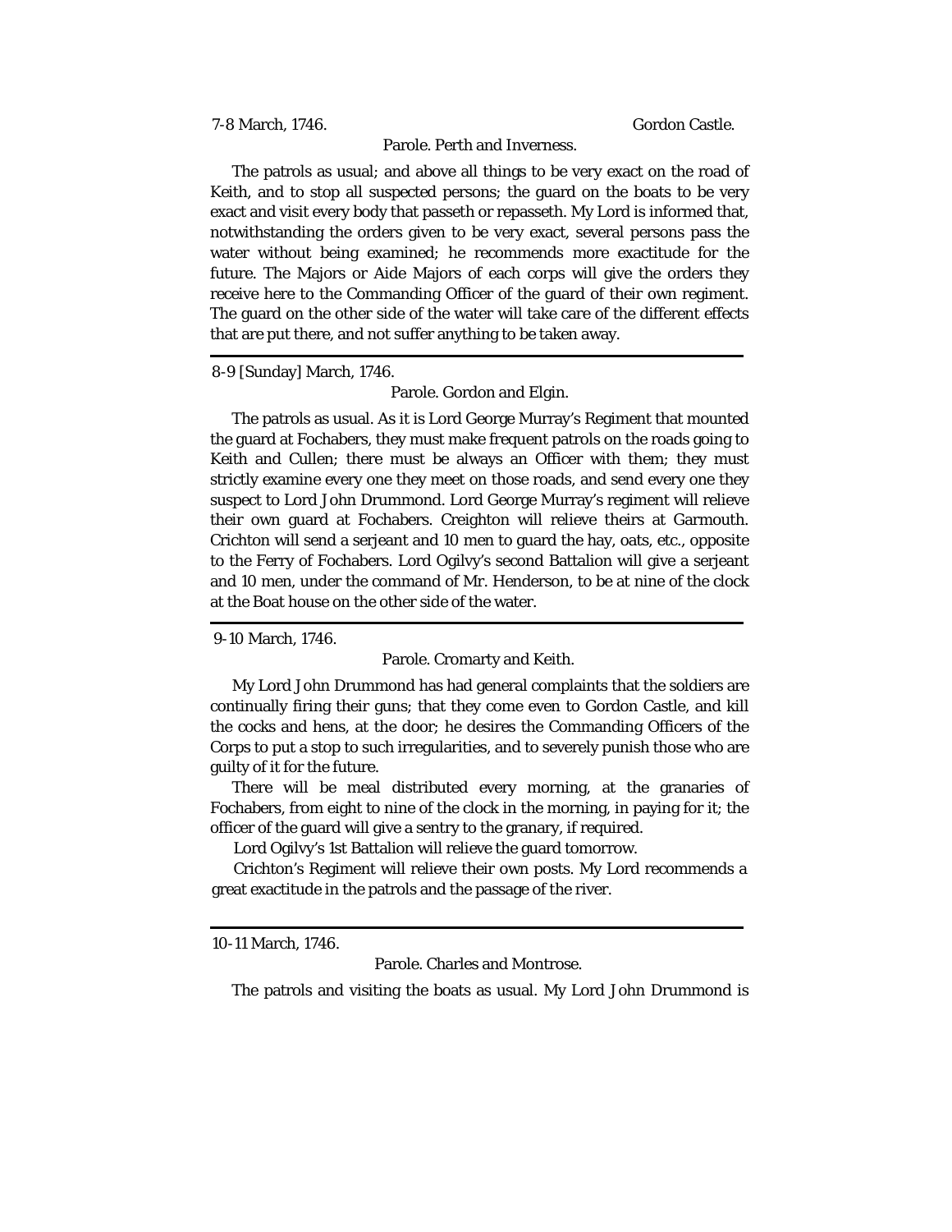7-8 March, 1746. Gordon Castle.

Parole. Perth and Inverness.

The patrols as usual; and above all things to be very exact on the road of Keith, and to stop all suspected persons; the guard on the boats to be very exact and visit every body that passeth or repasseth. My Lord is informed that, notwithstanding the orders given to be very exact, several persons pass the water without being examined; he recommends more exactitude for the future. The Majors or Aide Majors of each corps will give the orders they receive here to the Commanding Officer of the guard of their own regiment. The guard on the other side of the water will take care of the different effects that are put there, and not suffer anything to be taken away.

---

8-9 [Sunday] March, 1746.

Parole. Gordon and Elgin.

The patrols as usual. As it is Lord George Murray's Regiment that mounted the guard at Fochabers, they must make frequent patrols on the roads going to Keith and Cullen; there must be always an Officer with them; they must strictly examine every one they meet on those roads, and send every one they suspect to Lord John Drummond. Lord George Murray's regiment will relieve their own guard at Fochabers. Creighton will relieve theirs at Garmouth. Crichton will send a serjeant and 10 men to guard the hay, oats, etc., opposite to the Ferry of Fochabers. Lord Ogilvy's second Battalion will give a serjeant and 10 men, under the command of Mr. Henderson, to be at nine of the clock at the Boat house on the other side of the water.

---

9-10 March, 1746.

Parole. Cromarty and Keith.

My Lord John Drummond has had general complaints that the soldiers are continually firing their guns; that they come even to Gordon Castle, and kill the cocks and hens, at the door; he desires the Commanding Officers of the Corps to put a stop to such irregularities, and to severely punish those who are guilty of it for the future.

There will be meal distributed every morning, at the granaries of Fochabers, from eight to nine of the clock in the morning, in paying for it; the officer of the guard will give a sentry to the granary, if required.

Lord Ogilvy's 1st Battalion will relieve the guard tomorrow.

Crichton's Regiment will relieve their own posts. My Lord recommends a great exactitude in the patrols and the passage of the river.

---

10-11 March, 1746.

Parole. Charles and Montrose.

The patrols and visiting the boats as usual. My Lord John Drummond is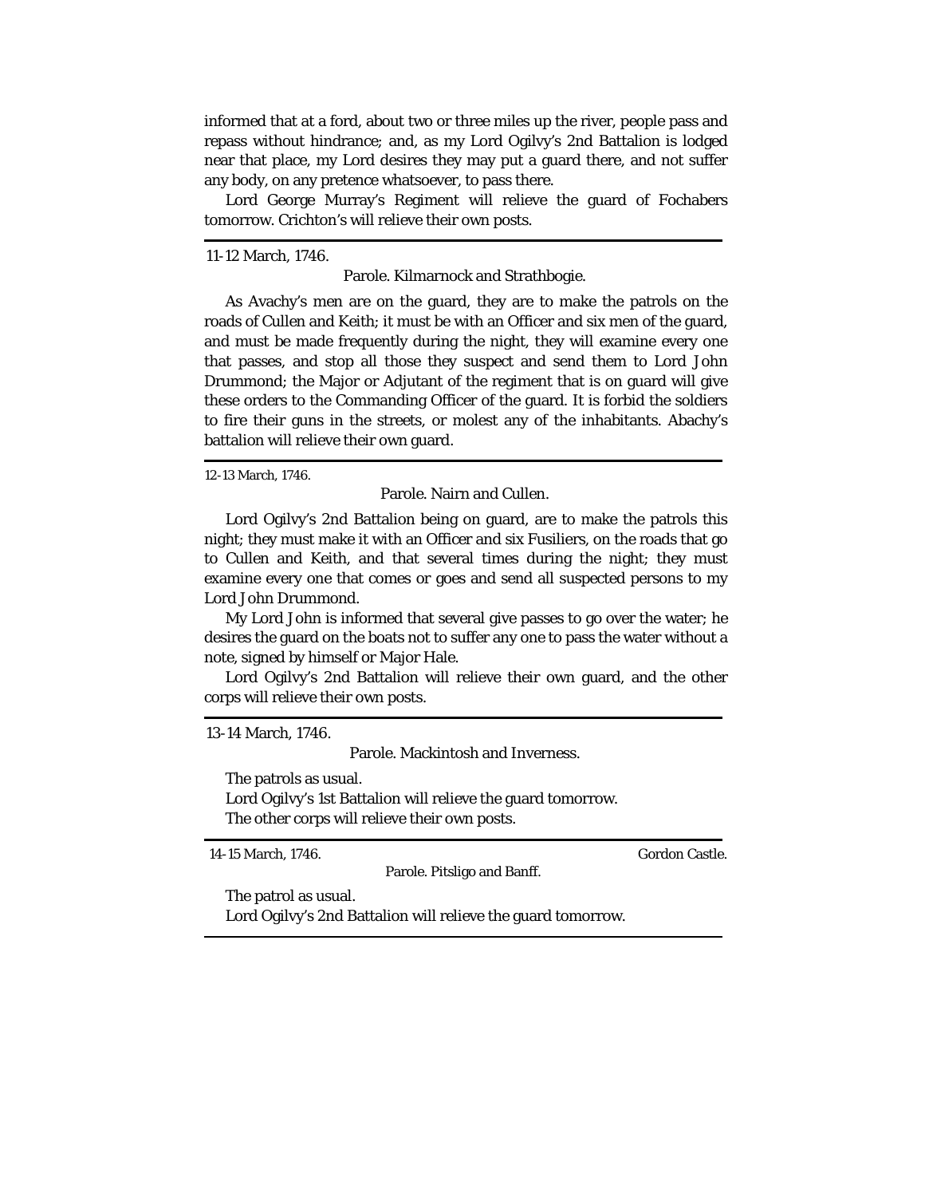informed that at a ford, about two or three miles up the river, people pass and repass without hindrance; and, as my Lord Ogilvy's 2nd Battalion is lodged near that place, my Lord desires they may put a guard there, and not suffer any body, on any pretence whatsoever, to pass there.

Lord George Murray's Regiment will relieve the guard of Fochabers tomorrow. Crichton's will relieve their own posts.

---

11-12 March, 1746.

Parole. Kilmarnock and Strathbogie.

As Avachy's men are on the guard, they are to make the patrols on the roads of Cullen and Keith; it must be with an Officer and six men of the guard, and must be made frequently during the night, they will examine every one that passes, and stop all those they suspect and send them to Lord John Drummond; the Major or Adjutant of the regiment that is on guard will give these orders to the Commanding Officer of the guard. It is forbid the soldiers to fire their guns in the streets, or molest any of the inhabitants. Abachy's battalion will relieve their own guard.

---

12-13 March, 1746.

Parole. Nairn and Cullen.

Lord Ogilvy's 2nd Battalion being on guard, are to make the patrols this night; they must make it with an Officer and six Fusiliers, on the roads that go to Cullen and Keith, and that several times during the night; they must examine every one that comes or goes and send all suspected persons to my Lord John Drummond.

My Lord John is informed that several give passes to go over the water; he desires the guard on the boats not to suffer any one to pass the water without a note, signed by himself or Major Hale.

Lord Ogilvy's 2nd Battalion will relieve their own guard, and the other corps will relieve their own posts.

---

13-14 March, 1746.

Parole. Mackintosh and Inverness.

The patrols as usual.

Lord Ogilvy's 1st Battalion will relieve the guard tomorrow.

The other corps will relieve their own posts.

---

14-15 March, 1746. Gordon Castle.

Parole. Pitsligo and Banff.

The patrol as usual.

Lord Ogilvy's 2nd Battalion will relieve the guard tomorrow.

---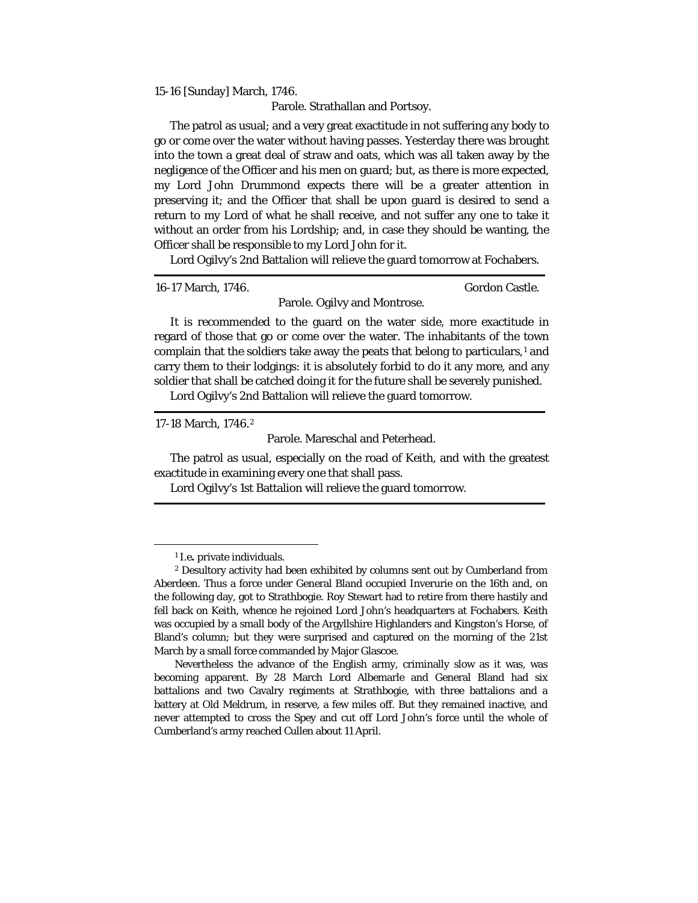15-16 [Sunday] March, 1746.

Parole. Strathallan and Portsoy.

The patrol as usual; and a very great exactitude in not suffering any body to go or come over the water without having passes. Yesterday there was brought into the town a great deal of straw and oats, which was all taken away by the negligence of the Officer and his men on guard; but, as there is more expected, my Lord John Drummond expects there will be a greater attention in preserving it; and the Officer that shall be upon guard is desired to send a return to my Lord of what he shall receive, and not suffer any one to take it without an order from his Lordship; and, in case they should be wanting, the Officer shall be responsible to my Lord John for it.

Lord Ogilvy's 2nd Battalion will relieve the guard tomorrow at Fochabers.

---

16-17 March, 1746. Gordon Castle.

Parole. Ogilvy and Montrose.

It is recommended to the guard on the water side, more exactitude in regard of those that go or come over the water. The inhabitants of the town complain that the soldiers take away the peats that belong to particulars,[1] and carry them to their lodgings: it is absolutely forbid to do it any more, and any soldier that shall be catched doing it for the future shall be severely punished.

Lord Ogilvy's 2nd Battalion will relieve the guard tomorrow.

---

17-18 March, 1746.[2]

Parole. Mareschal and Peterhead.

The patrol as usual, especially on the road of Keith, and with the greatest exactitude in examining every one that shall pass.

Lord Ogilvy's 1st Battalion will relieve the guard tomorrow.

---

[1] I.e. private individuals.

[2] Desultory activity had been exhibited by columns sent out by Cumberland from Aberdeen. Thus a force under General Bland occupied Inverurie on the 16th and, on the following day, got to Strathbogie. Roy Stewart had to retire from there hastily and fell back on Keith, whence he rejoined Lord John's headquarters at Fochabers. Keith was occupied by a small body of the Argyllshire Highlanders and Kingston's Horse, of Bland's column; but they were surprised and captured on the morning of the 21st March by a small force commanded by Major Glascoe.

Nevertheless the advance of the English army, criminally slow as it was, was becoming apparent. By 28 March Lord Albemarle and General Bland had six battalions and two Cavalry regiments at Strathbogie, with three battalions and a battery at Old Meldrum, in reserve, a few miles off. But they remained inactive, and never attempted to cross the Spey and cut off Lord John's force until the whole of Cumberland's army reached Cullen about 11 April.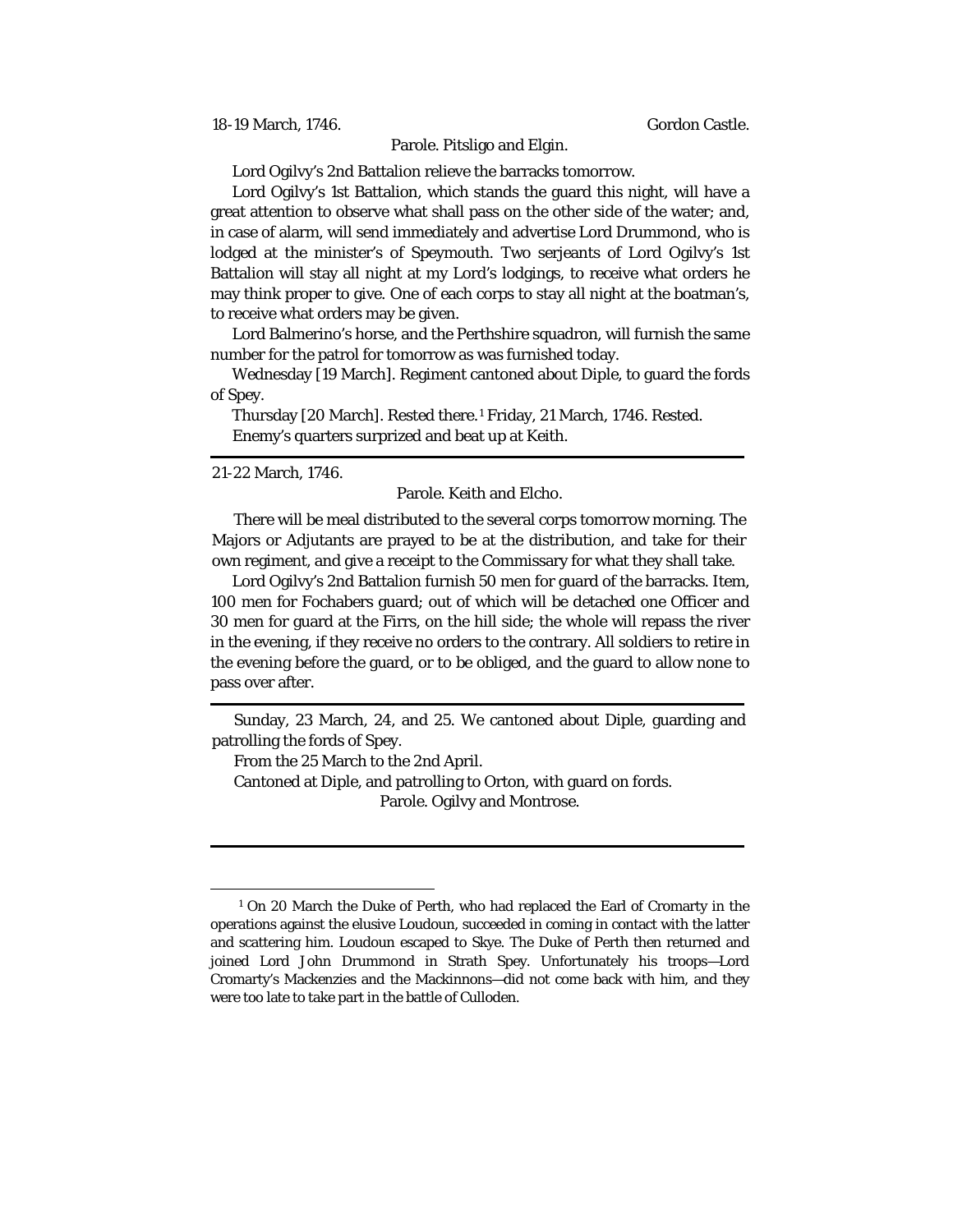18-19 March, 1746. Gordon Castle.

Parole. Pitsligo and Elgin.

Lord Ogilvy's 2nd Battalion relieve the barracks tomorrow.

Lord Ogilvy's 1st Battalion, which stands the guard this night, will have a great attention to observe what shall pass on the other side of the water; and, in case of alarm, will send immediately and advertise Lord Drummond, who is lodged at the minister's of Speymouth. Two serjeants of Lord Ogilvy's 1st Battalion will stay all night at my Lord's lodgings, to receive what orders he may think proper to give. One of each corps to stay all night at the boatman's, to receive what orders may be given.

Lord Balmerino's horse, and the Perthshire squadron, will furnish the same number for the patrol for tomorrow as was furnished today.

Wednesday [19 March]. Regiment cantoned about Diple, to guard the fords of Spey.

Thursday [20 March]. Rested there.[1] Friday, 21 March, 1746. Rested.

Enemy's quarters surprized and beat up at Keith.

---

21-22 March, 1746.

Parole. Keith and Elcho.

There will be meal distributed to the several corps tomorrow morning. The Majors or Adjutants are prayed to be at the distribution, and take for their own regiment, and give a receipt to the Commissary for what they shall take.

Lord Ogilvy's 2nd Battalion furnish 50 men for guard of the barracks. Item, 100 men for Fochabers guard; out of which will be detached one Officer and 30 men for guard at the Firrs, on the hill side; the whole will repass the river in the evening, if they receive no orders to the contrary. All soldiers to retire in the evening before the guard, or to be obliged, and the guard to allow none to pass over after.

---

Sunday, 23 March, 24, and 25. We cantoned about Diple, guarding and patrolling the fords of Spey.

From the 25 March to the 2nd April.

Cantoned at Diple, and patrolling to Orton, with guard on fords.

Parole. Ogilvy and Montrose.

---

[1] On 20 March the Duke of Perth, who had replaced the Earl of Cromarty in the operations against the elusive Loudoun, succeeded in coming in contact with the latter and scattering him. Loudoun escaped to Skye. The Duke of Perth then returned and joined Lord John Drummond in Strath Spey. Unfortunately his troops—Lord Cromarty's Mackenzies and the Mackinnons—did not come back with him, and they were too late to take part in the battle of Culloden.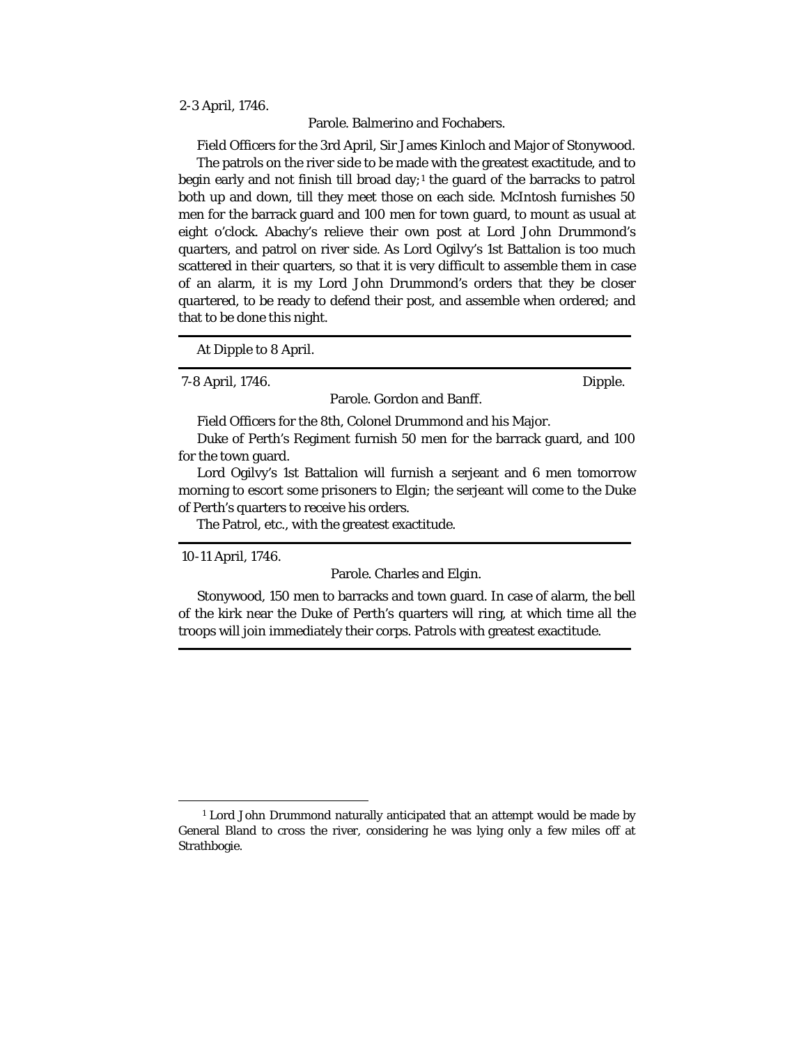2-3 April, 1746.

Parole. Balmerino and Fochabers.

Field Officers for the 3rd April, Sir James Kinloch and Major of Stonywood.

The patrols on the river side to be made with the greatest exactitude, and to begin early and not finish till broad day;[1] the guard of the barracks to patrol both up and down, till they meet those on each side. McIntosh furnishes 50 men for the barrack guard and 100 men for town guard, to mount as usual at eight o'clock. Abachy's relieve their own post at Lord John Drummond's quarters, and patrol on river side. As Lord Ogilvy's 1st Battalion is too much scattered in their quarters, so that it is very difficult to assemble them in case of an alarm, it is my Lord John Drummond's orders that they be closer quartered, to be ready to defend their post, and assemble when ordered; and that to be done this night.

---

At Dipple to 8 April.

---

7-8 April, 1746. Dipple.

Parole. Gordon and Banff.

Field Officers for the 8th, Colonel Drummond and his Major.

Duke of Perth's Regiment furnish 50 men for the barrack guard, and 100 for the town guard.

Lord Ogilvy's 1st Battalion will furnish a serjeant and 6 men tomorrow morning to escort some prisoners to Elgin; the serjeant will come to the Duke of Perth's quarters to receive his orders.

The Patrol, etc., with the greatest exactitude.

---

10-11 April, 1746.

Parole. Charles and Elgin.

Stonywood, 150 men to barracks and town guard. In case of alarm, the bell of the kirk near the Duke of Perth's quarters will ring, at which time all the troops will join immediately their corps. Patrols with greatest exactitude.

---

[1] Lord John Drummond naturally anticipated that an attempt would be made by General Bland to cross the river, considering he was lying only a few miles off at Strathbogie.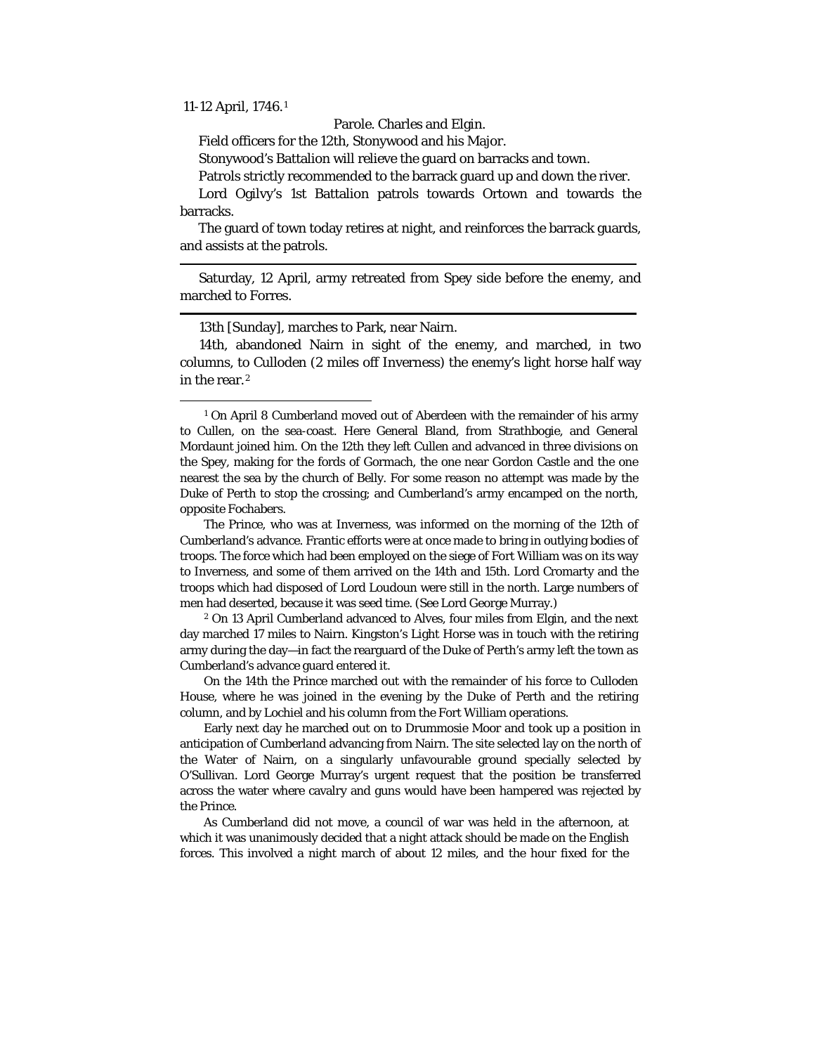11-12 April, 1746.[1]

Parole. Charles and Elgin.

Field officers for the 12th, Stonywood and his Major.

Stonywood's Battalion will relieve the guard on barracks and town.

Patrols strictly recommended to the barrack guard up and down the river.

Lord Ogilvy's 1st Battalion patrols towards Ortown and towards the barracks.

The guard of town today retires at night, and reinforces the barrack guards, and assists at the patrols.

---

Saturday, 12 April, army retreated from Spey side before the enemy, and marched to Forres.

---

13th [Sunday], marches to Park, near Nairn.

14th, abandoned Nairn in sight of the enemy, and marched, in two columns, to Culloden (2 miles off Inverness) the enemy's light horse half way in the rear.[2]

---

[1] On April 8 Cumberland moved out of Aberdeen with the remainder of his army to Cullen, on the sea-coast. Here General Bland, from Strathbogie, and General Mordaunt joined him. On the 12th they left Cullen and advanced in three divisions on the Spey, making for the fords of Gormach, the one near Gordon Castle and the one nearest the sea by the church of Belly. For some reason no attempt was made by the Duke of Perth to stop the crossing; and Cumberland's army encamped on the north, opposite Fochabers.

The Prince, who was at Inverness, was informed on the morning of the 12th of Cumberland's advance. Frantic efforts were at once made to bring in outlying bodies of troops. The force which had been employed on the siege of Fort William was on its way to Inverness, and some of them arrived on the 14th and 15th. Lord Cromarty and the troops which had disposed of Lord Loudoun were still in the north. Large numbers of men had deserted, because it was seed time. (See Lord George Murray.)

[2] On 13 April Cumberland advanced to Alves, four miles from Elgin, and the next day marched 17 miles to Nairn. Kingston's Light Horse was in touch with the retiring army during the day—in fact the rearguard of the Duke of Perth's army left the town as Cumberland's advance guard entered it.

On the 14th the Prince marched out with the remainder of his force to Culloden House, where he was joined in the evening by the Duke of Perth and the retiring column, and by Lochiel and his column from the Fort William operations.

Early next day he marched out on to Drummosie Moor and took up a position in anticipation of Cumberland advancing from Nairn. The site selected lay on the north of the Water of Nairn, on a singularly unfavourable ground specially selected by O'Sullivan. Lord George Murray's urgent request that the position be transferred across the water where cavalry and guns would have been hampered was rejected by the Prince.

As Cumberland did not move, a council of war was held in the afternoon, at which it was unanimously decided that a night attack should be made on the English forces. This involved a night march of about 12 miles, and the hour fixed for the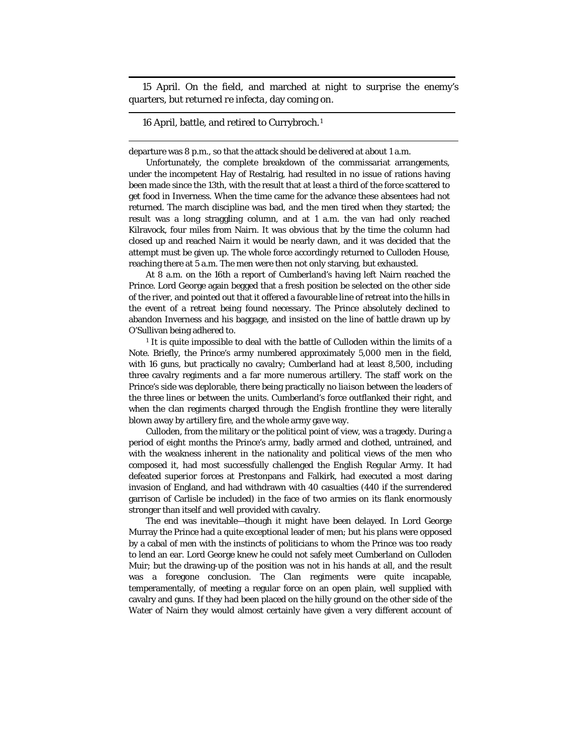15 April. On the field, and marched at night to surprise the enemy's quarters, but returned *re infecta*, day coming on.

---

16 April, battle, and retired to Currybroch.[1]

---

departure was 8 p.m., so that the attack should be delivered at about 1 a.m.

Unfortunately, the complete breakdown of the commissariat arrangements, under the incompetent Hay of Restalrig, had resulted in no issue of rations having been made since the 13th, with the result that at least a third of the force scattered to get food in Inverness. When the time came for the advance these absentees had not returned. The march discipline was bad, and the men tired when they started; the result was a long straggling column, and at 1 a.m. the van had only reached Kilravock, four miles from Nairn. It was obvious that by the time the column had closed up and reached Nairn it would be nearly dawn, and it was decided that the attempt must be given up. The whole force accordingly returned to Culloden House, reaching there at 5 a.m. The men were then not only starving, but exhausted.

At 8 a.m. on the 16th a report of Cumberland's having left Nairn reached the Prince. Lord George again begged that a fresh position be selected on the other side of the river, and pointed out that it offered a favourable line of retreat into the hills in the event of a retreat being found necessary. The Prince absolutely declined to abandon Inverness and his baggage, and insisted on the line of battle drawn up by O'Sullivan being adhered to.

[1] It is quite impossible to deal with the battle of Culloden within the limits of a Note. Briefly, the Prince's army numbered approximately 5,000 men in the field, with 16 guns, but practically no cavalry; Cumberland had at least 8,500, including three cavalry regiments and a far more numerous artillery. The staff work on the Prince's side was deplorable, there being practically no *liaison* between the leaders of the three lines or between the units. Cumberland's force outflanked their right, and when the clan regiments charged through the English frontline they were literally blown away by artillery fire, and the whole army gave way.

Culloden, from the military or the political point of view, was a tragedy. During a period of eight months the Prince's army, badly armed and clothed, untrained, and with the weakness inherent in the nationality and political views of the men who composed it, had most successfully challenged the English Regular Army. It had defeated superior forces at Prestonpans and Falkirk, had executed a most daring invasion of England, and had withdrawn with 40 casualties (440 if the surrendered garrison of Carlisle be included) in the face of two armies on its flank enormously stronger than itself and well provided with cavalry.

The end was inevitable—though it might have been delayed. In Lord George Murray the Prince had a quite exceptional leader of men; but his plans were opposed by a cabal of men with the instincts of politicians to whom the Prince was too ready to lend an ear. Lord George knew he could not safely meet Cumberland on Culloden Muir; but the drawing-up of the position was not in his hands at all, and the result was a foregone conclusion. The Clan regiments were quite incapable, temperamentally, of meeting a regular force on an open plain, well supplied with cavalry and guns. If they had been placed on the hilly ground on the other side of the Water of Nairn they would almost certainly have given a very different account of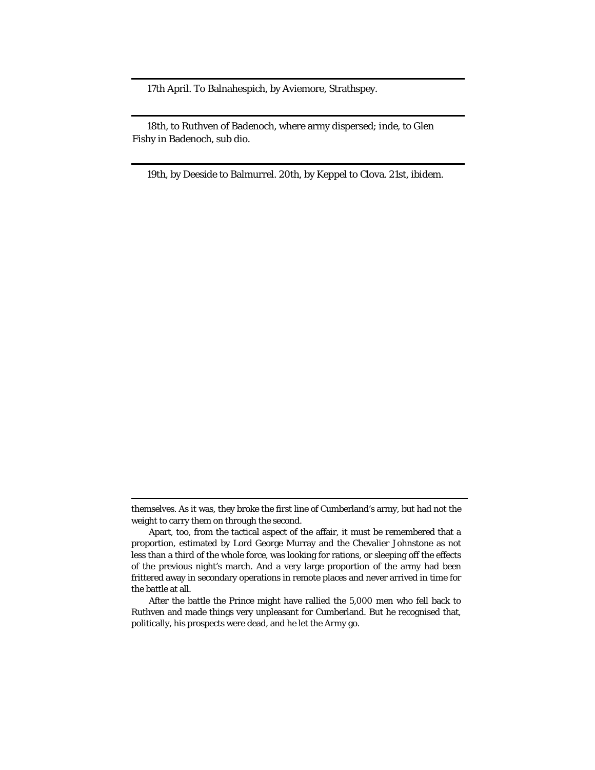17th April. To Balnahespich, by Aviemore, Strathspey.

---

18th, to Ruthven of Badenoch, where army dispersed; inde, to Glen Fishy in Badenoch, sub dio.

---

19th, by Deeside to Balmurrel. 20th, by Keppel to Clova. 21st, ibidem.

---

themselves. As it was, they broke the first line of Cumberland's army, but had not the weight to carry them on through the second.

Apart, too, from the tactical aspect of the affair, it must be remembered that a proportion, estimated by Lord George Murray and the Chevalier Johnstone as not less than a third of the whole force, was looking for rations, or sleeping off the effects of the previous night's march. And a very large proportion of the army had been frittered away in secondary operations in remote places and never arrived in time for the battle at all.

After the battle the Prince might have rallied the 5,000 men who fell back to Ruthven and made things very unpleasant for Cumberland. But he recognised that, politically, his prospects were dead, and he let the Army go.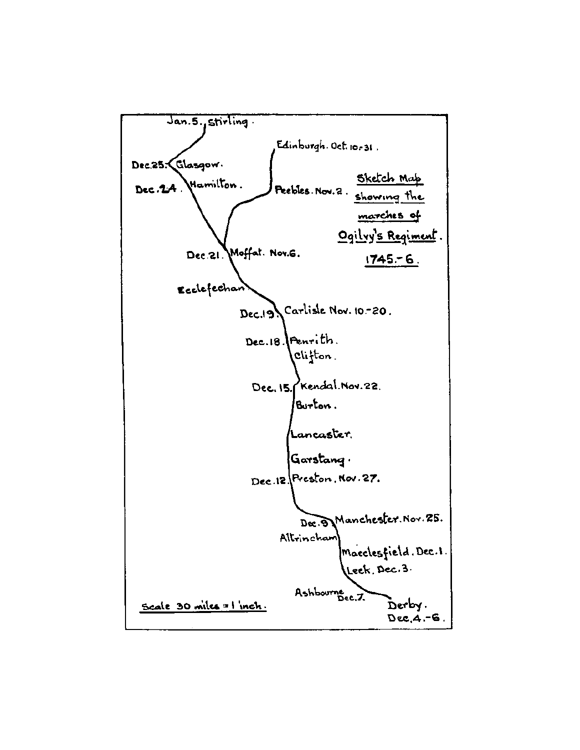**Sketch Map showing the marches of Ogilvy's Regiment. 1745.-6.**

Jan. 5. Stirling.

Edinburgh. Oct. 10-31.

Dec. 25. Glasgow.

Dec. 24. Hamilton.

Peebles. Nov. 2.

Dec. 21. Moffat. Nov. 6.

Ecclefechan

Dec. 19. Carlisle Nov. 10-20.

Dec. 18. Penrith.

Clifton.

Dec. 15. Kendal. Nov. 22.

Burton.

Lancaster.

Garstang.

Dec. 12. Preston. Nov. 27.

Dec. 9. Manchester. Nov. 25.

Altrincham

Macclesfield. Dec. 1.

Leek. Dec. 3.

Ashbourne Dec. 7.

Derby. Dec. 4.-6.

Scale 30 miles = 1 inch.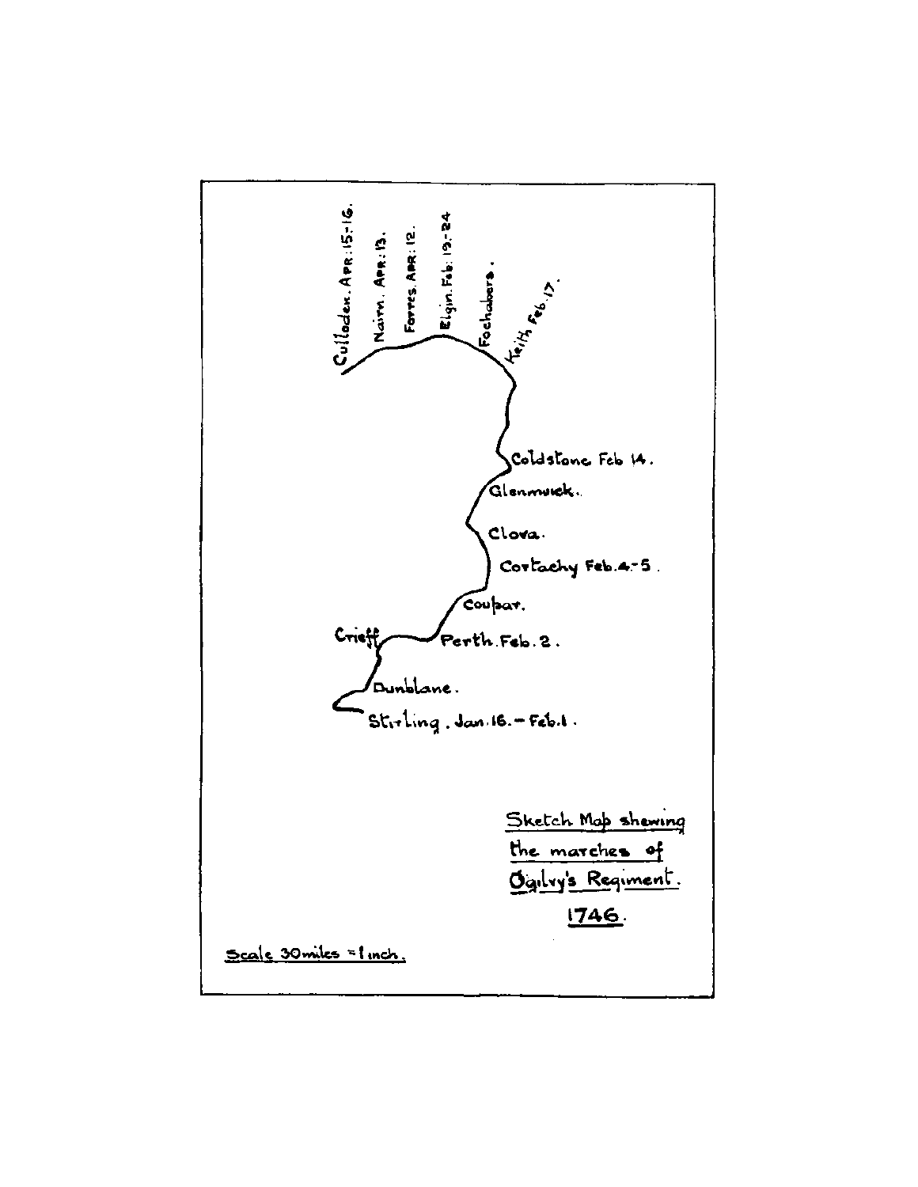Culloden. Apr. 15-16.

Nairn. Apr. 13.

Forres. Apr. 12.

Elgin. Feb. 19-24

Fochabers.

Keith Feb. 17.

Coldstone Feb 14.

Glenmuick.

Clova.

Cortachy Feb. 4-5.

Coupar.

Crieff

Perth. Feb. 2.

Dunblane.

Stirling. Jan. 16. – Feb. 1.

Sketch Map shewing the marches of Ogilvy's Regiment. 1746.

Scale 30 miles = 1 inch.